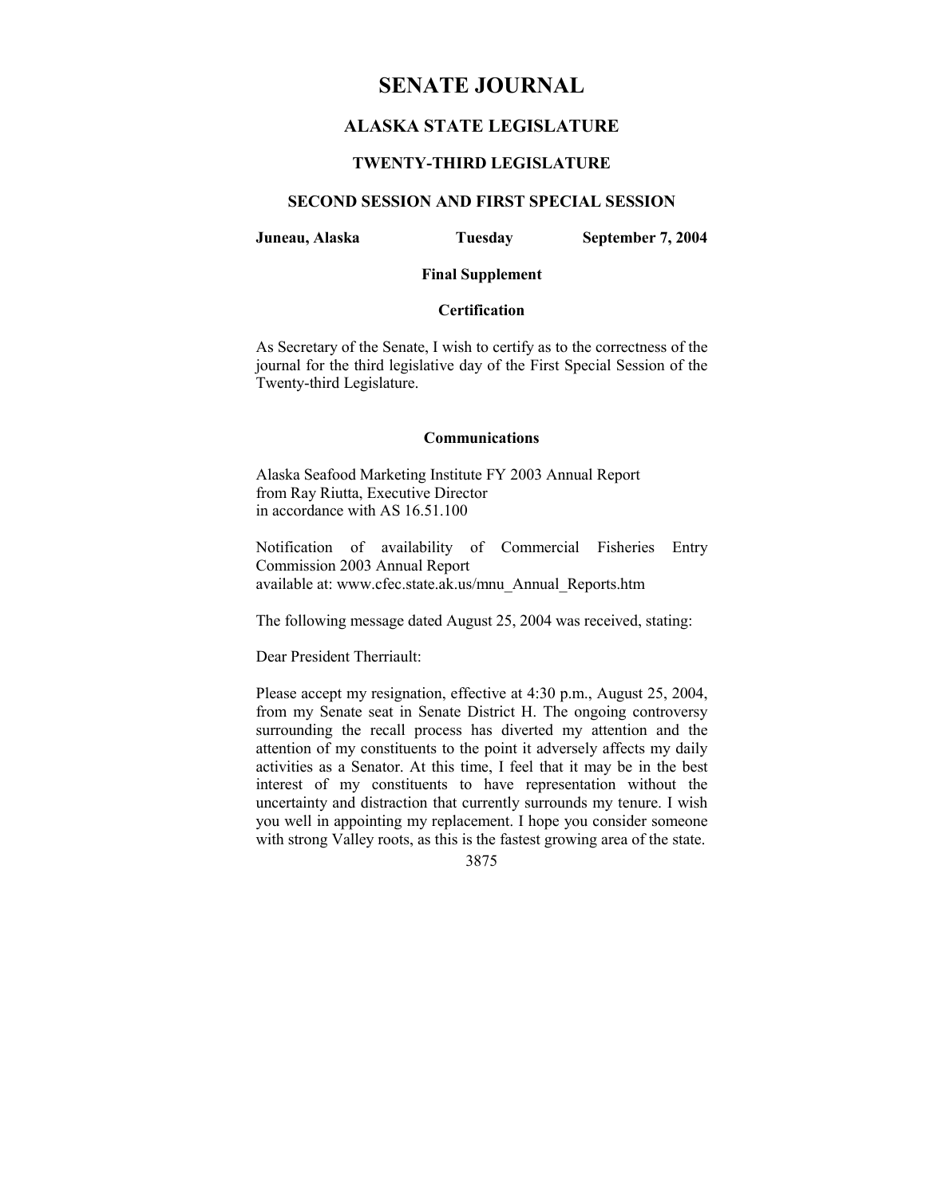# SENATE JOURNAL

## ALASKA STATE LEGISLATURE

### TWENTY-THIRD LEGISLATURE

### SECOND SESSION AND FIRST SPECIAL SESSION

**Juneau, Alaska** **Tuesday** **September 7, 2004**

**Final Supplement**

**Certification**

As Secretary of the Senate, I wish to certify as to the correctness of the journal for the third legislative day of the First Special Session of the Twenty-third Legislature.

**Communications**

Alaska Seafood Marketing Institute FY 2003 Annual Report
from Ray Riutta, Executive Director
in accordance with AS 16.51.100

Notification of availability of Commercial Fisheries Entry Commission 2003 Annual Report
available at: www.cfec.state.ak.us/mnu_Annual_Reports.htm

The following message dated August 25, 2004 was received, stating:

Dear President Therriault:

Please accept my resignation, effective at 4:30 p.m., August 25, 2004, from my Senate seat in Senate District H. The ongoing controversy surrounding the recall process has diverted my attention and the attention of my constituents to the point it adversely affects my daily activities as a Senator. At this time, I feel that it may be in the best interest of my constituents to have representation without the uncertainty and distraction that currently surrounds my tenure. I wish you well in appointing my replacement. I hope you consider someone with strong Valley roots, as this is the fastest growing area of the state.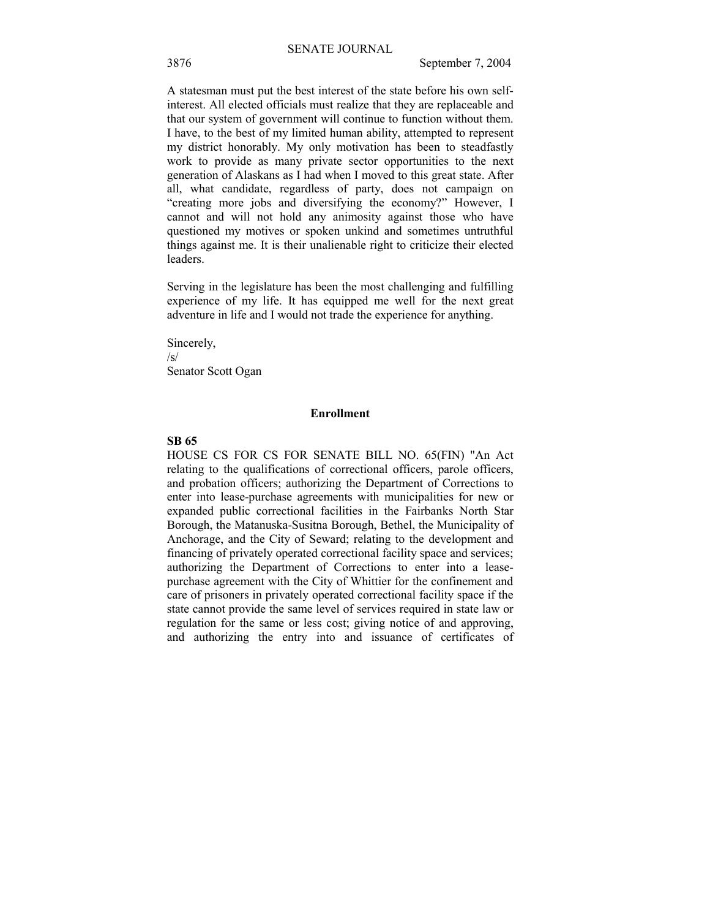A statesman must put the best interest of the state before his own self-interest. All elected officials must realize that they are replaceable and that our system of government will continue to function without them. I have, to the best of my limited human ability, attempted to represent my district honorably. My only motivation has been to steadfastly work to provide as many private sector opportunities to the next generation of Alaskans as I had when I moved to this great state. After all, what candidate, regardless of party, does not campaign on "creating more jobs and diversifying the economy?" However, I cannot and will not hold any animosity against those who have questioned my motives or spoken unkind and sometimes untruthful things against me. It is their unalienable right to criticize their elected leaders.

Serving in the legislature has been the most challenging and fulfilling experience of my life. It has equipped me well for the next great adventure in life and I would not trade the experience for anything.

Sincerely,
/s/
Senator Scott Ogan

## Enrollment

**SB 65**

HOUSE CS FOR CS FOR SENATE BILL NO. 65(FIN) "An Act relating to the qualifications of correctional officers, parole officers, and probation officers; authorizing the Department of Corrections to enter into lease-purchase agreements with municipalities for new or expanded public correctional facilities in the Fairbanks North Star Borough, the Matanuska-Susitna Borough, Bethel, the Municipality of Anchorage, and the City of Seward; relating to the development and financing of privately operated correctional facility space and services; authorizing the Department of Corrections to enter into a lease-purchase agreement with the City of Whittier for the confinement and care of prisoners in privately operated correctional facility space if the state cannot provide the same level of services required in state law or regulation for the same or less cost; giving notice of and approving, and authorizing the entry into and issuance of certificates of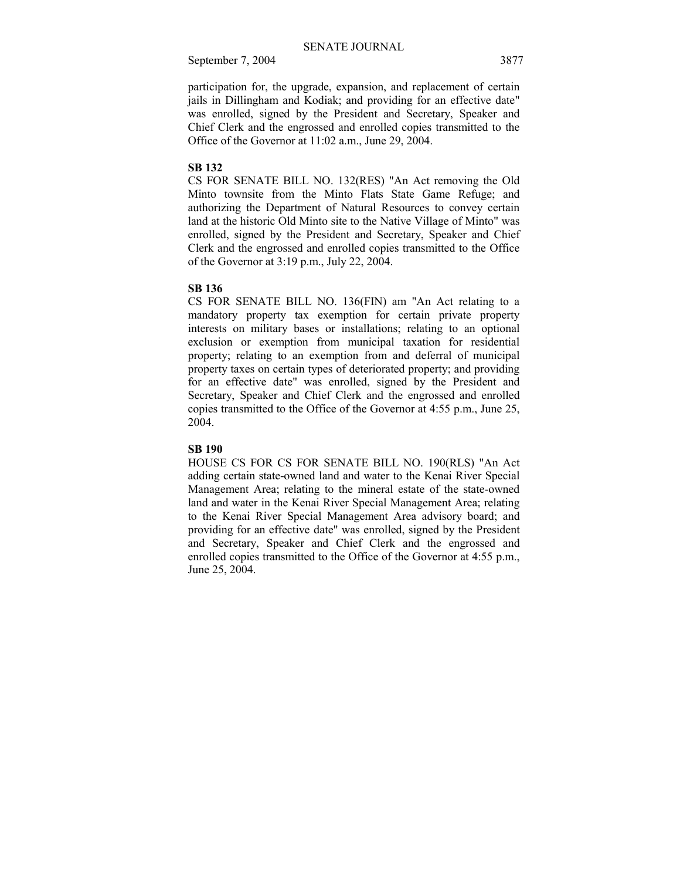participation for, the upgrade, expansion, and replacement of certain jails in Dillingham and Kodiak; and providing for an effective date" was enrolled, signed by the President and Secretary, Speaker and Chief Clerk and the engrossed and enrolled copies transmitted to the Office of the Governor at 11:02 a.m., June 29, 2004.

**SB 132**

CS FOR SENATE BILL NO. 132(RES) "An Act removing the Old Minto townsite from the Minto Flats State Game Refuge; and authorizing the Department of Natural Resources to convey certain land at the historic Old Minto site to the Native Village of Minto" was enrolled, signed by the President and Secretary, Speaker and Chief Clerk and the engrossed and enrolled copies transmitted to the Office of the Governor at 3:19 p.m., July 22, 2004.

**SB 136**

CS FOR SENATE BILL NO. 136(FIN) am "An Act relating to a mandatory property tax exemption for certain private property interests on military bases or installations; relating to an optional exclusion or exemption from municipal taxation for residential property; relating to an exemption from and deferral of municipal property taxes on certain types of deteriorated property; and providing for an effective date" was enrolled, signed by the President and Secretary, Speaker and Chief Clerk and the engrossed and enrolled copies transmitted to the Office of the Governor at 4:55 p.m., June 25, 2004.

**SB 190**

HOUSE CS FOR CS FOR SENATE BILL NO. 190(RLS) "An Act adding certain state-owned land and water to the Kenai River Special Management Area; relating to the mineral estate of the state-owned land and water in the Kenai River Special Management Area; relating to the Kenai River Special Management Area advisory board; and providing for an effective date" was enrolled, signed by the President and Secretary, Speaker and Chief Clerk and the engrossed and enrolled copies transmitted to the Office of the Governor at 4:55 p.m., June 25, 2004.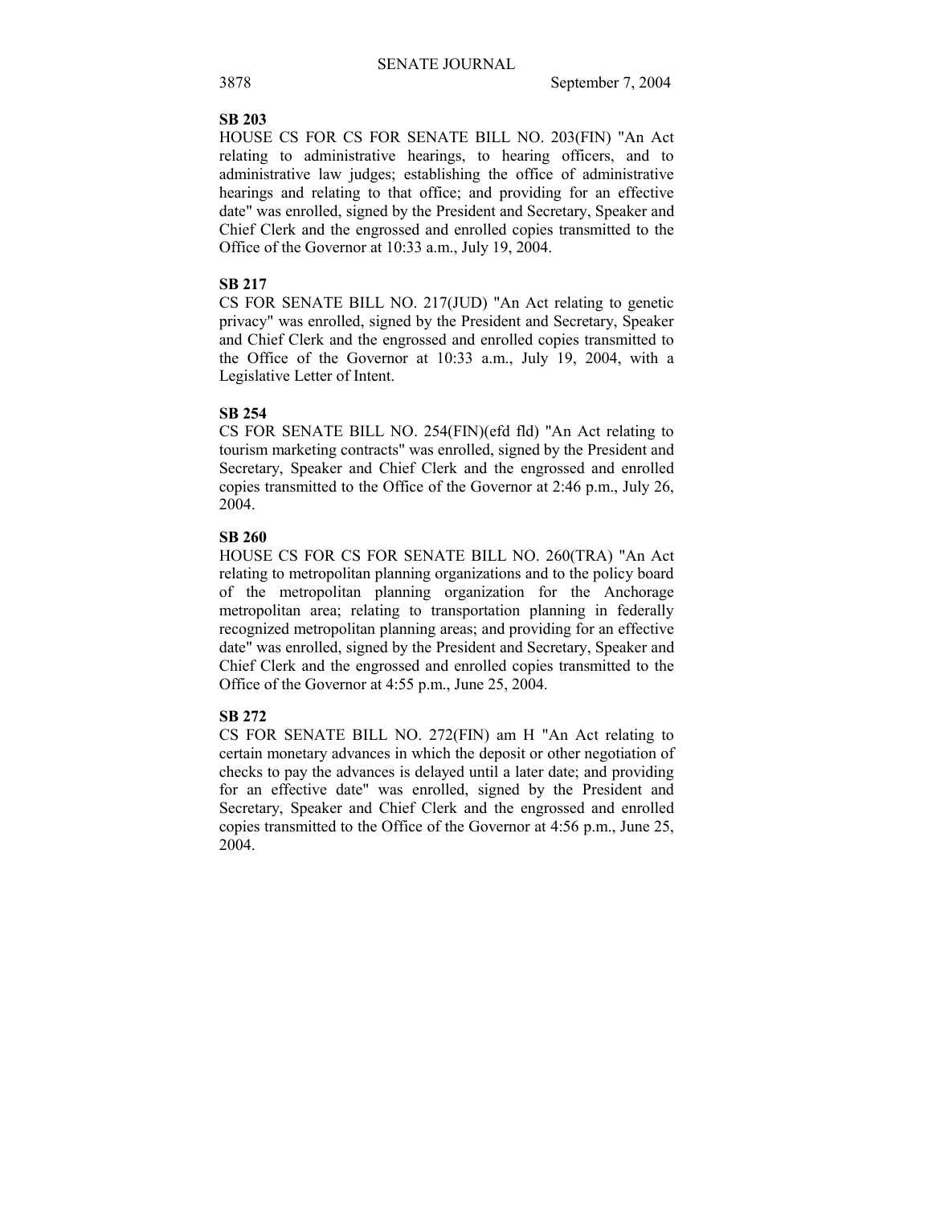**SB 203**

HOUSE CS FOR CS FOR SENATE BILL NO. 203(FIN) "An Act relating to administrative hearings, to hearing officers, and to administrative law judges; establishing the office of administrative hearings and relating to that office; and providing for an effective date" was enrolled, signed by the President and Secretary, Speaker and Chief Clerk and the engrossed and enrolled copies transmitted to the Office of the Governor at 10:33 a.m., July 19, 2004.

**SB 217**

CS FOR SENATE BILL NO. 217(JUD) "An Act relating to genetic privacy" was enrolled, signed by the President and Secretary, Speaker and Chief Clerk and the engrossed and enrolled copies transmitted to the Office of the Governor at 10:33 a.m., July 19, 2004, with a Legislative Letter of Intent.

**SB 254**

CS FOR SENATE BILL NO. 254(FIN)(efd fld) "An Act relating to tourism marketing contracts" was enrolled, signed by the President and Secretary, Speaker and Chief Clerk and the engrossed and enrolled copies transmitted to the Office of the Governor at 2:46 p.m., July 26, 2004.

**SB 260**

HOUSE CS FOR CS FOR SENATE BILL NO. 260(TRA) "An Act relating to metropolitan planning organizations and to the policy board of the metropolitan planning organization for the Anchorage metropolitan area; relating to transportation planning in federally recognized metropolitan planning areas; and providing for an effective date" was enrolled, signed by the President and Secretary, Speaker and Chief Clerk and the engrossed and enrolled copies transmitted to the Office of the Governor at 4:55 p.m., June 25, 2004.

**SB 272**

CS FOR SENATE BILL NO. 272(FIN) am H "An Act relating to certain monetary advances in which the deposit or other negotiation of checks to pay the advances is delayed until a later date; and providing for an effective date" was enrolled, signed by the President and Secretary, Speaker and Chief Clerk and the engrossed and enrolled copies transmitted to the Office of the Governor at 4:56 p.m., June 25, 2004.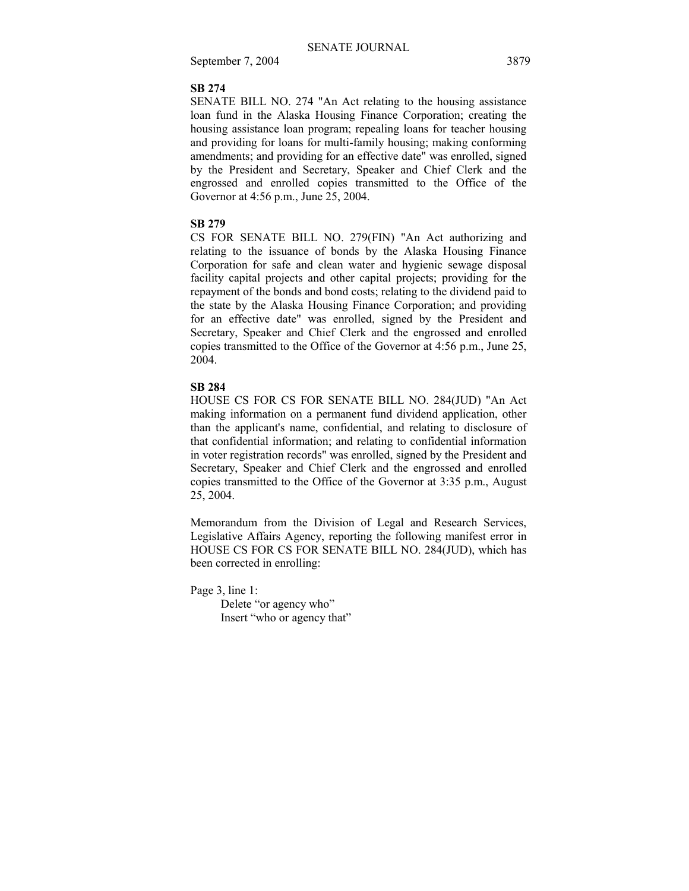**SB 274**

SENATE BILL NO. 274 "An Act relating to the housing assistance loan fund in the Alaska Housing Finance Corporation; creating the housing assistance loan program; repealing loans for teacher housing and providing for loans for multi-family housing; making conforming amendments; and providing for an effective date" was enrolled, signed by the President and Secretary, Speaker and Chief Clerk and the engrossed and enrolled copies transmitted to the Office of the Governor at 4:56 p.m., June 25, 2004.

**SB 279**

CS FOR SENATE BILL NO. 279(FIN) "An Act authorizing and relating to the issuance of bonds by the Alaska Housing Finance Corporation for safe and clean water and hygienic sewage disposal facility capital projects and other capital projects; providing for the repayment of the bonds and bond costs; relating to the dividend paid to the state by the Alaska Housing Finance Corporation; and providing for an effective date" was enrolled, signed by the President and Secretary, Speaker and Chief Clerk and the engrossed and enrolled copies transmitted to the Office of the Governor at 4:56 p.m., June 25, 2004.

**SB 284**

HOUSE CS FOR CS FOR SENATE BILL NO. 284(JUD) "An Act making information on a permanent fund dividend application, other than the applicant's name, confidential, and relating to disclosure of that confidential information; and relating to confidential information in voter registration records" was enrolled, signed by the President and Secretary, Speaker and Chief Clerk and the engrossed and enrolled copies transmitted to the Office of the Governor at 3:35 p.m., August 25, 2004.

Memorandum from the Division of Legal and Research Services, Legislative Affairs Agency, reporting the following manifest error in HOUSE CS FOR CS FOR SENATE BILL NO. 284(JUD), which has been corrected in enrolling:

Page 3, line 1:
Delete "or agency who"
Insert "who or agency that"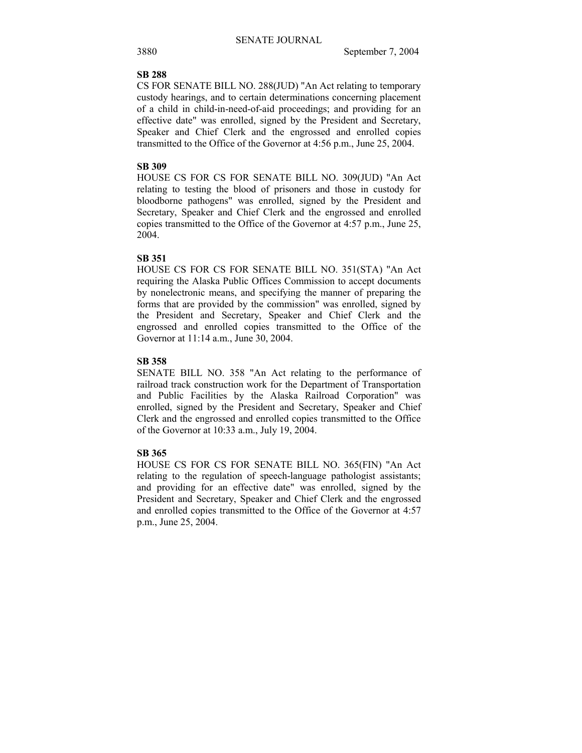**SB 288**

CS FOR SENATE BILL NO. 288(JUD) "An Act relating to temporary custody hearings, and to certain determinations concerning placement of a child in child-in-need-of-aid proceedings; and providing for an effective date" was enrolled, signed by the President and Secretary, Speaker and Chief Clerk and the engrossed and enrolled copies transmitted to the Office of the Governor at 4:56 p.m., June 25, 2004.

**SB 309**

HOUSE CS FOR CS FOR SENATE BILL NO. 309(JUD) "An Act relating to testing the blood of prisoners and those in custody for bloodborne pathogens" was enrolled, signed by the President and Secretary, Speaker and Chief Clerk and the engrossed and enrolled copies transmitted to the Office of the Governor at 4:57 p.m., June 25, 2004.

**SB 351**

HOUSE CS FOR CS FOR SENATE BILL NO. 351(STA) "An Act requiring the Alaska Public Offices Commission to accept documents by nonelectronic means, and specifying the manner of preparing the forms that are provided by the commission" was enrolled, signed by the President and Secretary, Speaker and Chief Clerk and the engrossed and enrolled copies transmitted to the Office of the Governor at 11:14 a.m., June 30, 2004.

**SB 358**

SENATE BILL NO. 358 "An Act relating to the performance of railroad track construction work for the Department of Transportation and Public Facilities by the Alaska Railroad Corporation" was enrolled, signed by the President and Secretary, Speaker and Chief Clerk and the engrossed and enrolled copies transmitted to the Office of the Governor at 10:33 a.m., July 19, 2004.

**SB 365**

HOUSE CS FOR CS FOR SENATE BILL NO. 365(FIN) "An Act relating to the regulation of speech-language pathologist assistants; and providing for an effective date" was enrolled, signed by the President and Secretary, Speaker and Chief Clerk and the engrossed and enrolled copies transmitted to the Office of the Governor at 4:57 p.m., June 25, 2004.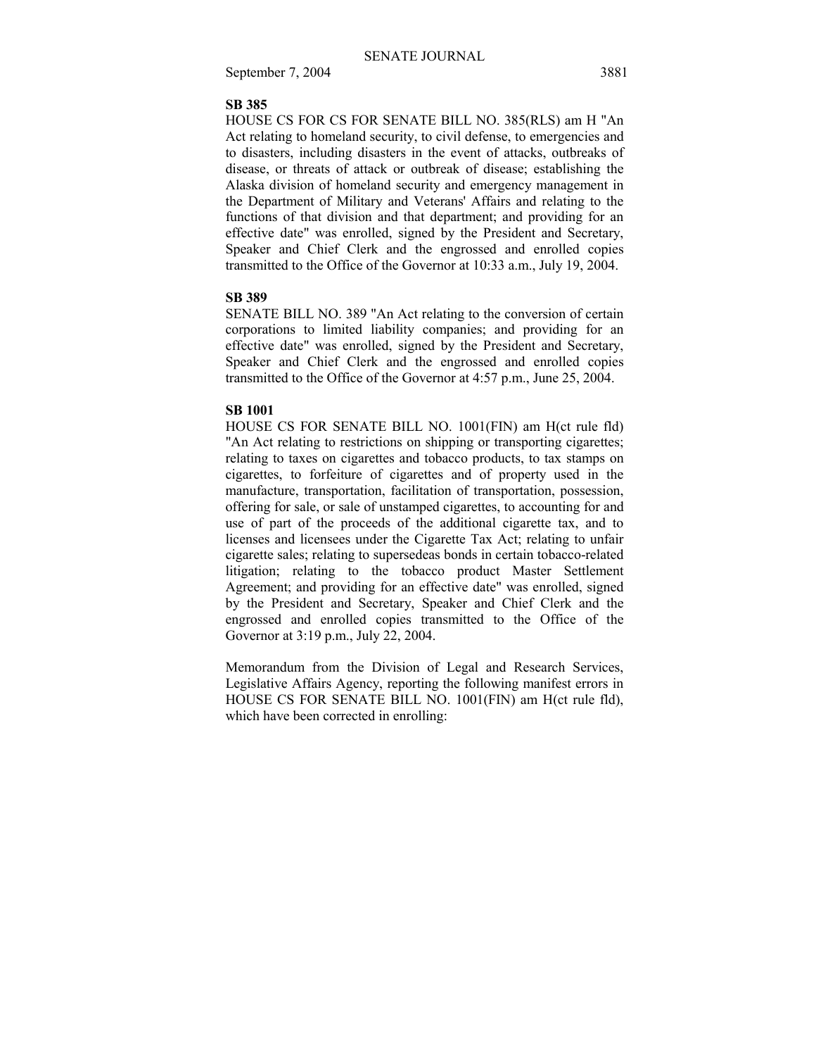**SB 385**

HOUSE CS FOR CS FOR SENATE BILL NO. 385(RLS) am H "An Act relating to homeland security, to civil defense, to emergencies and to disasters, including disasters in the event of attacks, outbreaks of disease, or threats of attack or outbreak of disease; establishing the Alaska division of homeland security and emergency management in the Department of Military and Veterans' Affairs and relating to the functions of that division and that department; and providing for an effective date" was enrolled, signed by the President and Secretary, Speaker and Chief Clerk and the engrossed and enrolled copies transmitted to the Office of the Governor at 10:33 a.m., July 19, 2004.

**SB 389**

SENATE BILL NO. 389 "An Act relating to the conversion of certain corporations to limited liability companies; and providing for an effective date" was enrolled, signed by the President and Secretary, Speaker and Chief Clerk and the engrossed and enrolled copies transmitted to the Office of the Governor at 4:57 p.m., June 25, 2004.

**SB 1001**

HOUSE CS FOR SENATE BILL NO. 1001(FIN) am H(ct rule fld) "An Act relating to restrictions on shipping or transporting cigarettes; relating to taxes on cigarettes and tobacco products, to tax stamps on cigarettes, to forfeiture of cigarettes and of property used in the manufacture, transportation, facilitation of transportation, possession, offering for sale, or sale of unstamped cigarettes, to accounting for and use of part of the proceeds of the additional cigarette tax, and to licenses and licensees under the Cigarette Tax Act; relating to unfair cigarette sales; relating to supersedeas bonds in certain tobacco-related litigation; relating to the tobacco product Master Settlement Agreement; and providing for an effective date" was enrolled, signed by the President and Secretary, Speaker and Chief Clerk and the engrossed and enrolled copies transmitted to the Office of the Governor at 3:19 p.m., July 22, 2004.

Memorandum from the Division of Legal and Research Services, Legislative Affairs Agency, reporting the following manifest errors in HOUSE CS FOR SENATE BILL NO. 1001(FIN) am H(ct rule fld), which have been corrected in enrolling: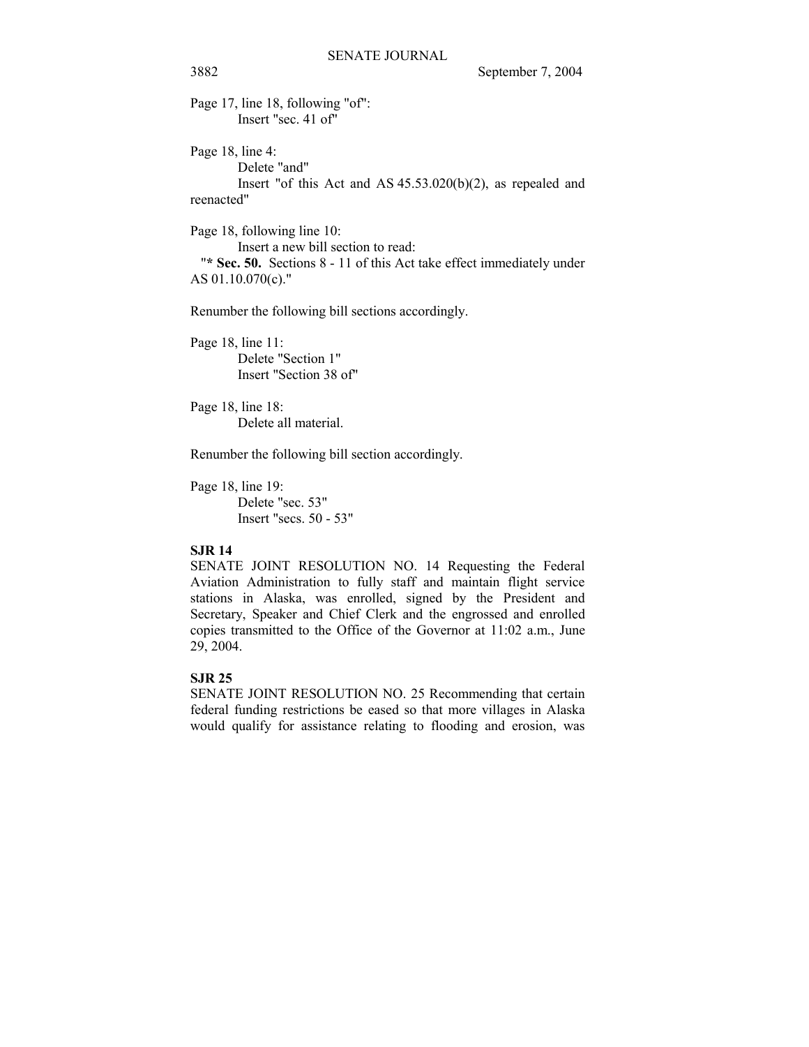Page 17, line 18, following "of":
Insert "sec. 41 of"

Page 18, line 4:
Delete "and"
Insert "of this Act and AS 45.53.020(b)(2), as repealed and reenacted"

Page 18, following line 10:
Insert a new bill section to read:
"* **Sec. 50.** Sections 8 - 11 of this Act take effect immediately under AS 01.10.070(c)."

Renumber the following bill sections accordingly.

Page 18, line 11:
Delete "Section 1"
Insert "Section 38 of"

Page 18, line 18:
Delete all material.

Renumber the following bill section accordingly.

Page 18, line 19:
Delete "sec. 53"
Insert "secs. 50 - 53"

**SJR 14**

SENATE JOINT RESOLUTION NO. 14 Requesting the Federal Aviation Administration to fully staff and maintain flight service stations in Alaska, was enrolled, signed by the President and Secretary, Speaker and Chief Clerk and the engrossed and enrolled copies transmitted to the Office of the Governor at 11:02 a.m., June 29, 2004.

**SJR 25**

SENATE JOINT RESOLUTION NO. 25 Recommending that certain federal funding restrictions be eased so that more villages in Alaska would qualify for assistance relating to flooding and erosion, was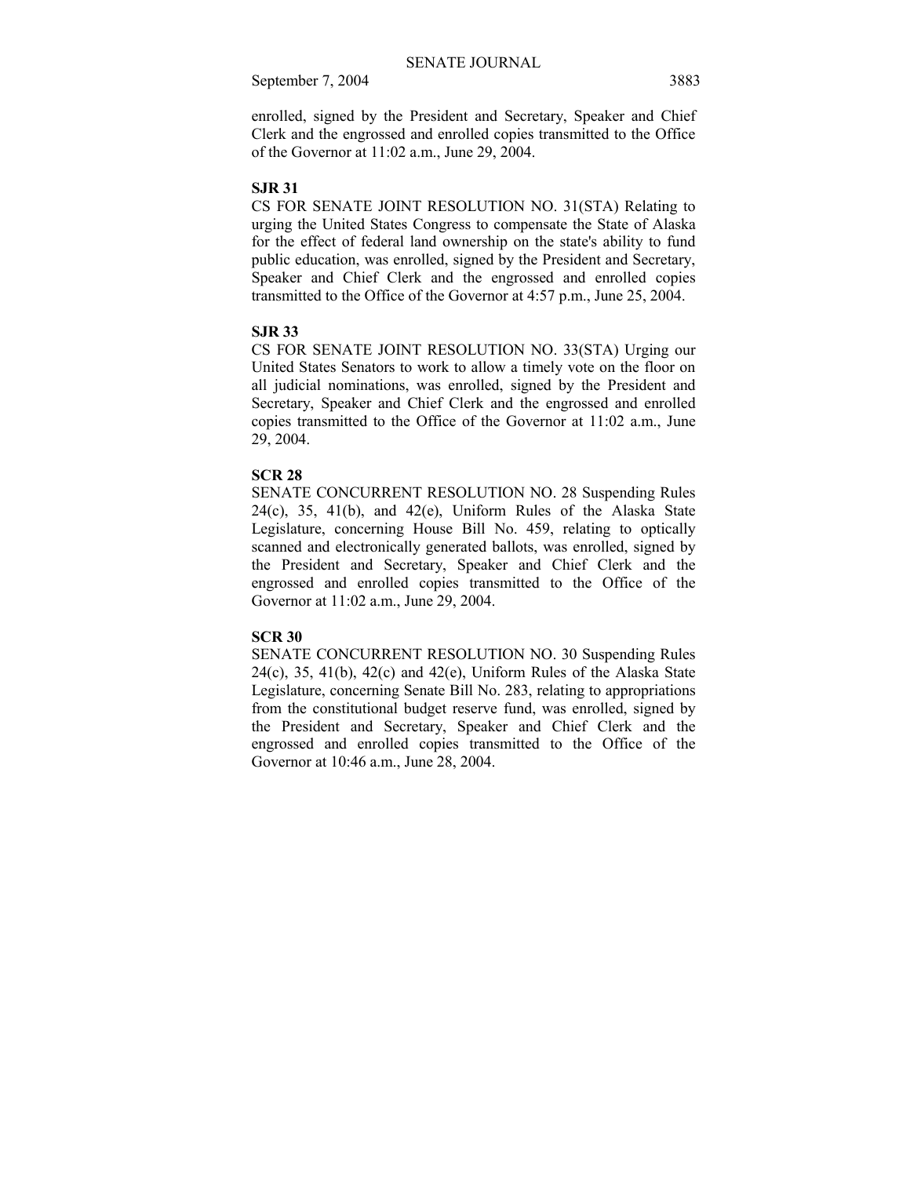enrolled, signed by the President and Secretary, Speaker and Chief Clerk and the engrossed and enrolled copies transmitted to the Office of the Governor at 11:02 a.m., June 29, 2004.

**SJR 31**

CS FOR SENATE JOINT RESOLUTION NO. 31(STA) Relating to urging the United States Congress to compensate the State of Alaska for the effect of federal land ownership on the state's ability to fund public education, was enrolled, signed by the President and Secretary, Speaker and Chief Clerk and the engrossed and enrolled copies transmitted to the Office of the Governor at 4:57 p.m., June 25, 2004.

**SJR 33**

CS FOR SENATE JOINT RESOLUTION NO. 33(STA) Urging our United States Senators to work to allow a timely vote on the floor on all judicial nominations, was enrolled, signed by the President and Secretary, Speaker and Chief Clerk and the engrossed and enrolled copies transmitted to the Office of the Governor at 11:02 a.m., June 29, 2004.

**SCR 28**

SENATE CONCURRENT RESOLUTION NO. 28 Suspending Rules 24(c), 35, 41(b), and 42(e), Uniform Rules of the Alaska State Legislature, concerning House Bill No. 459, relating to optically scanned and electronically generated ballots, was enrolled, signed by the President and Secretary, Speaker and Chief Clerk and the engrossed and enrolled copies transmitted to the Office of the Governor at 11:02 a.m., June 29, 2004.

**SCR 30**

SENATE CONCURRENT RESOLUTION NO. 30 Suspending Rules 24(c), 35, 41(b), 42(c) and 42(e), Uniform Rules of the Alaska State Legislature, concerning Senate Bill No. 283, relating to appropriations from the constitutional budget reserve fund, was enrolled, signed by the President and Secretary, Speaker and Chief Clerk and the engrossed and enrolled copies transmitted to the Office of the Governor at 10:46 a.m., June 28, 2004.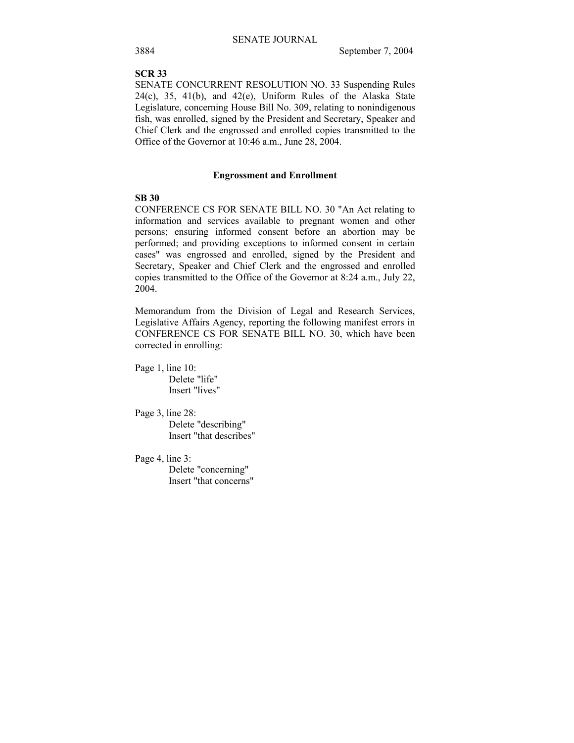**SCR 33**

SENATE CONCURRENT RESOLUTION NO. 33 Suspending Rules 24(c), 35, 41(b), and 42(e), Uniform Rules of the Alaska State Legislature, concerning House Bill No. 309, relating to nonindigenous fish, was enrolled, signed by the President and Secretary, Speaker and Chief Clerk and the engrossed and enrolled copies transmitted to the Office of the Governor at 10:46 a.m., June 28, 2004.

## Engrossment and Enrollment

**SB 30**

CONFERENCE CS FOR SENATE BILL NO. 30 "An Act relating to information and services available to pregnant women and other persons; ensuring informed consent before an abortion may be performed; and providing exceptions to informed consent in certain cases" was engrossed and enrolled, signed by the President and Secretary, Speaker and Chief Clerk and the engrossed and enrolled copies transmitted to the Office of the Governor at 8:24 a.m., July 22, 2004.

Memorandum from the Division of Legal and Research Services, Legislative Affairs Agency, reporting the following manifest errors in CONFERENCE CS FOR SENATE BILL NO. 30, which have been corrected in enrolling:

Page 1, line 10:
  Delete "life"
  Insert "lives"

Page 3, line 28:
  Delete "describing"
  Insert "that describes"

Page 4, line 3:
  Delete "concerning"
  Insert "that concerns"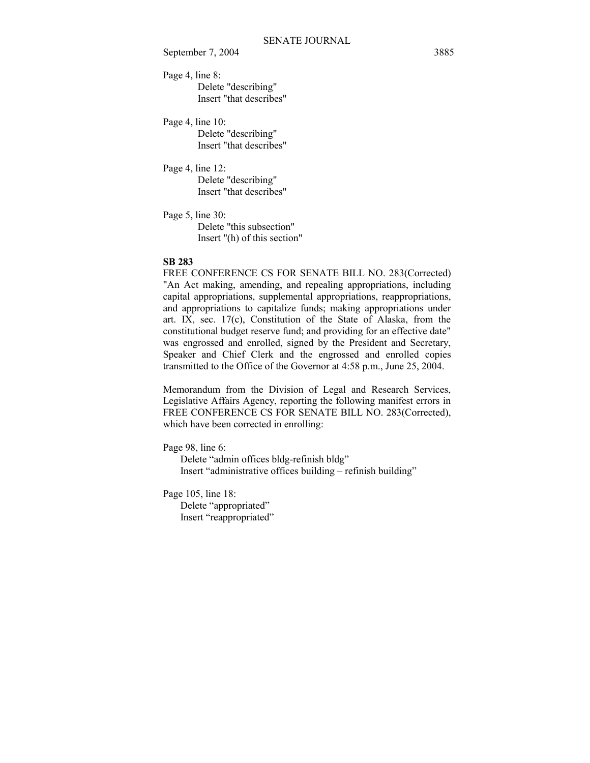Page 4, line 8:
Delete "describing"
Insert "that describes"

Page 4, line 10:
Delete "describing"
Insert "that describes"

Page 4, line 12:
Delete "describing"
Insert "that describes"

Page 5, line 30:
Delete "this subsection"
Insert "(h) of this section"

**SB 283**

FREE CONFERENCE CS FOR SENATE BILL NO. 283(Corrected) "An Act making, amending, and repealing appropriations, including capital appropriations, supplemental appropriations, reappropriations, and appropriations to capitalize funds; making appropriations under art. IX, sec. 17(c), Constitution of the State of Alaska, from the constitutional budget reserve fund; and providing for an effective date" was engrossed and enrolled, signed by the President and Secretary, Speaker and Chief Clerk and the engrossed and enrolled copies transmitted to the Office of the Governor at 4:58 p.m., June 25, 2004.

Memorandum from the Division of Legal and Research Services, Legislative Affairs Agency, reporting the following manifest errors in FREE CONFERENCE CS FOR SENATE BILL NO. 283(Corrected), which have been corrected in enrolling:

Page 98, line 6:
Delete "admin offices bldg-refinish bldg"
Insert "administrative offices building – refinish building"

Page 105, line 18:
Delete "appropriated"
Insert "reappropriated"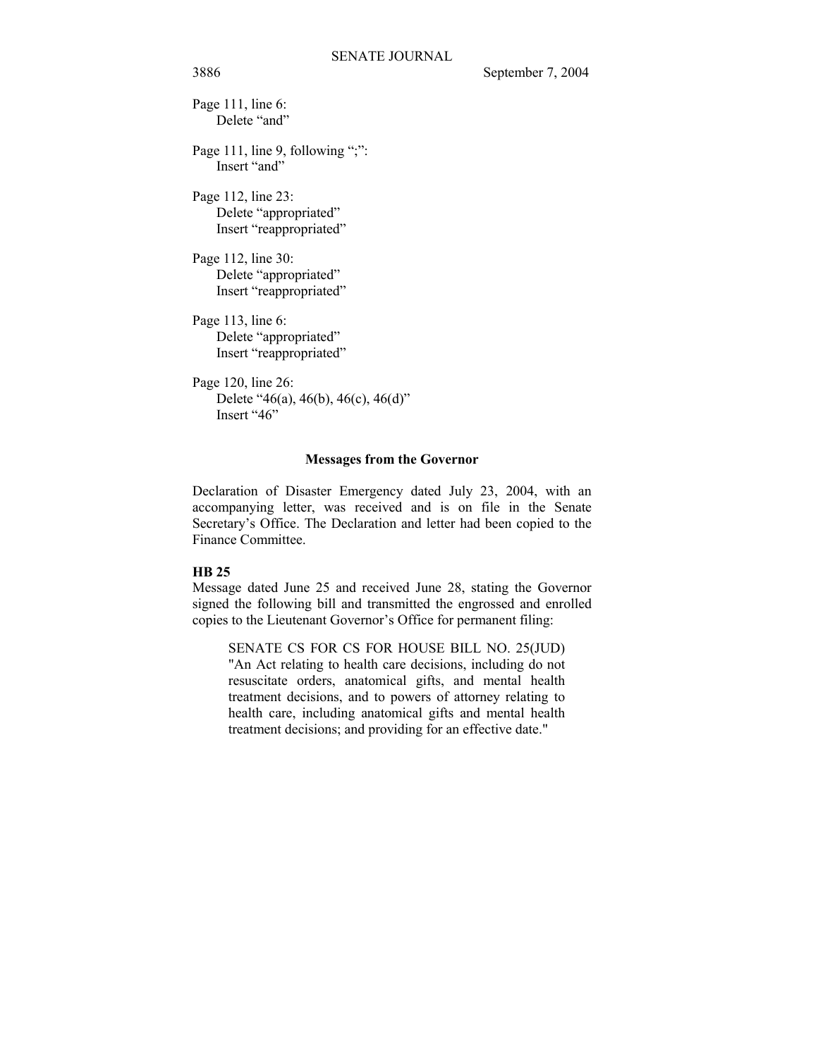Page 111, line 6:
    Delete "and"

Page 111, line 9, following ";":
    Insert "and"

Page 112, line 23:
    Delete "appropriated"
    Insert "reappropriated"

Page 112, line 30:
    Delete "appropriated"
    Insert "reappropriated"

Page 113, line 6:
    Delete "appropriated"
    Insert "reappropriated"

Page 120, line 26:
    Delete "46(a), 46(b), 46(c), 46(d)"
    Insert "46"

## Messages from the Governor

Declaration of Disaster Emergency dated July 23, 2004, with an accompanying letter, was received and is on file in the Senate Secretary's Office. The Declaration and letter had been copied to the Finance Committee.

**HB 25**

Message dated June 25 and received June 28, stating the Governor signed the following bill and transmitted the engrossed and enrolled copies to the Lieutenant Governor's Office for permanent filing:

> SENATE CS FOR CS FOR HOUSE BILL NO. 25(JUD) "An Act relating to health care decisions, including do not resuscitate orders, anatomical gifts, and mental health treatment decisions, and to powers of attorney relating to health care, including anatomical gifts and mental health treatment decisions; and providing for an effective date."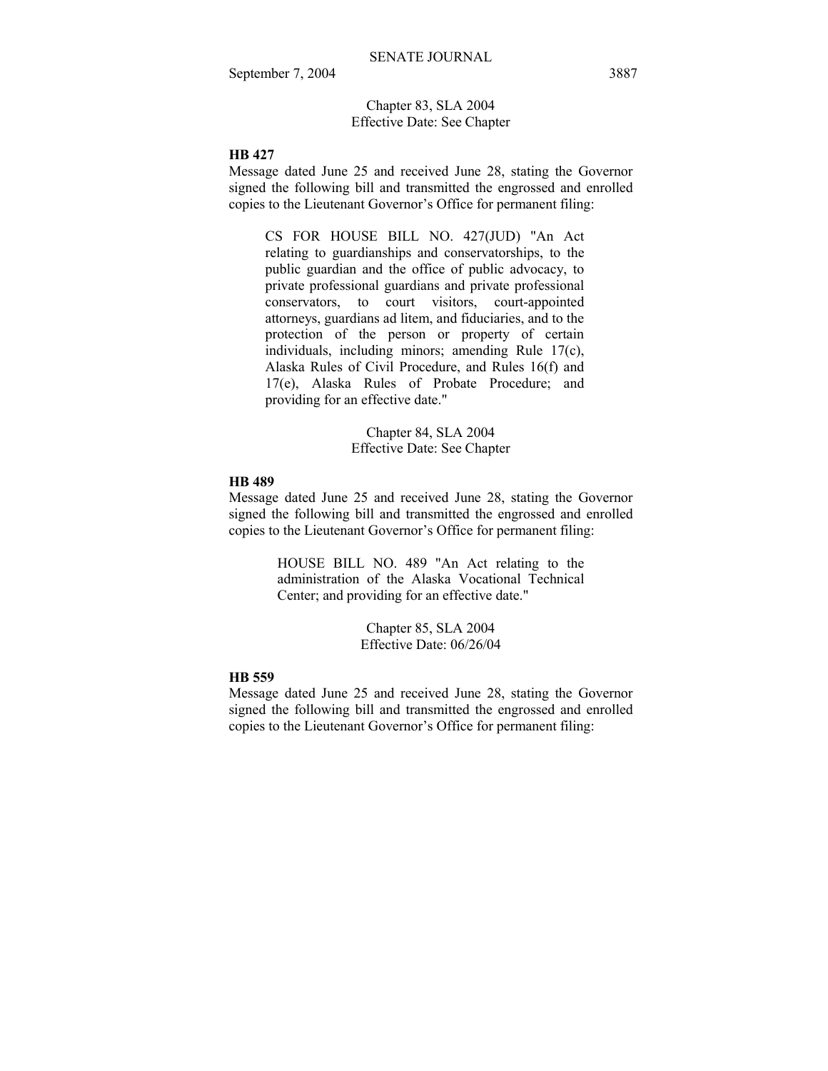Chapter 83, SLA 2004
Effective Date: See Chapter

**HB 427**

Message dated June 25 and received June 28, stating the Governor signed the following bill and transmitted the engrossed and enrolled copies to the Lieutenant Governor's Office for permanent filing:

> CS FOR HOUSE BILL NO. 427(JUD) "An Act relating to guardianships and conservatorships, to the public guardian and the office of public advocacy, to private professional guardians and private professional conservators, to court visitors, court-appointed attorneys, guardians ad litem, and fiduciaries, and to the protection of the person or property of certain individuals, including minors; amending Rule 17(c), Alaska Rules of Civil Procedure, and Rules 16(f) and 17(e), Alaska Rules of Probate Procedure; and providing for an effective date."

Chapter 84, SLA 2004
Effective Date: See Chapter

**HB 489**

Message dated June 25 and received June 28, stating the Governor signed the following bill and transmitted the engrossed and enrolled copies to the Lieutenant Governor's Office for permanent filing:

> HOUSE BILL NO. 489 "An Act relating to the administration of the Alaska Vocational Technical Center; and providing for an effective date."

Chapter 85, SLA 2004
Effective Date: 06/26/04

**HB 559**

Message dated June 25 and received June 28, stating the Governor signed the following bill and transmitted the engrossed and enrolled copies to the Lieutenant Governor's Office for permanent filing: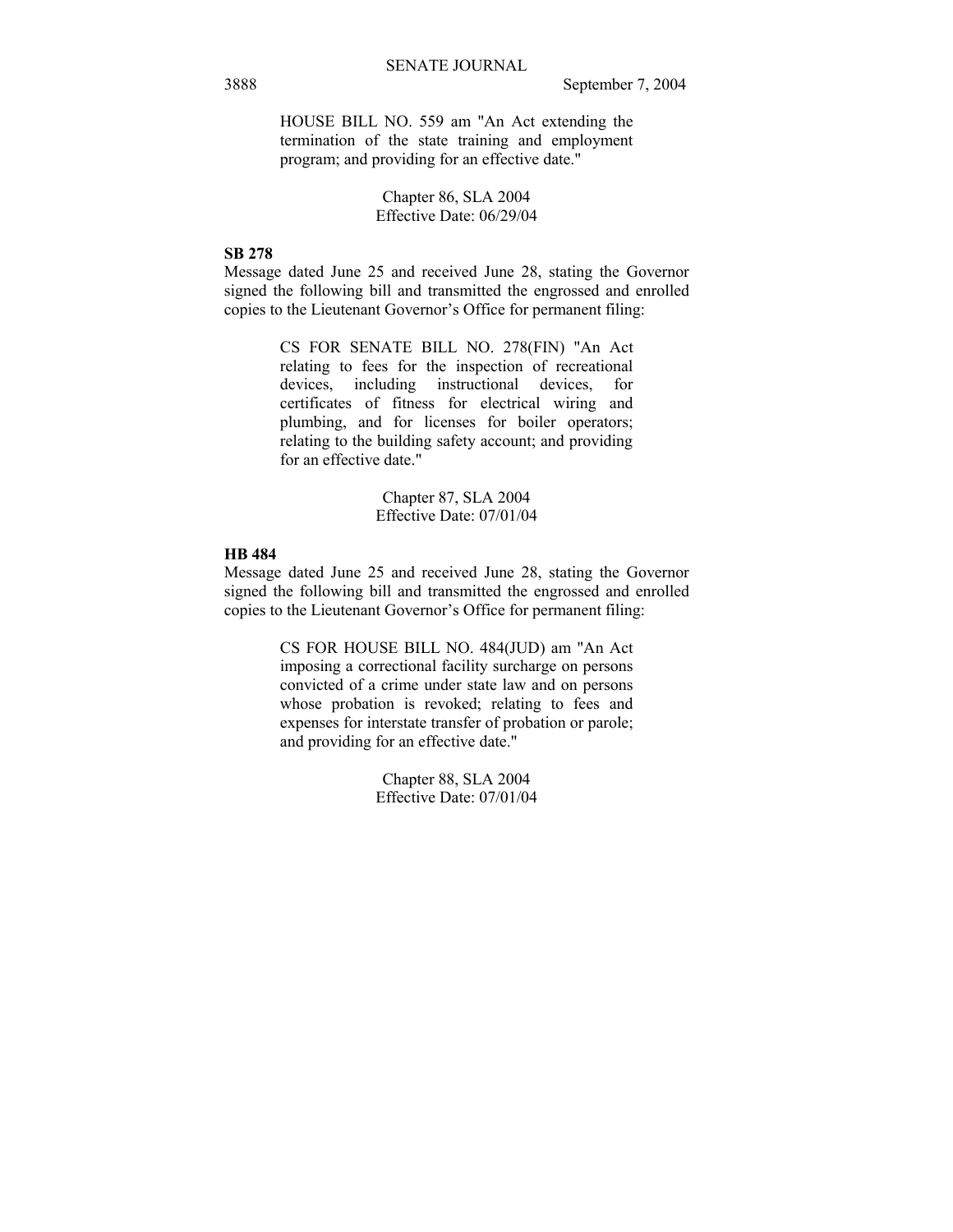HOUSE BILL NO. 559 am "An Act extending the termination of the state training and employment program; and providing for an effective date."

Chapter 86, SLA 2004
Effective Date: 06/29/04

**SB 278**

Message dated June 25 and received June 28, stating the Governor signed the following bill and transmitted the engrossed and enrolled copies to the Lieutenant Governor's Office for permanent filing:

CS FOR SENATE BILL NO. 278(FIN) "An Act relating to fees for the inspection of recreational devices, including instructional devices, for certificates of fitness for electrical wiring and plumbing, and for licenses for boiler operators; relating to the building safety account; and providing for an effective date."

Chapter 87, SLA 2004
Effective Date: 07/01/04

**HB 484**

Message dated June 25 and received June 28, stating the Governor signed the following bill and transmitted the engrossed and enrolled copies to the Lieutenant Governor's Office for permanent filing:

CS FOR HOUSE BILL NO. 484(JUD) am "An Act imposing a correctional facility surcharge on persons convicted of a crime under state law and on persons whose probation is revoked; relating to fees and expenses for interstate transfer of probation or parole; and providing for an effective date."

Chapter 88, SLA 2004
Effective Date: 07/01/04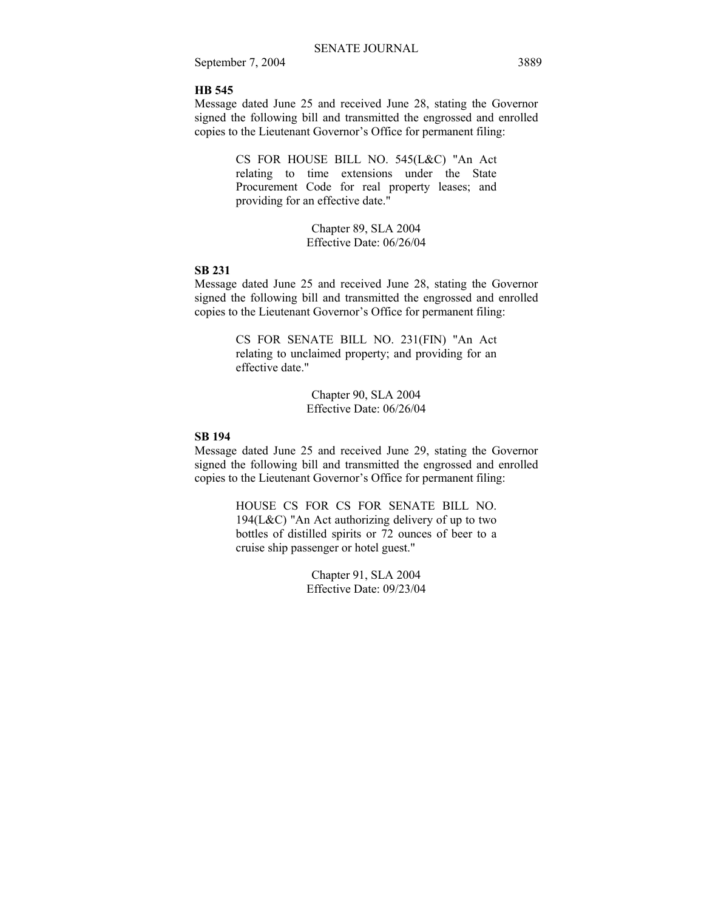**HB 545**

Message dated June 25 and received June 28, stating the Governor signed the following bill and transmitted the engrossed and enrolled copies to the Lieutenant Governor's Office for permanent filing:

> CS FOR HOUSE BILL NO. 545(L&C) "An Act relating to time extensions under the State Procurement Code for real property leases; and providing for an effective date."
>
> Chapter 89, SLA 2004
> Effective Date: 06/26/04

**SB 231**

Message dated June 25 and received June 28, stating the Governor signed the following bill and transmitted the engrossed and enrolled copies to the Lieutenant Governor's Office for permanent filing:

> CS FOR SENATE BILL NO. 231(FIN) "An Act relating to unclaimed property; and providing for an effective date."
>
> Chapter 90, SLA 2004
> Effective Date: 06/26/04

**SB 194**

Message dated June 25 and received June 29, stating the Governor signed the following bill and transmitted the engrossed and enrolled copies to the Lieutenant Governor's Office for permanent filing:

> HOUSE CS FOR CS FOR SENATE BILL NO. 194(L&C) "An Act authorizing delivery of up to two bottles of distilled spirits or 72 ounces of beer to a cruise ship passenger or hotel guest."
>
> Chapter 91, SLA 2004
> Effective Date: 09/23/04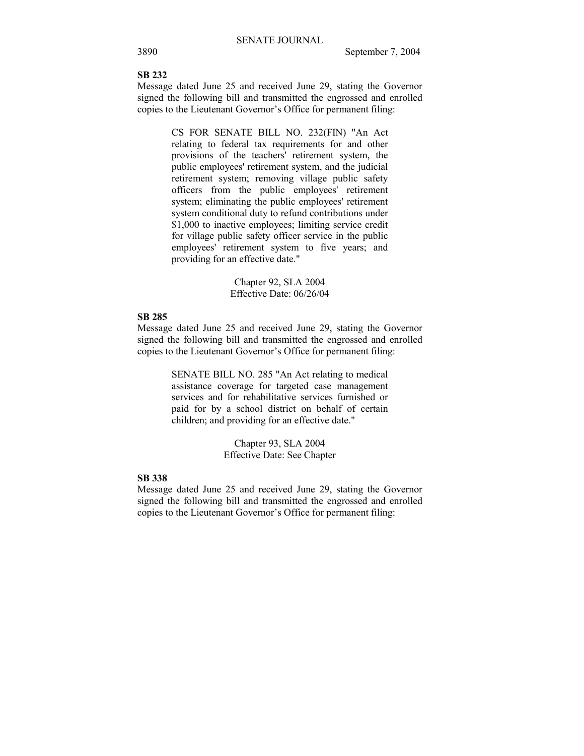**SB 232**

Message dated June 25 and received June 29, stating the Governor signed the following bill and transmitted the engrossed and enrolled copies to the Lieutenant Governor's Office for permanent filing:

> CS FOR SENATE BILL NO. 232(FIN) "An Act relating to federal tax requirements for and other provisions of the teachers' retirement system, the public employees' retirement system, and the judicial retirement system; removing village public safety officers from the public employees' retirement system; eliminating the public employees' retirement system conditional duty to refund contributions under $1,000 to inactive employees; limiting service credit for village public safety officer service in the public employees' retirement system to five years; and providing for an effective date."
>
> Chapter 92, SLA 2004
> Effective Date: 06/26/04

**SB 285**

Message dated June 25 and received June 29, stating the Governor signed the following bill and transmitted the engrossed and enrolled copies to the Lieutenant Governor's Office for permanent filing:

> SENATE BILL NO. 285 "An Act relating to medical assistance coverage for targeted case management services and for rehabilitative services furnished or paid for by a school district on behalf of certain children; and providing for an effective date."
>
> Chapter 93, SLA 2004
> Effective Date: See Chapter

**SB 338**

Message dated June 25 and received June 29, stating the Governor signed the following bill and transmitted the engrossed and enrolled copies to the Lieutenant Governor's Office for permanent filing: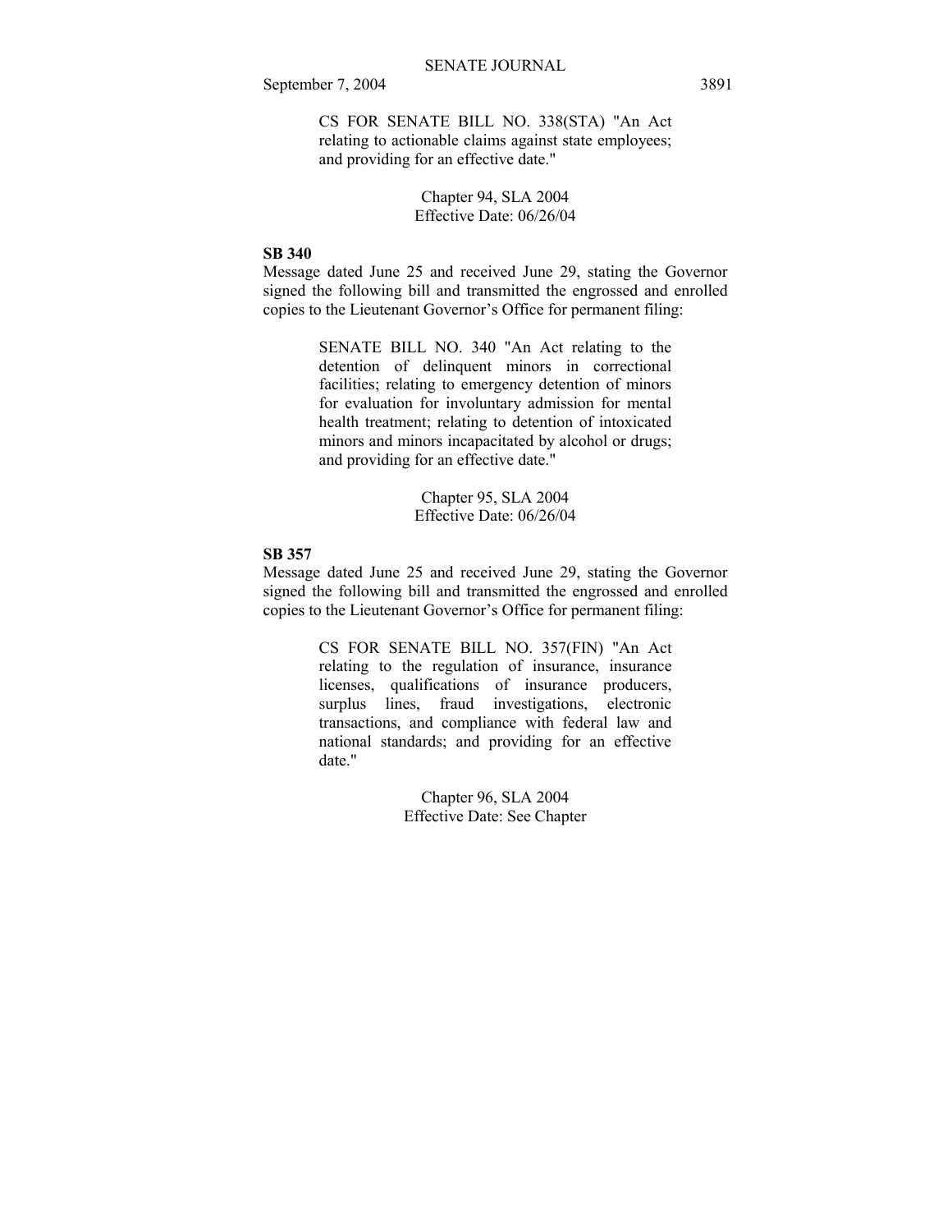CS FOR SENATE BILL NO. 338(STA) "An Act relating to actionable claims against state employees; and providing for an effective date."

Chapter 94, SLA 2004
Effective Date: 06/26/04

**SB 340**

Message dated June 25 and received June 29, stating the Governor signed the following bill and transmitted the engrossed and enrolled copies to the Lieutenant Governor's Office for permanent filing:

SENATE BILL NO. 340 "An Act relating to the detention of delinquent minors in correctional facilities; relating to emergency detention of minors for evaluation for involuntary admission for mental health treatment; relating to detention of intoxicated minors and minors incapacitated by alcohol or drugs; and providing for an effective date."

Chapter 95, SLA 2004
Effective Date: 06/26/04

**SB 357**

Message dated June 25 and received June 29, stating the Governor signed the following bill and transmitted the engrossed and enrolled copies to the Lieutenant Governor's Office for permanent filing:

CS FOR SENATE BILL NO. 357(FIN) "An Act relating to the regulation of insurance, insurance licenses, qualifications of insurance producers, surplus lines, fraud investigations, electronic transactions, and compliance with federal law and national standards; and providing for an effective date."

Chapter 96, SLA 2004
Effective Date: See Chapter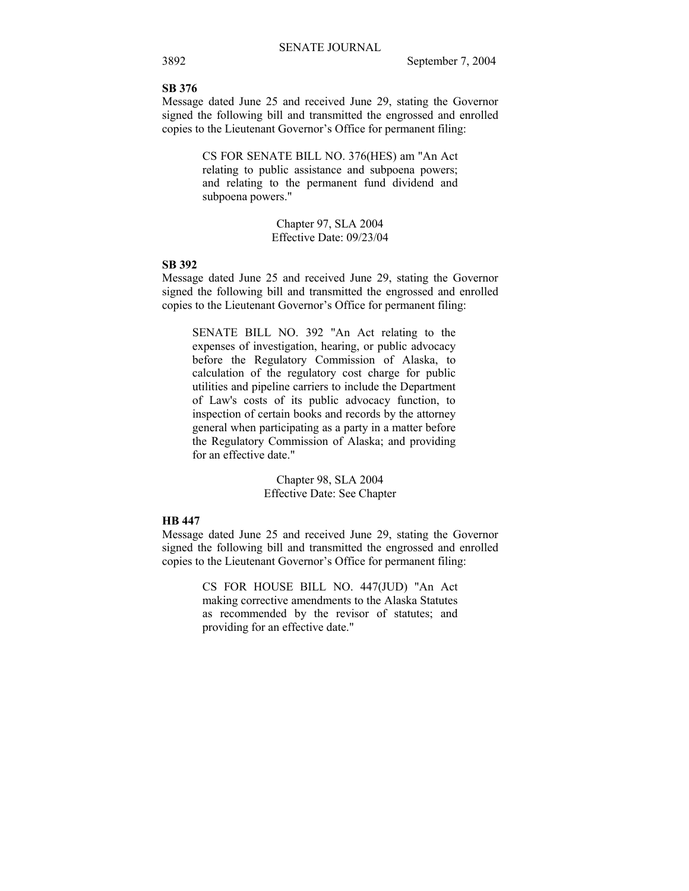**SB 376**

Message dated June 25 and received June 29, stating the Governor signed the following bill and transmitted the engrossed and enrolled copies to the Lieutenant Governor's Office for permanent filing:

> CS FOR SENATE BILL NO. 376(HES) am "An Act relating to public assistance and subpoena powers; and relating to the permanent fund dividend and subpoena powers."
>
> Chapter 97, SLA 2004
> Effective Date: 09/23/04

**SB 392**

Message dated June 25 and received June 29, stating the Governor signed the following bill and transmitted the engrossed and enrolled copies to the Lieutenant Governor's Office for permanent filing:

> SENATE BILL NO. 392 "An Act relating to the expenses of investigation, hearing, or public advocacy before the Regulatory Commission of Alaska, to calculation of the regulatory cost charge for public utilities and pipeline carriers to include the Department of Law's costs of its public advocacy function, to inspection of certain books and records by the attorney general when participating as a party in a matter before the Regulatory Commission of Alaska; and providing for an effective date."
>
> Chapter 98, SLA 2004
> Effective Date: See Chapter

**HB 447**

Message dated June 25 and received June 29, stating the Governor signed the following bill and transmitted the engrossed and enrolled copies to the Lieutenant Governor's Office for permanent filing:

> CS FOR HOUSE BILL NO. 447(JUD) "An Act making corrective amendments to the Alaska Statutes as recommended by the revisor of statutes; and providing for an effective date."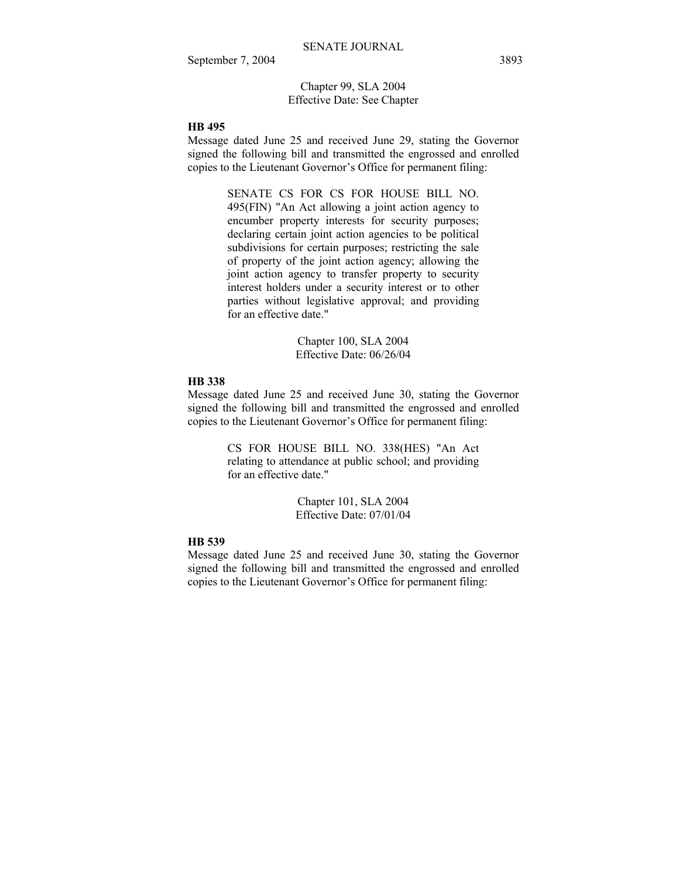Chapter 99, SLA 2004
Effective Date: See Chapter

**HB 495**

Message dated June 25 and received June 29, stating the Governor signed the following bill and transmitted the engrossed and enrolled copies to the Lieutenant Governor's Office for permanent filing:

> SENATE CS FOR CS FOR HOUSE BILL NO. 495(FIN) "An Act allowing a joint action agency to encumber property interests for security purposes; declaring certain joint action agencies to be political subdivisions for certain purposes; restricting the sale of property of the joint action agency; allowing the joint action agency to transfer property to security interest holders under a security interest or to other parties without legislative approval; and providing for an effective date."

Chapter 100, SLA 2004
Effective Date: 06/26/04

**HB 338**

Message dated June 25 and received June 30, stating the Governor signed the following bill and transmitted the engrossed and enrolled copies to the Lieutenant Governor's Office for permanent filing:

> CS FOR HOUSE BILL NO. 338(HES) "An Act relating to attendance at public school; and providing for an effective date."

Chapter 101, SLA 2004
Effective Date: 07/01/04

**HB 539**

Message dated June 25 and received June 30, stating the Governor signed the following bill and transmitted the engrossed and enrolled copies to the Lieutenant Governor's Office for permanent filing: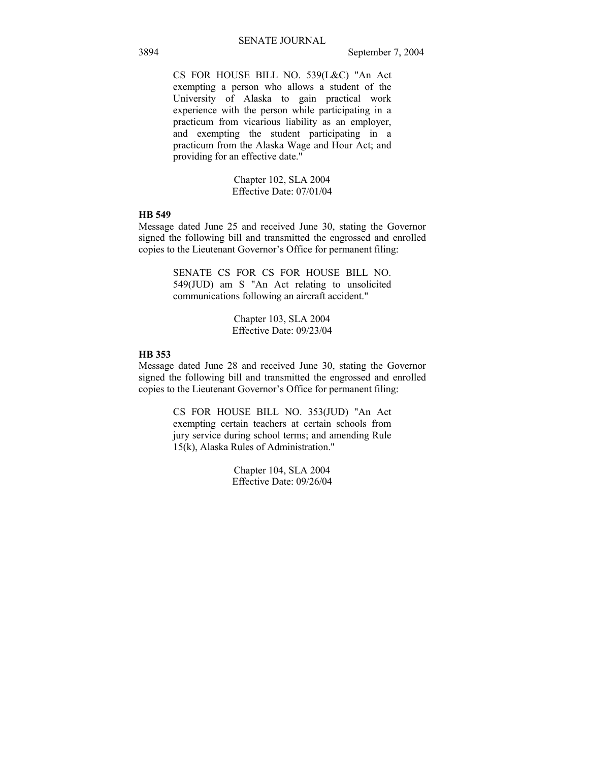CS FOR HOUSE BILL NO. 539(L&C) "An Act exempting a person who allows a student of the University of Alaska to gain practical work experience with the person while participating in a practicum from vicarious liability as an employer, and exempting the student participating in a practicum from the Alaska Wage and Hour Act; and providing for an effective date."

Chapter 102, SLA 2004
Effective Date: 07/01/04

**HB 549**

Message dated June 25 and received June 30, stating the Governor signed the following bill and transmitted the engrossed and enrolled copies to the Lieutenant Governor's Office for permanent filing:

SENATE CS FOR CS FOR HOUSE BILL NO. 549(JUD) am S "An Act relating to unsolicited communications following an aircraft accident."

Chapter 103, SLA 2004
Effective Date: 09/23/04

**HB 353**

Message dated June 28 and received June 30, stating the Governor signed the following bill and transmitted the engrossed and enrolled copies to the Lieutenant Governor's Office for permanent filing:

CS FOR HOUSE BILL NO. 353(JUD) "An Act exempting certain teachers at certain schools from jury service during school terms; and amending Rule 15(k), Alaska Rules of Administration."

Chapter 104, SLA 2004
Effective Date: 09/26/04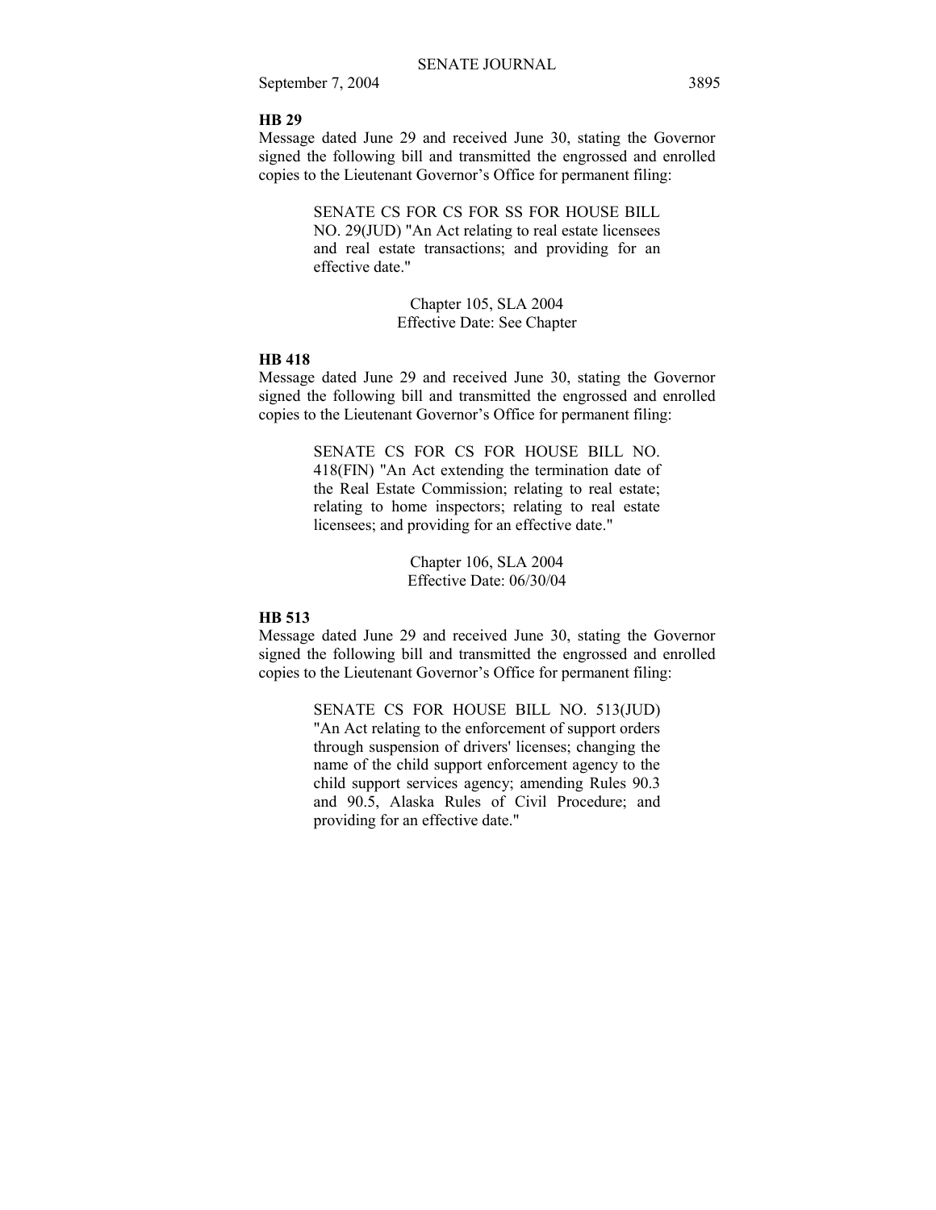**HB 29**

Message dated June 29 and received June 30, stating the Governor signed the following bill and transmitted the engrossed and enrolled copies to the Lieutenant Governor's Office for permanent filing:

> SENATE CS FOR CS FOR SS FOR HOUSE BILL NO. 29(JUD) "An Act relating to real estate licensees and real estate transactions; and providing for an effective date."
>
> Chapter 105, SLA 2004
> Effective Date: See Chapter

**HB 418**

Message dated June 29 and received June 30, stating the Governor signed the following bill and transmitted the engrossed and enrolled copies to the Lieutenant Governor's Office for permanent filing:

> SENATE CS FOR CS FOR HOUSE BILL NO. 418(FIN) "An Act extending the termination date of the Real Estate Commission; relating to real estate; relating to home inspectors; relating to real estate licensees; and providing for an effective date."
>
> Chapter 106, SLA 2004
> Effective Date: 06/30/04

**HB 513**

Message dated June 29 and received June 30, stating the Governor signed the following bill and transmitted the engrossed and enrolled copies to the Lieutenant Governor's Office for permanent filing:

> SENATE CS FOR HOUSE BILL NO. 513(JUD) "An Act relating to the enforcement of support orders through suspension of drivers' licenses; changing the name of the child support enforcement agency to the child support services agency; amending Rules 90.3 and 90.5, Alaska Rules of Civil Procedure; and providing for an effective date."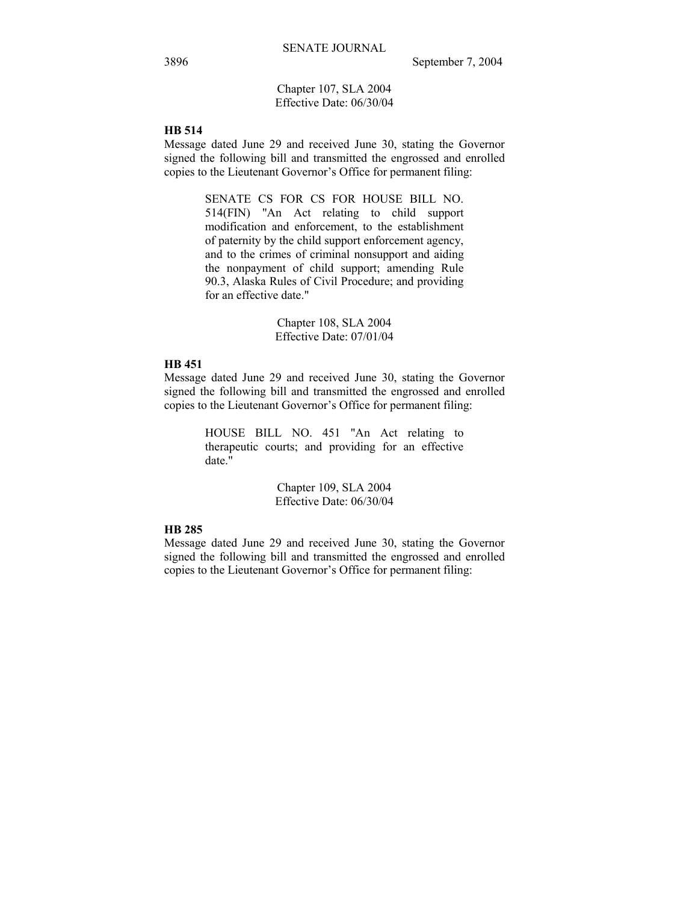Chapter 107, SLA 2004
Effective Date: 06/30/04

**HB 514**

Message dated June 29 and received June 30, stating the Governor signed the following bill and transmitted the engrossed and enrolled copies to the Lieutenant Governor's Office for permanent filing:

> SENATE CS FOR CS FOR HOUSE BILL NO. 514(FIN) "An Act relating to child support modification and enforcement, to the establishment of paternity by the child support enforcement agency, and to the crimes of criminal nonsupport and aiding the nonpayment of child support; amending Rule 90.3, Alaska Rules of Civil Procedure; and providing for an effective date."

Chapter 108, SLA 2004
Effective Date: 07/01/04

**HB 451**

Message dated June 29 and received June 30, stating the Governor signed the following bill and transmitted the engrossed and enrolled copies to the Lieutenant Governor's Office for permanent filing:

> HOUSE BILL NO. 451 "An Act relating to therapeutic courts; and providing for an effective date."

Chapter 109, SLA 2004
Effective Date: 06/30/04

**HB 285**

Message dated June 29 and received June 30, stating the Governor signed the following bill and transmitted the engrossed and enrolled copies to the Lieutenant Governor's Office for permanent filing: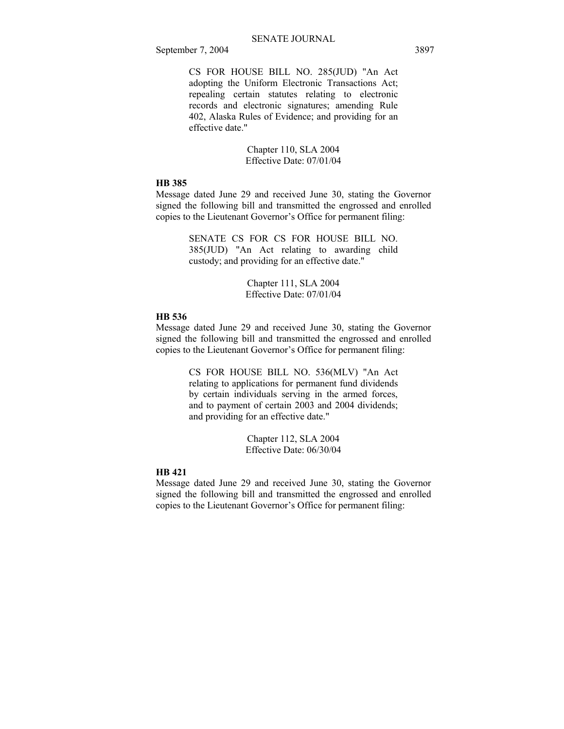CS FOR HOUSE BILL NO. 285(JUD) "An Act adopting the Uniform Electronic Transactions Act; repealing certain statutes relating to electronic records and electronic signatures; amending Rule 402, Alaska Rules of Evidence; and providing for an effective date."

Chapter 110, SLA 2004
Effective Date: 07/01/04

**HB 385**

Message dated June 29 and received June 30, stating the Governor signed the following bill and transmitted the engrossed and enrolled copies to the Lieutenant Governor's Office for permanent filing:

SENATE CS FOR CS FOR HOUSE BILL NO. 385(JUD) "An Act relating to awarding child custody; and providing for an effective date."

Chapter 111, SLA 2004
Effective Date: 07/01/04

**HB 536**

Message dated June 29 and received June 30, stating the Governor signed the following bill and transmitted the engrossed and enrolled copies to the Lieutenant Governor's Office for permanent filing:

CS FOR HOUSE BILL NO. 536(MLV) "An Act relating to applications for permanent fund dividends by certain individuals serving in the armed forces, and to payment of certain 2003 and 2004 dividends; and providing for an effective date."

Chapter 112, SLA 2004
Effective Date: 06/30/04

**HB 421**

Message dated June 29 and received June 30, stating the Governor signed the following bill and transmitted the engrossed and enrolled copies to the Lieutenant Governor's Office for permanent filing: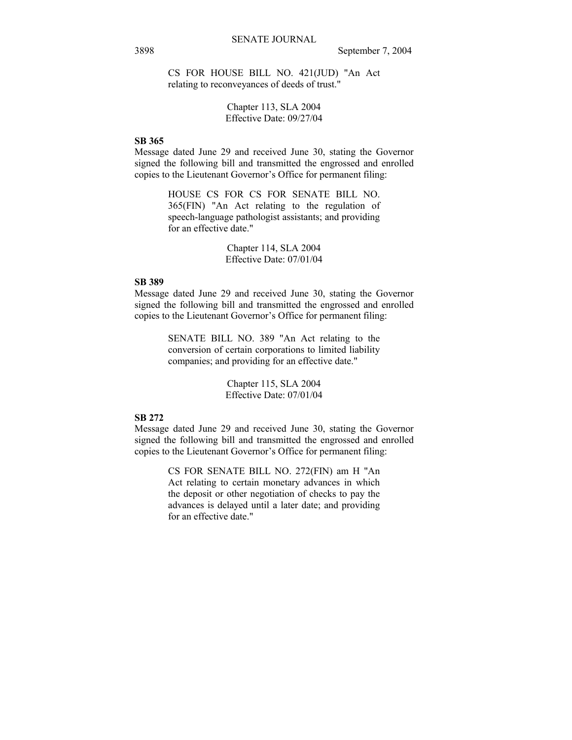CS FOR HOUSE BILL NO. 421(JUD) "An Act relating to reconveyances of deeds of trust."

Chapter 113, SLA 2004
Effective Date: 09/27/04

**SB 365**

Message dated June 29 and received June 30, stating the Governor signed the following bill and transmitted the engrossed and enrolled copies to the Lieutenant Governor's Office for permanent filing:

HOUSE CS FOR CS FOR SENATE BILL NO. 365(FIN) "An Act relating to the regulation of speech-language pathologist assistants; and providing for an effective date."

Chapter 114, SLA 2004
Effective Date: 07/01/04

**SB 389**

Message dated June 29 and received June 30, stating the Governor signed the following bill and transmitted the engrossed and enrolled copies to the Lieutenant Governor's Office for permanent filing:

SENATE BILL NO. 389 "An Act relating to the conversion of certain corporations to limited liability companies; and providing for an effective date."

Chapter 115, SLA 2004
Effective Date: 07/01/04

**SB 272**

Message dated June 29 and received June 30, stating the Governor signed the following bill and transmitted the engrossed and enrolled copies to the Lieutenant Governor's Office for permanent filing:

CS FOR SENATE BILL NO. 272(FIN) am H "An Act relating to certain monetary advances in which the deposit or other negotiation of checks to pay the advances is delayed until a later date; and providing for an effective date."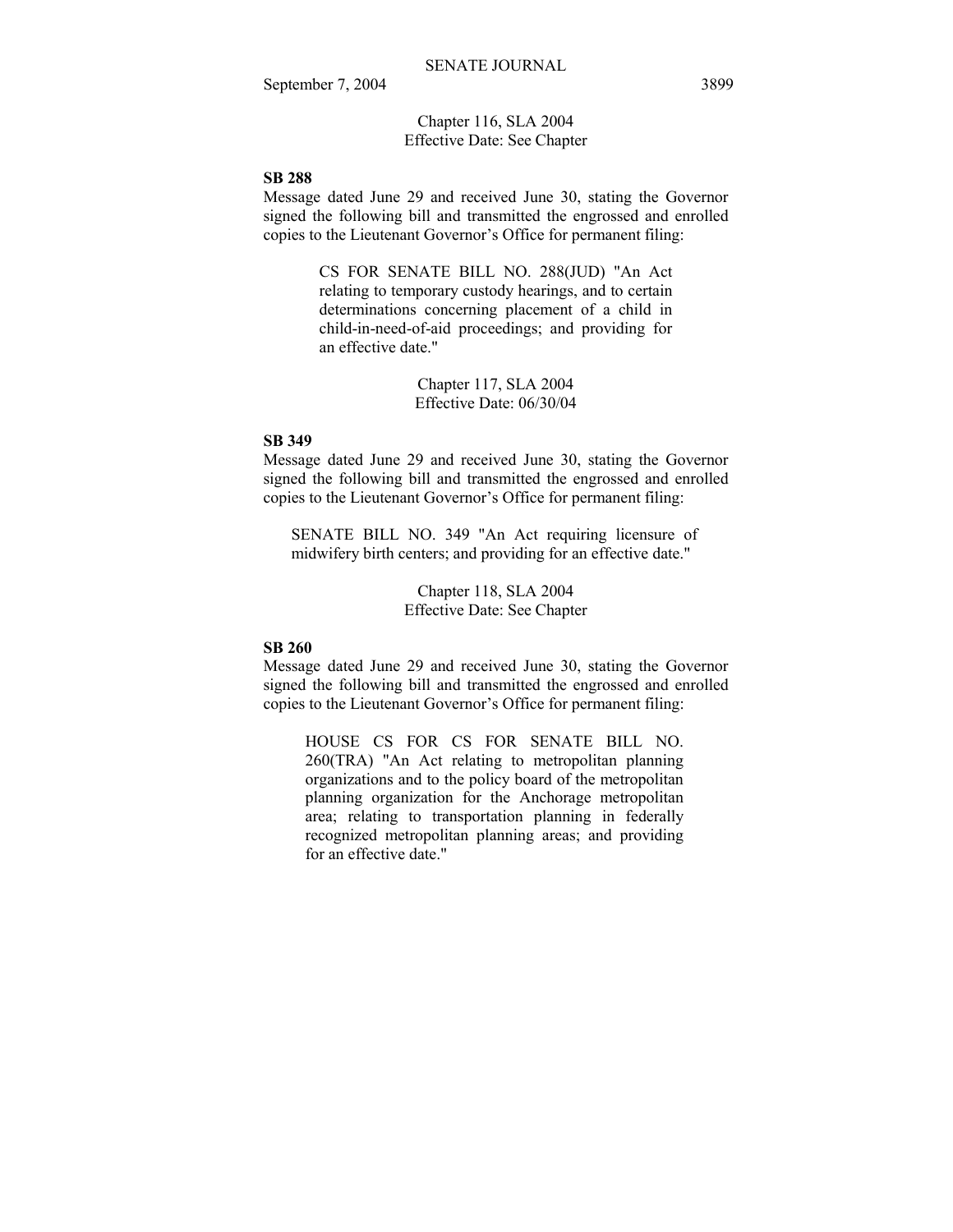Chapter 116, SLA 2004
Effective Date: See Chapter

**SB 288**

Message dated June 29 and received June 30, stating the Governor signed the following bill and transmitted the engrossed and enrolled copies to the Lieutenant Governor's Office for permanent filing:

> CS FOR SENATE BILL NO. 288(JUD) "An Act relating to temporary custody hearings, and to certain determinations concerning placement of a child in child-in-need-of-aid proceedings; and providing for an effective date."

Chapter 117, SLA 2004
Effective Date: 06/30/04

**SB 349**

Message dated June 29 and received June 30, stating the Governor signed the following bill and transmitted the engrossed and enrolled copies to the Lieutenant Governor's Office for permanent filing:

> SENATE BILL NO. 349 "An Act requiring licensure of midwifery birth centers; and providing for an effective date."

Chapter 118, SLA 2004
Effective Date: See Chapter

**SB 260**

Message dated June 29 and received June 30, stating the Governor signed the following bill and transmitted the engrossed and enrolled copies to the Lieutenant Governor's Office for permanent filing:

> HOUSE CS FOR CS FOR SENATE BILL NO. 260(TRA) "An Act relating to metropolitan planning organizations and to the policy board of the metropolitan planning organization for the Anchorage metropolitan area; relating to transportation planning in federally recognized metropolitan planning areas; and providing for an effective date."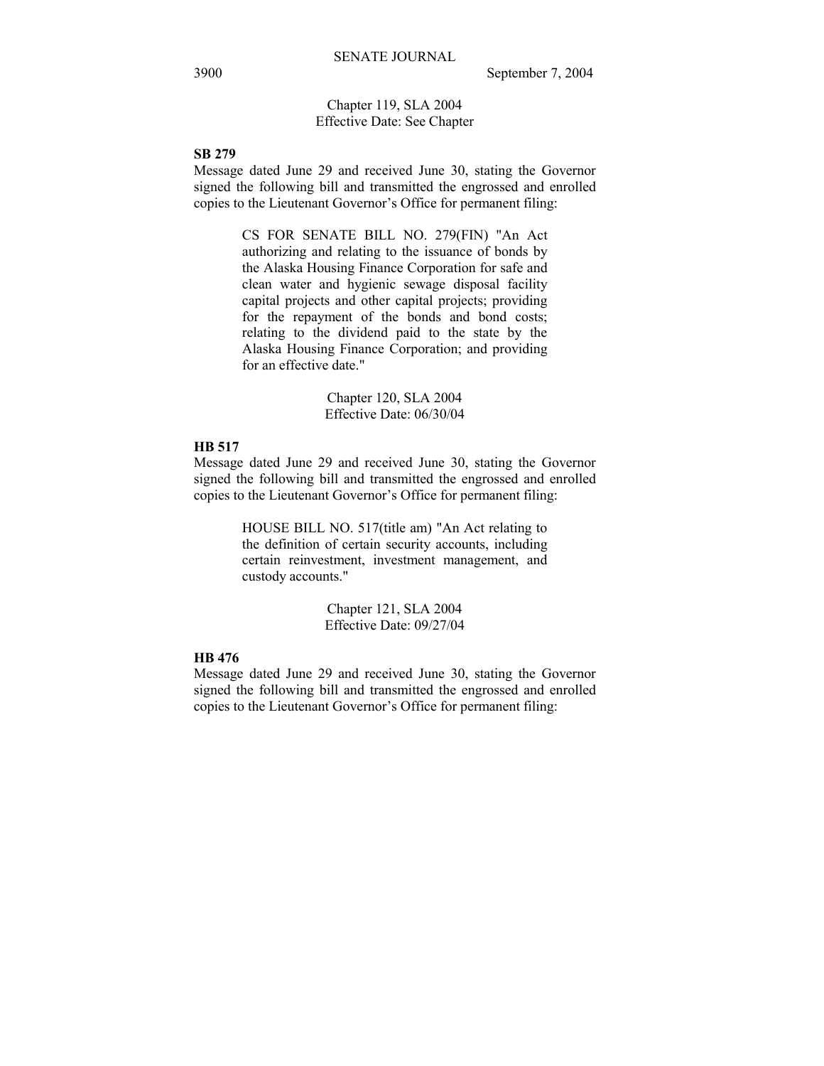Chapter 119, SLA 2004
Effective Date: See Chapter

**SB 279**

Message dated June 29 and received June 30, stating the Governor signed the following bill and transmitted the engrossed and enrolled copies to the Lieutenant Governor's Office for permanent filing:

> CS FOR SENATE BILL NO. 279(FIN) "An Act authorizing and relating to the issuance of bonds by the Alaska Housing Finance Corporation for safe and clean water and hygienic sewage disposal facility capital projects and other capital projects; providing for the repayment of the bonds and bond costs; relating to the dividend paid to the state by the Alaska Housing Finance Corporation; and providing for an effective date."

Chapter 120, SLA 2004
Effective Date: 06/30/04

**HB 517**

Message dated June 29 and received June 30, stating the Governor signed the following bill and transmitted the engrossed and enrolled copies to the Lieutenant Governor's Office for permanent filing:

> HOUSE BILL NO. 517(title am) "An Act relating to the definition of certain security accounts, including certain reinvestment, investment management, and custody accounts."

Chapter 121, SLA 2004
Effective Date: 09/27/04

**HB 476**

Message dated June 29 and received June 30, stating the Governor signed the following bill and transmitted the engrossed and enrolled copies to the Lieutenant Governor's Office for permanent filing: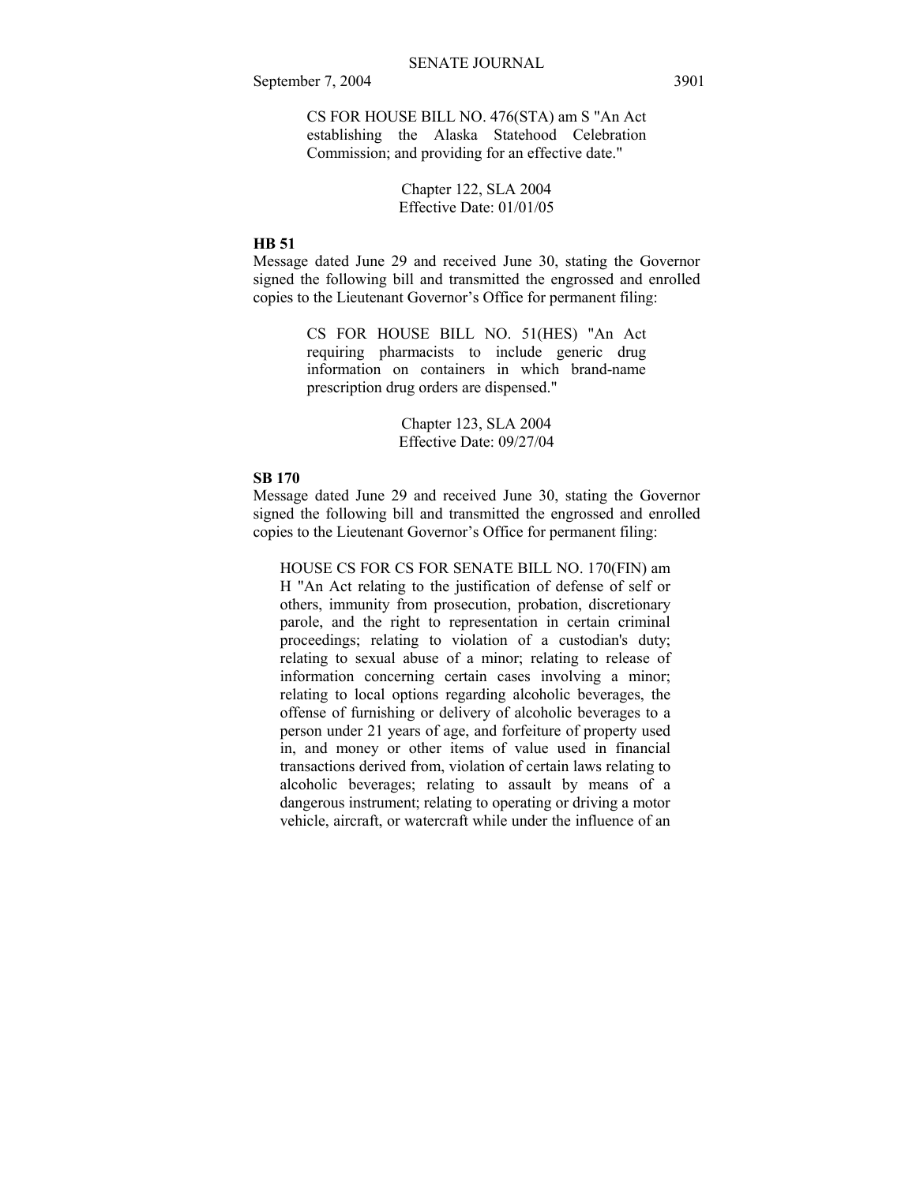CS FOR HOUSE BILL NO. 476(STA) am S "An Act establishing the Alaska Statehood Celebration Commission; and providing for an effective date."

Chapter 122, SLA 2004
Effective Date: 01/01/05

**HB 51**

Message dated June 29 and received June 30, stating the Governor signed the following bill and transmitted the engrossed and enrolled copies to the Lieutenant Governor's Office for permanent filing:

CS FOR HOUSE BILL NO. 51(HES) "An Act requiring pharmacists to include generic drug information on containers in which brand-name prescription drug orders are dispensed."

Chapter 123, SLA 2004
Effective Date: 09/27/04

**SB 170**

Message dated June 29 and received June 30, stating the Governor signed the following bill and transmitted the engrossed and enrolled copies to the Lieutenant Governor's Office for permanent filing:

HOUSE CS FOR CS FOR SENATE BILL NO. 170(FIN) am H "An Act relating to the justification of defense of self or others, immunity from prosecution, probation, discretionary parole, and the right to representation in certain criminal proceedings; relating to violation of a custodian's duty; relating to sexual abuse of a minor; relating to release of information concerning certain cases involving a minor; relating to local options regarding alcoholic beverages, the offense of furnishing or delivery of alcoholic beverages to a person under 21 years of age, and forfeiture of property used in, and money or other items of value used in financial transactions derived from, violation of certain laws relating to alcoholic beverages; relating to assault by means of a dangerous instrument; relating to operating or driving a motor vehicle, aircraft, or watercraft while under the influence of an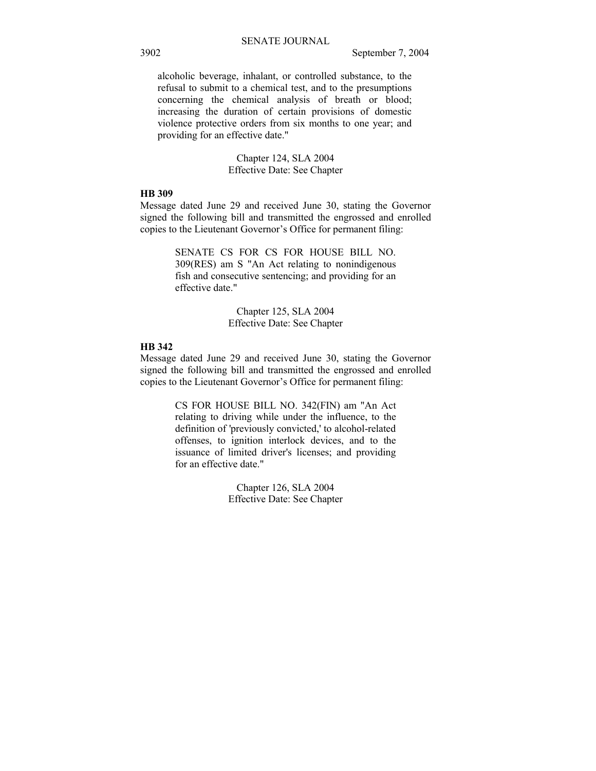alcoholic beverage, inhalant, or controlled substance, to the refusal to submit to a chemical test, and to the presumptions concerning the chemical analysis of breath or blood; increasing the duration of certain provisions of domestic violence protective orders from six months to one year; and providing for an effective date."

Chapter 124, SLA 2004
Effective Date: See Chapter

**HB 309**

Message dated June 29 and received June 30, stating the Governor signed the following bill and transmitted the engrossed and enrolled copies to the Lieutenant Governor's Office for permanent filing:

SENATE CS FOR CS FOR HOUSE BILL NO. 309(RES) am S "An Act relating to nonindigenous fish and consecutive sentencing; and providing for an effective date."

Chapter 125, SLA 2004
Effective Date: See Chapter

**HB 342**

Message dated June 29 and received June 30, stating the Governor signed the following bill and transmitted the engrossed and enrolled copies to the Lieutenant Governor's Office for permanent filing:

CS FOR HOUSE BILL NO. 342(FIN) am "An Act relating to driving while under the influence, to the definition of 'previously convicted,' to alcohol-related offenses, to ignition interlock devices, and to the issuance of limited driver's licenses; and providing for an effective date."

Chapter 126, SLA 2004
Effective Date: See Chapter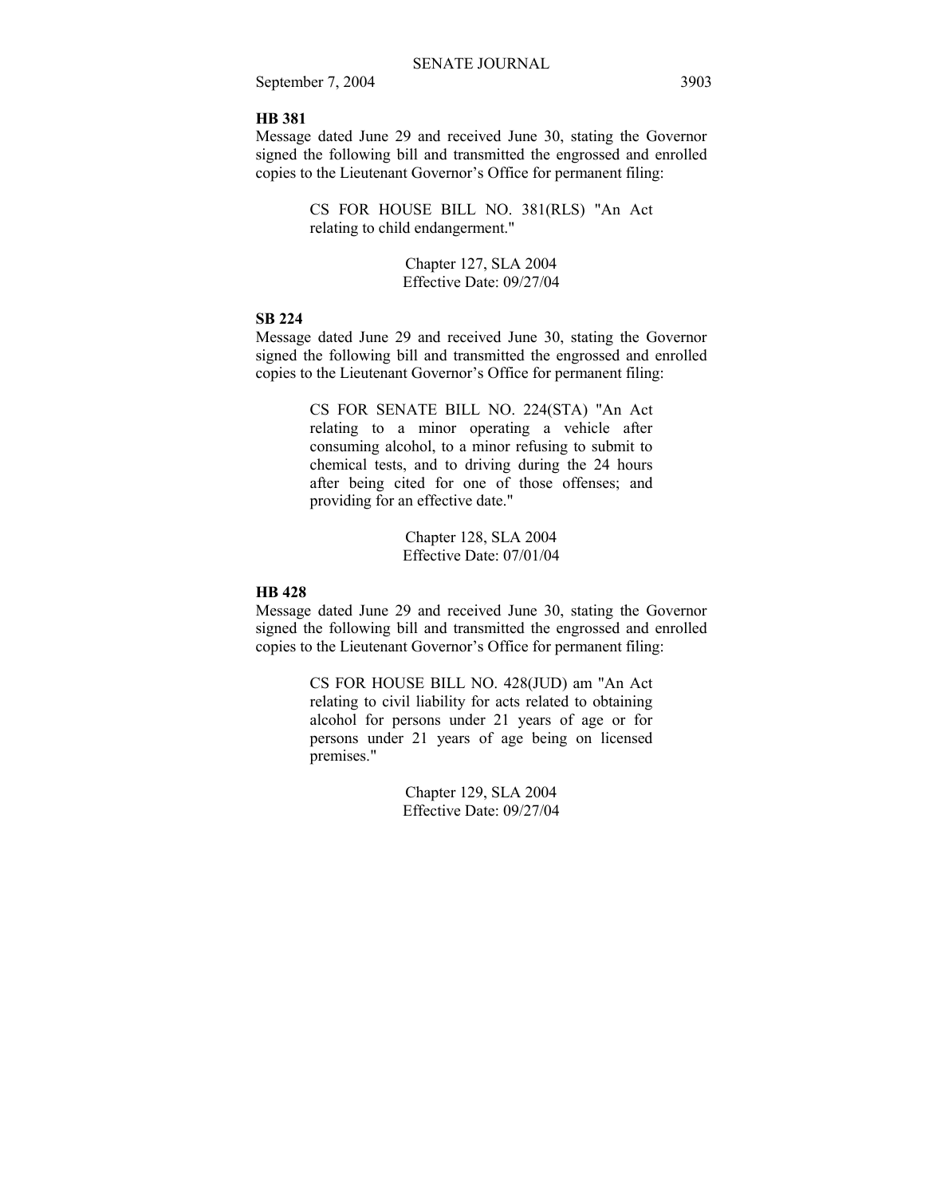**HB 381**

Message dated June 29 and received June 30, stating the Governor signed the following bill and transmitted the engrossed and enrolled copies to the Lieutenant Governor's Office for permanent filing:

> CS FOR HOUSE BILL NO. 381(RLS) "An Act relating to child endangerment."
>
> Chapter 127, SLA 2004
> Effective Date: 09/27/04

**SB 224**

Message dated June 29 and received June 30, stating the Governor signed the following bill and transmitted the engrossed and enrolled copies to the Lieutenant Governor's Office for permanent filing:

> CS FOR SENATE BILL NO. 224(STA) "An Act relating to a minor operating a vehicle after consuming alcohol, to a minor refusing to submit to chemical tests, and to driving during the 24 hours after being cited for one of those offenses; and providing for an effective date."
>
> Chapter 128, SLA 2004
> Effective Date: 07/01/04

**HB 428**

Message dated June 29 and received June 30, stating the Governor signed the following bill and transmitted the engrossed and enrolled copies to the Lieutenant Governor's Office for permanent filing:

> CS FOR HOUSE BILL NO. 428(JUD) am "An Act relating to civil liability for acts related to obtaining alcohol for persons under 21 years of age or for persons under 21 years of age being on licensed premises."
>
> Chapter 129, SLA 2004
> Effective Date: 09/27/04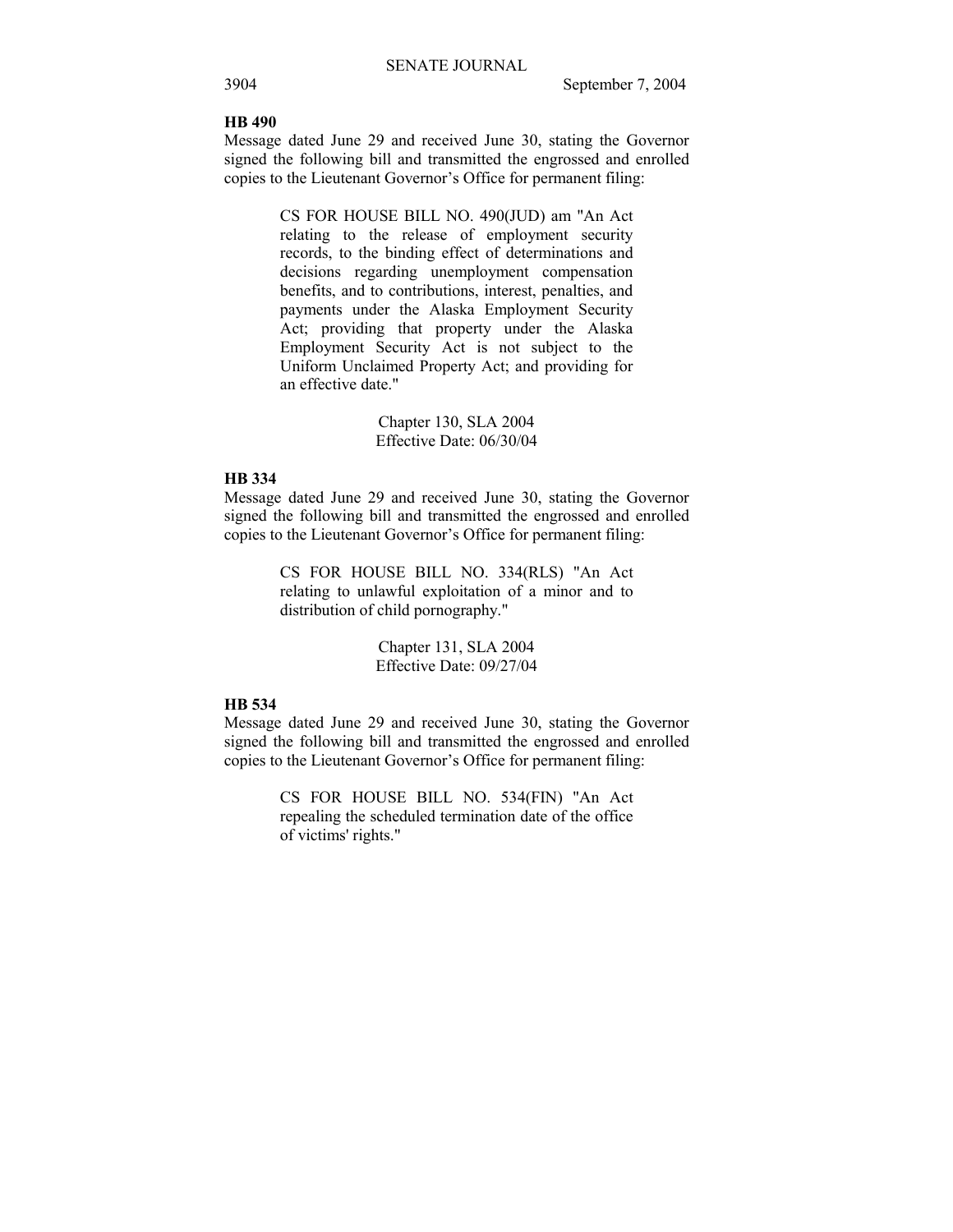**HB 490**

Message dated June 29 and received June 30, stating the Governor signed the following bill and transmitted the engrossed and enrolled copies to the Lieutenant Governor's Office for permanent filing:

> CS FOR HOUSE BILL NO. 490(JUD) am "An Act relating to the release of employment security records, to the binding effect of determinations and decisions regarding unemployment compensation benefits, and to contributions, interest, penalties, and payments under the Alaska Employment Security Act; providing that property under the Alaska Employment Security Act is not subject to the Uniform Unclaimed Property Act; and providing for an effective date."
>
> Chapter 130, SLA 2004
> Effective Date: 06/30/04

**HB 334**

Message dated June 29 and received June 30, stating the Governor signed the following bill and transmitted the engrossed and enrolled copies to the Lieutenant Governor's Office for permanent filing:

> CS FOR HOUSE BILL NO. 334(RLS) "An Act relating to unlawful exploitation of a minor and to distribution of child pornography."
>
> Chapter 131, SLA 2004
> Effective Date: 09/27/04

**HB 534**

Message dated June 29 and received June 30, stating the Governor signed the following bill and transmitted the engrossed and enrolled copies to the Lieutenant Governor's Office for permanent filing:

> CS FOR HOUSE BILL NO. 534(FIN) "An Act repealing the scheduled termination date of the office of victims' rights."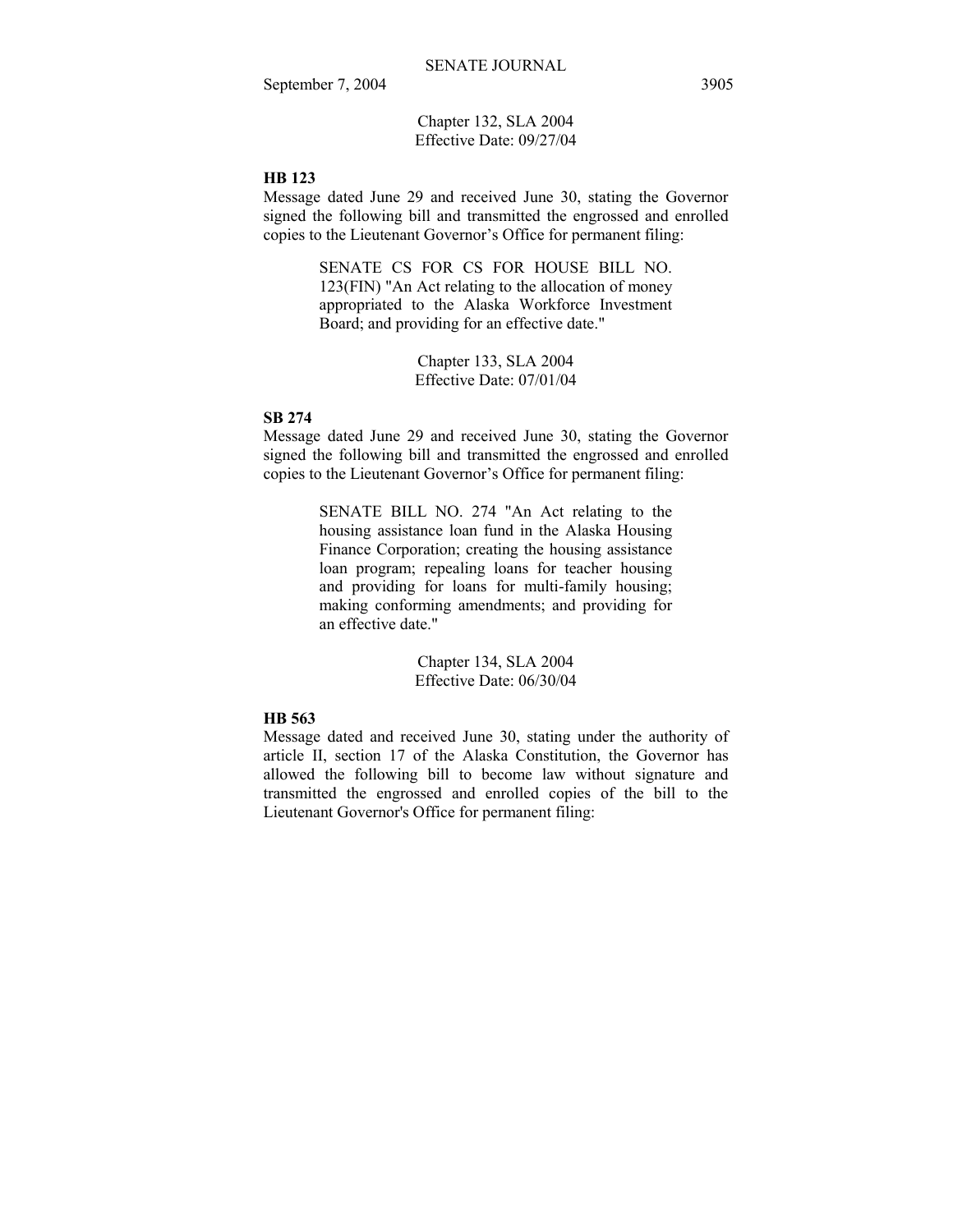Chapter 132, SLA 2004
Effective Date: 09/27/04

**HB 123**

Message dated June 29 and received June 30, stating the Governor signed the following bill and transmitted the engrossed and enrolled copies to the Lieutenant Governor's Office for permanent filing:

> SENATE CS FOR CS FOR HOUSE BILL NO. 123(FIN) "An Act relating to the allocation of money appropriated to the Alaska Workforce Investment Board; and providing for an effective date."
>
> Chapter 133, SLA 2004
> Effective Date: 07/01/04

**SB 274**

Message dated June 29 and received June 30, stating the Governor signed the following bill and transmitted the engrossed and enrolled copies to the Lieutenant Governor's Office for permanent filing:

> SENATE BILL NO. 274 "An Act relating to the housing assistance loan fund in the Alaska Housing Finance Corporation; creating the housing assistance loan program; repealing loans for teacher housing and providing for loans for multi-family housing; making conforming amendments; and providing for an effective date."
>
> Chapter 134, SLA 2004
> Effective Date: 06/30/04

**HB 563**

Message dated and received June 30, stating under the authority of article II, section 17 of the Alaska Constitution, the Governor has allowed the following bill to become law without signature and transmitted the engrossed and enrolled copies of the bill to the Lieutenant Governor's Office for permanent filing: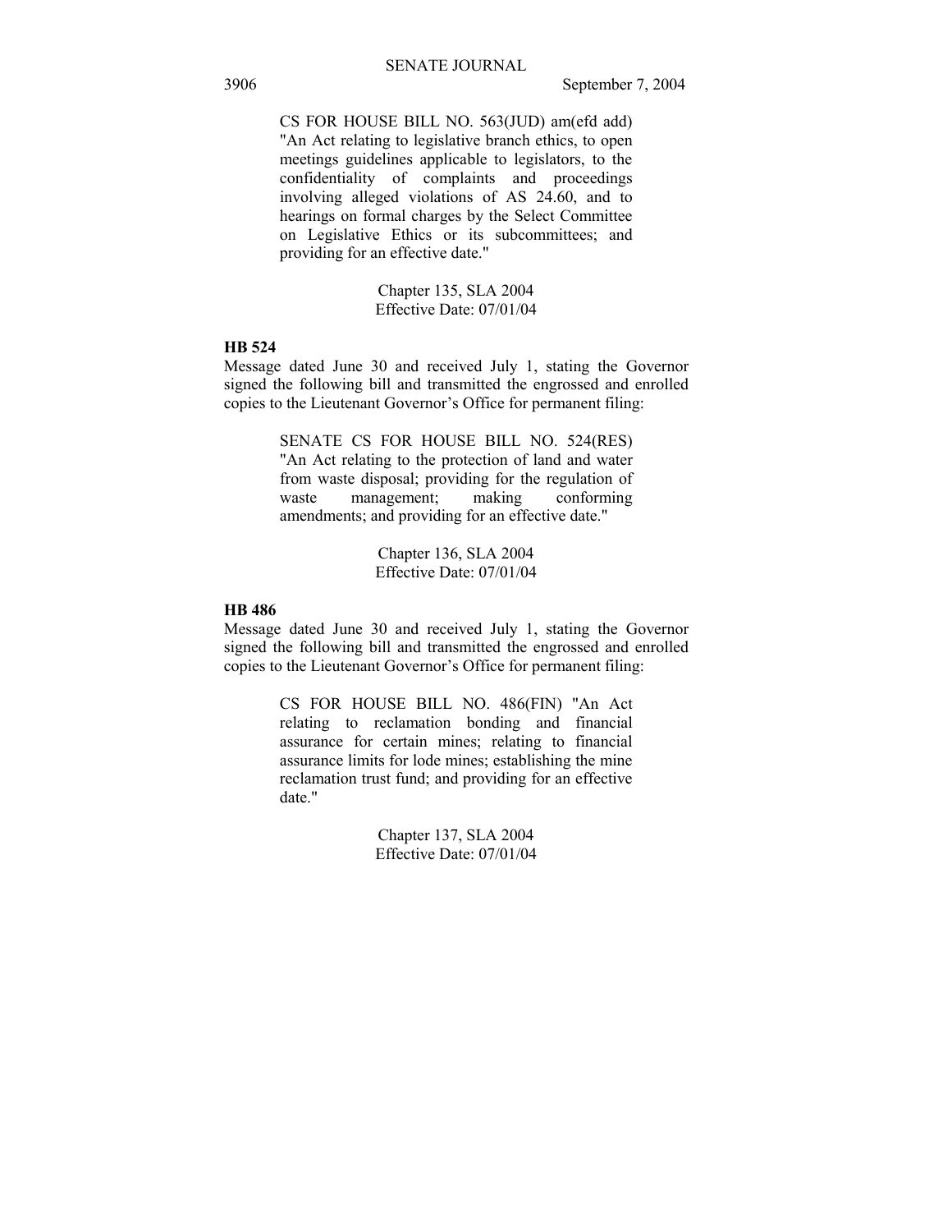CS FOR HOUSE BILL NO. 563(JUD) am(efd add) "An Act relating to legislative branch ethics, to open meetings guidelines applicable to legislators, to the confidentiality of complaints and proceedings involving alleged violations of AS 24.60, and to hearings on formal charges by the Select Committee on Legislative Ethics or its subcommittees; and providing for an effective date."

Chapter 135, SLA 2004
Effective Date: 07/01/04

**HB 524**

Message dated June 30 and received July 1, stating the Governor signed the following bill and transmitted the engrossed and enrolled copies to the Lieutenant Governor's Office for permanent filing:

SENATE CS FOR HOUSE BILL NO. 524(RES) "An Act relating to the protection of land and water from waste disposal; providing for the regulation of waste management; making conforming amendments; and providing for an effective date."

Chapter 136, SLA 2004
Effective Date: 07/01/04

**HB 486**

Message dated June 30 and received July 1, stating the Governor signed the following bill and transmitted the engrossed and enrolled copies to the Lieutenant Governor's Office for permanent filing:

CS FOR HOUSE BILL NO. 486(FIN) "An Act relating to reclamation bonding and financial assurance for certain mines; relating to financial assurance limits for lode mines; establishing the mine reclamation trust fund; and providing for an effective date."

Chapter 137, SLA 2004
Effective Date: 07/01/04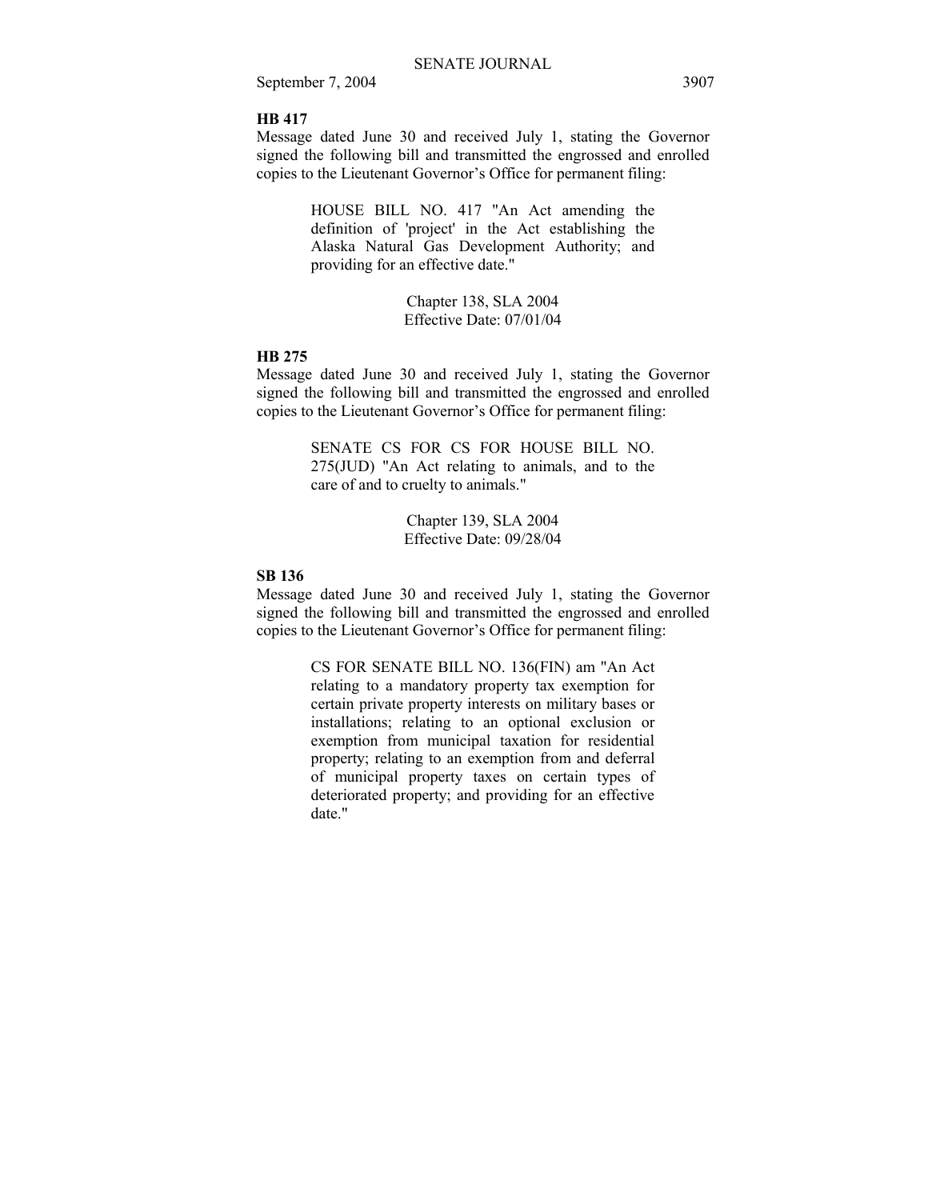**HB 417**

Message dated June 30 and received July 1, stating the Governor signed the following bill and transmitted the engrossed and enrolled copies to the Lieutenant Governor's Office for permanent filing:

> HOUSE BILL NO. 417 "An Act amending the definition of 'project' in the Act establishing the Alaska Natural Gas Development Authority; and providing for an effective date."
>
> Chapter 138, SLA 2004
> Effective Date: 07/01/04

**HB 275**

Message dated June 30 and received July 1, stating the Governor signed the following bill and transmitted the engrossed and enrolled copies to the Lieutenant Governor's Office for permanent filing:

> SENATE CS FOR CS FOR HOUSE BILL NO. 275(JUD) "An Act relating to animals, and to the care of and to cruelty to animals."
>
> Chapter 139, SLA 2004
> Effective Date: 09/28/04

**SB 136**

Message dated June 30 and received July 1, stating the Governor signed the following bill and transmitted the engrossed and enrolled copies to the Lieutenant Governor's Office for permanent filing:

> CS FOR SENATE BILL NO. 136(FIN) am "An Act relating to a mandatory property tax exemption for certain private property interests on military bases or installations; relating to an optional exclusion or exemption from municipal taxation for residential property; relating to an exemption from and deferral of municipal property taxes on certain types of deteriorated property; and providing for an effective date."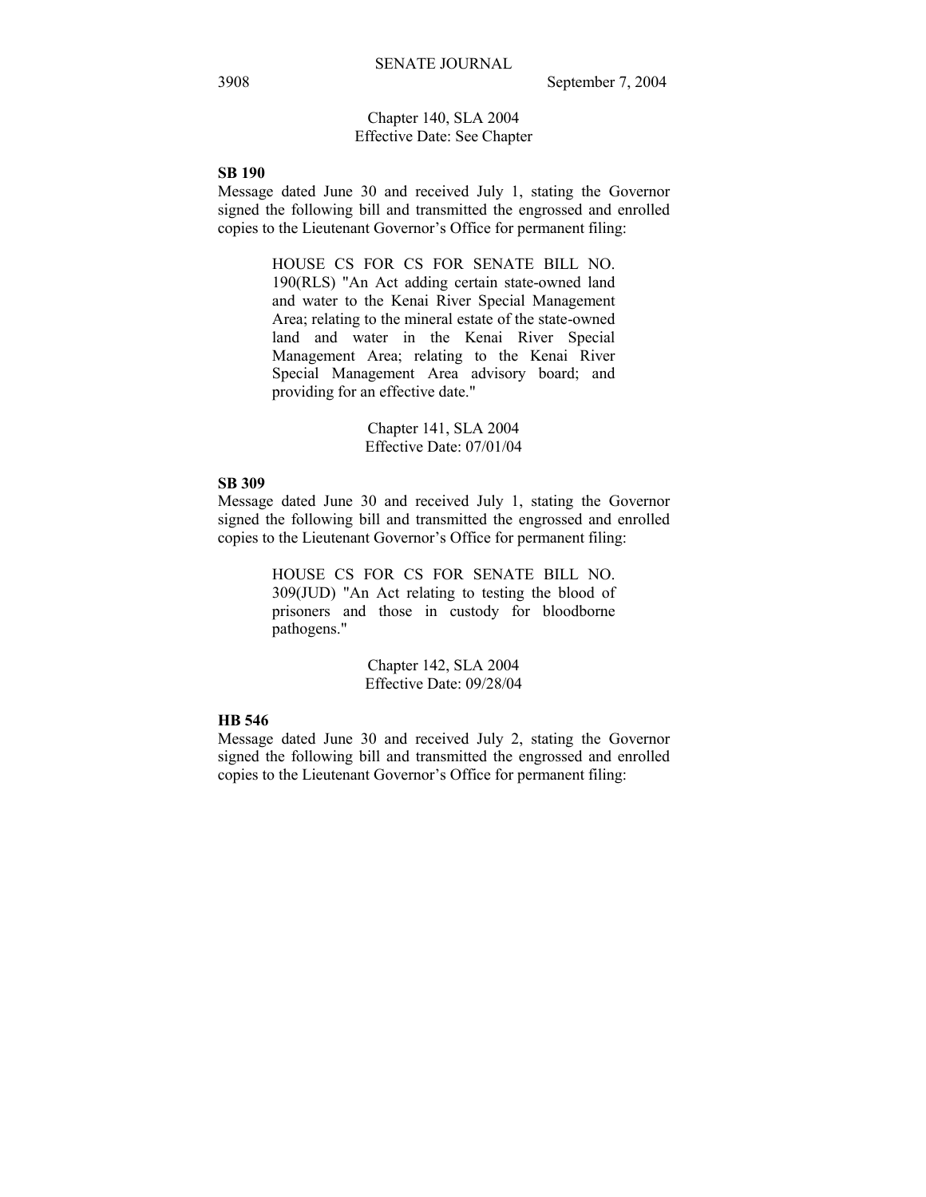Chapter 140, SLA 2004
Effective Date: See Chapter

**SB 190**

Message dated June 30 and received July 1, stating the Governor signed the following bill and transmitted the engrossed and enrolled copies to the Lieutenant Governor's Office for permanent filing:

> HOUSE CS FOR CS FOR SENATE BILL NO. 190(RLS) "An Act adding certain state-owned land and water to the Kenai River Special Management Area; relating to the mineral estate of the state-owned land and water in the Kenai River Special Management Area; relating to the Kenai River Special Management Area advisory board; and providing for an effective date."

Chapter 141, SLA 2004
Effective Date: 07/01/04

**SB 309**

Message dated June 30 and received July 1, stating the Governor signed the following bill and transmitted the engrossed and enrolled copies to the Lieutenant Governor's Office for permanent filing:

> HOUSE CS FOR CS FOR SENATE BILL NO. 309(JUD) "An Act relating to testing the blood of prisoners and those in custody for bloodborne pathogens."

Chapter 142, SLA 2004
Effective Date: 09/28/04

**HB 546**

Message dated June 30 and received July 2, stating the Governor signed the following bill and transmitted the engrossed and enrolled copies to the Lieutenant Governor's Office for permanent filing: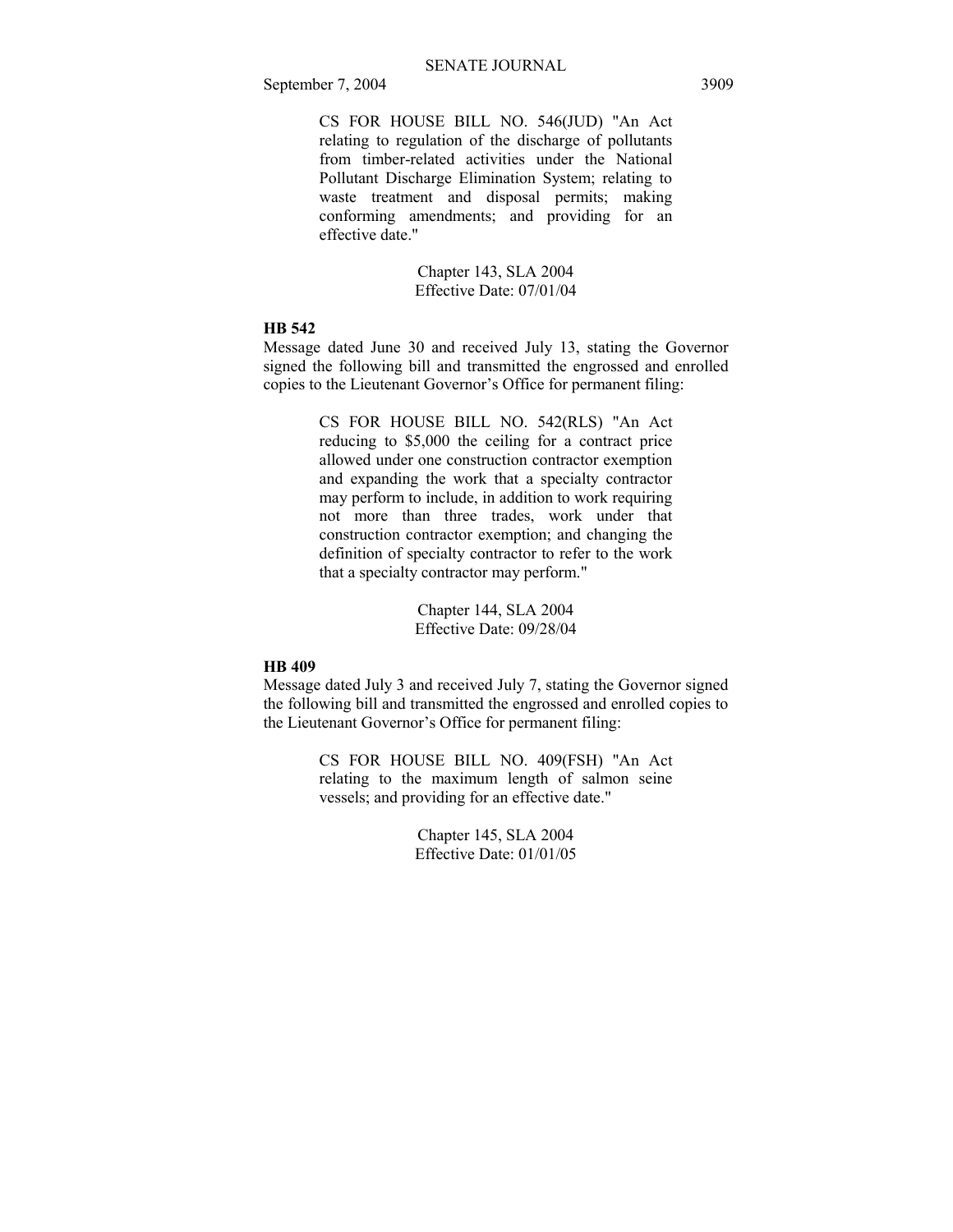CS FOR HOUSE BILL NO. 546(JUD) "An Act relating to regulation of the discharge of pollutants from timber-related activities under the National Pollutant Discharge Elimination System; relating to waste treatment and disposal permits; making conforming amendments; and providing for an effective date."

Chapter 143, SLA 2004
Effective Date: 07/01/04

**HB 542**

Message dated June 30 and received July 13, stating the Governor signed the following bill and transmitted the engrossed and enrolled copies to the Lieutenant Governor's Office for permanent filing:

CS FOR HOUSE BILL NO. 542(RLS) "An Act reducing to $5,000 the ceiling for a contract price allowed under one construction contractor exemption and expanding the work that a specialty contractor may perform to include, in addition to work requiring not more than three trades, work under that construction contractor exemption; and changing the definition of specialty contractor to refer to the work that a specialty contractor may perform."

Chapter 144, SLA 2004
Effective Date: 09/28/04

**HB 409**

Message dated July 3 and received July 7, stating the Governor signed the following bill and transmitted the engrossed and enrolled copies to the Lieutenant Governor's Office for permanent filing:

CS FOR HOUSE BILL NO. 409(FSH) "An Act relating to the maximum length of salmon seine vessels; and providing for an effective date."

Chapter 145, SLA 2004
Effective Date: 01/01/05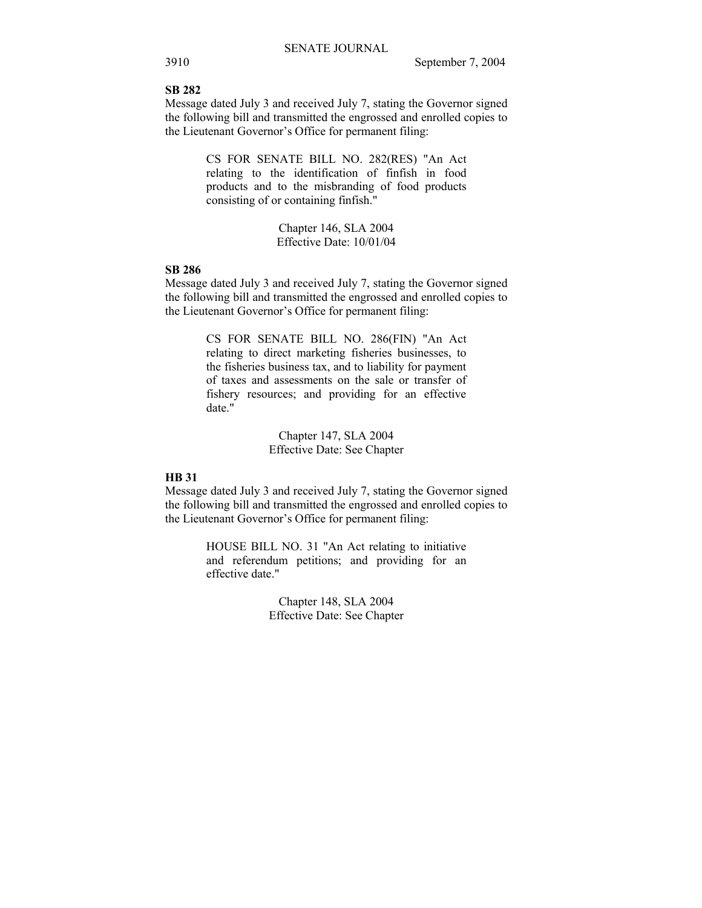**SB 282**

Message dated July 3 and received July 7, stating the Governor signed the following bill and transmitted the engrossed and enrolled copies to the Lieutenant Governor's Office for permanent filing:

> CS FOR SENATE BILL NO. 282(RES) "An Act relating to the identification of finfish in food products and to the misbranding of food products consisting of or containing finfish."
>
> Chapter 146, SLA 2004
> Effective Date: 10/01/04

**SB 286**

Message dated July 3 and received July 7, stating the Governor signed the following bill and transmitted the engrossed and enrolled copies to the Lieutenant Governor's Office for permanent filing:

> CS FOR SENATE BILL NO. 286(FIN) "An Act relating to direct marketing fisheries businesses, to the fisheries business tax, and to liability for payment of taxes and assessments on the sale or transfer of fishery resources; and providing for an effective date."
>
> Chapter 147, SLA 2004
> Effective Date: See Chapter

**HB 31**

Message dated July 3 and received July 7, stating the Governor signed the following bill and transmitted the engrossed and enrolled copies to the Lieutenant Governor's Office for permanent filing:

> HOUSE BILL NO. 31 "An Act relating to initiative and referendum petitions; and providing for an effective date."
>
> Chapter 148, SLA 2004
> Effective Date: See Chapter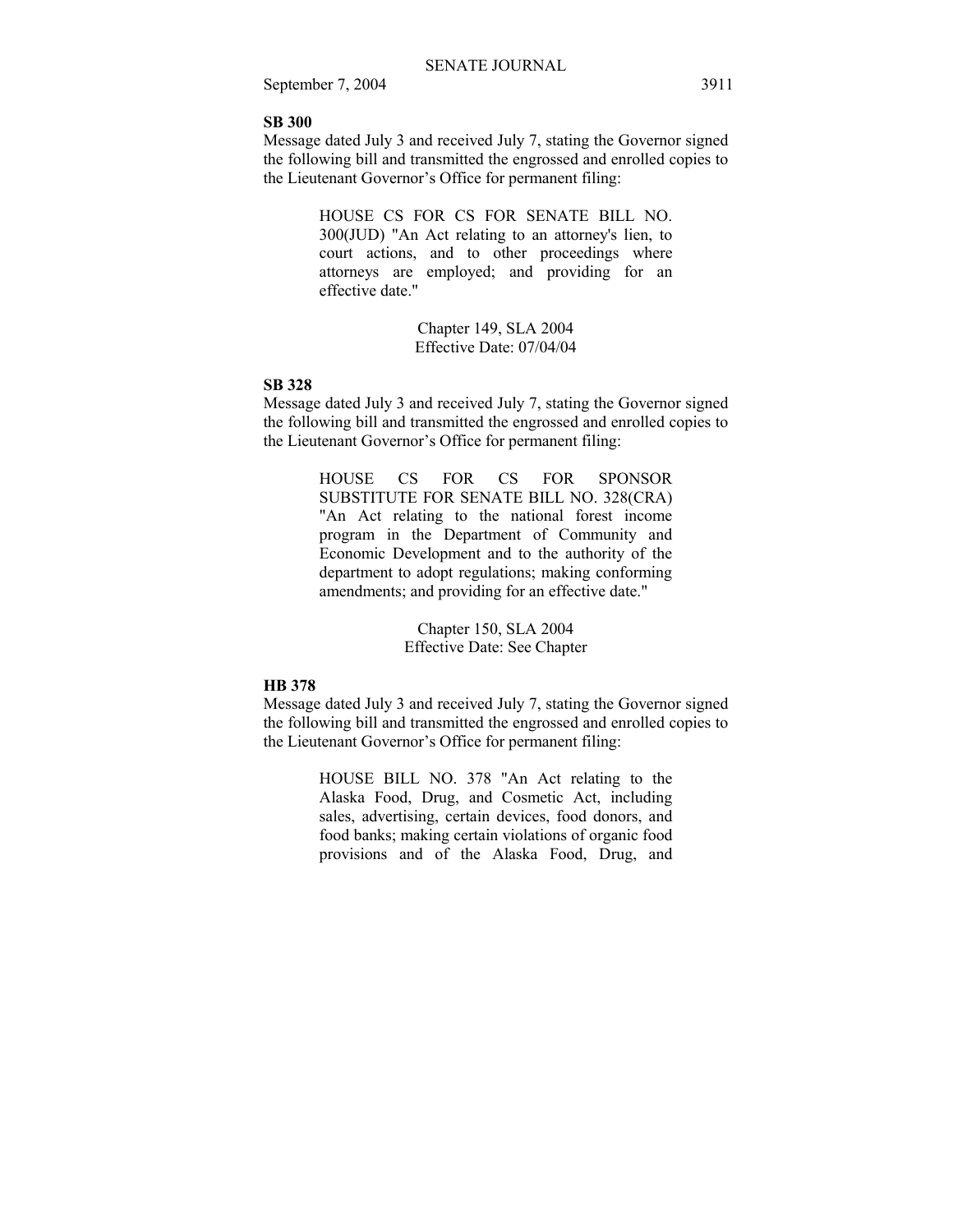**SB 300**

Message dated July 3 and received July 7, stating the Governor signed the following bill and transmitted the engrossed and enrolled copies to the Lieutenant Governor's Office for permanent filing:

> HOUSE CS FOR CS FOR SENATE BILL NO. 300(JUD) "An Act relating to an attorney's lien, to court actions, and to other proceedings where attorneys are employed; and providing for an effective date."
>
> Chapter 149, SLA 2004
> Effective Date: 07/04/04

**SB 328**

Message dated July 3 and received July 7, stating the Governor signed the following bill and transmitted the engrossed and enrolled copies to the Lieutenant Governor's Office for permanent filing:

> HOUSE CS FOR CS FOR SPONSOR SUBSTITUTE FOR SENATE BILL NO. 328(CRA) "An Act relating to the national forest income program in the Department of Community and Economic Development and to the authority of the department to adopt regulations; making conforming amendments; and providing for an effective date."
>
> Chapter 150, SLA 2004
> Effective Date: See Chapter

**HB 378**

Message dated July 3 and received July 7, stating the Governor signed the following bill and transmitted the engrossed and enrolled copies to the Lieutenant Governor's Office for permanent filing:

> HOUSE BILL NO. 378 "An Act relating to the Alaska Food, Drug, and Cosmetic Act, including sales, advertising, certain devices, food donors, and food banks; making certain violations of organic food provisions and of the Alaska Food, Drug, and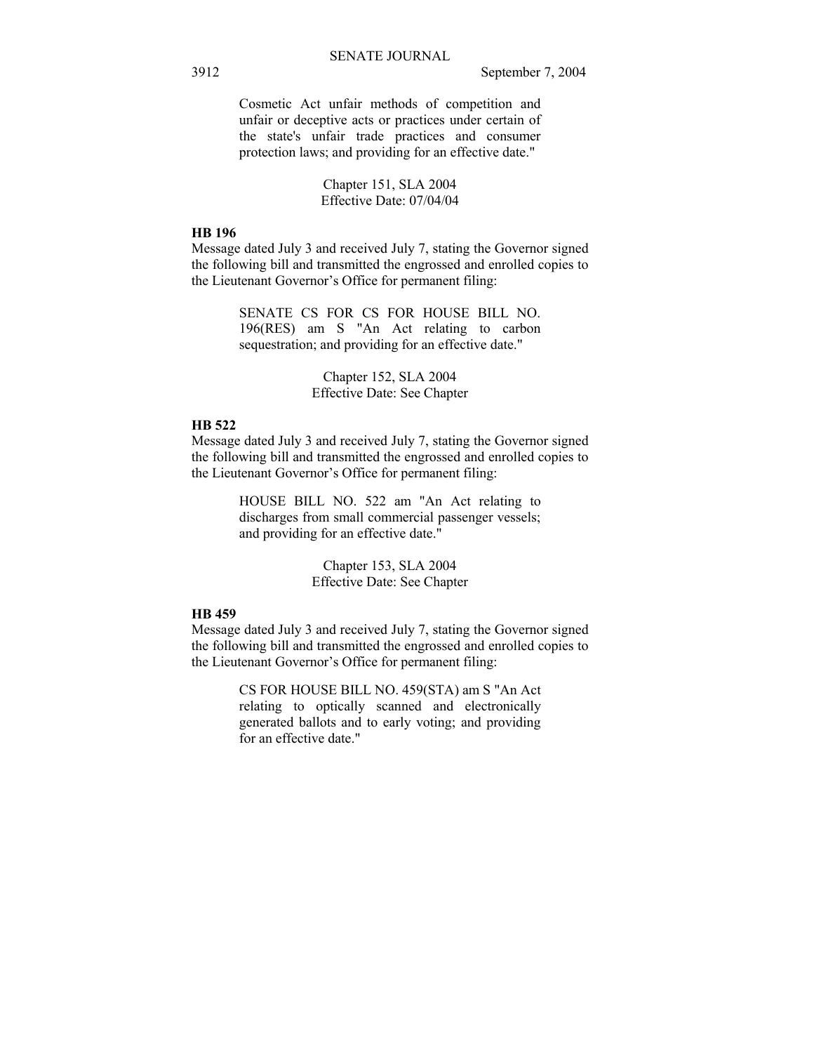Cosmetic Act unfair methods of competition and unfair or deceptive acts or practices under certain of the state's unfair trade practices and consumer protection laws; and providing for an effective date."

Chapter 151, SLA 2004
Effective Date: 07/04/04

**HB 196**

Message dated July 3 and received July 7, stating the Governor signed the following bill and transmitted the engrossed and enrolled copies to the Lieutenant Governor's Office for permanent filing:

SENATE CS FOR CS FOR HOUSE BILL NO. 196(RES) am S "An Act relating to carbon sequestration; and providing for an effective date."

Chapter 152, SLA 2004
Effective Date: See Chapter

**HB 522**

Message dated July 3 and received July 7, stating the Governor signed the following bill and transmitted the engrossed and enrolled copies to the Lieutenant Governor's Office for permanent filing:

HOUSE BILL NO. 522 am "An Act relating to discharges from small commercial passenger vessels; and providing for an effective date."

Chapter 153, SLA 2004
Effective Date: See Chapter

**HB 459**

Message dated July 3 and received July 7, stating the Governor signed the following bill and transmitted the engrossed and enrolled copies to the Lieutenant Governor's Office for permanent filing:

CS FOR HOUSE BILL NO. 459(STA) am S "An Act relating to optically scanned and electronically generated ballots and to early voting; and providing for an effective date."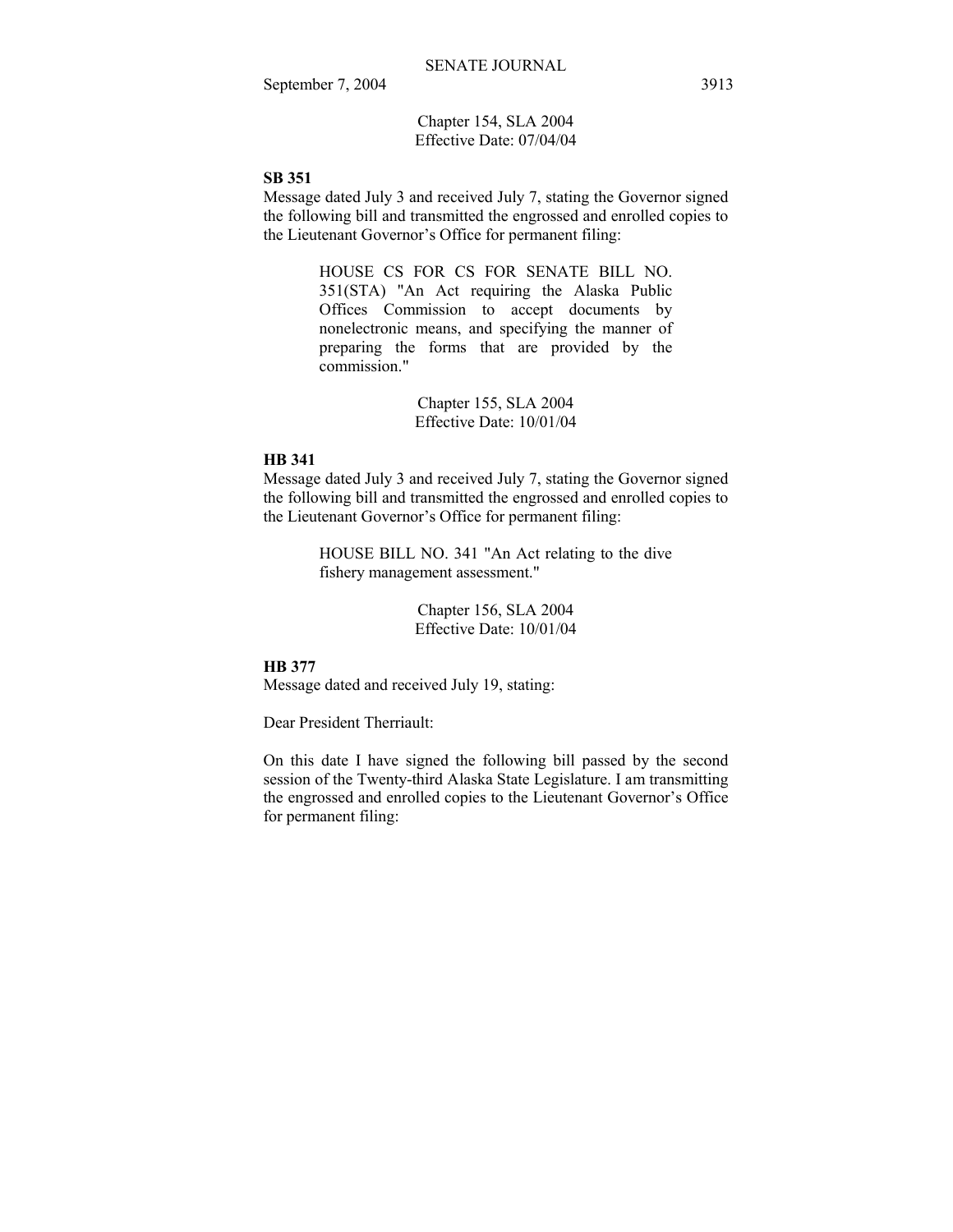Chapter 154, SLA 2004
Effective Date: 07/04/04

**SB 351**
Message dated July 3 and received July 7, stating the Governor signed the following bill and transmitted the engrossed and enrolled copies to the Lieutenant Governor's Office for permanent filing:

> HOUSE CS FOR CS FOR SENATE BILL NO. 351(STA) "An Act requiring the Alaska Public Offices Commission to accept documents by nonelectronic means, and specifying the manner of preparing the forms that are provided by the commission."

Chapter 155, SLA 2004
Effective Date: 10/01/04

**HB 341**
Message dated July 3 and received July 7, stating the Governor signed the following bill and transmitted the engrossed and enrolled copies to the Lieutenant Governor's Office for permanent filing:

> HOUSE BILL NO. 341 "An Act relating to the dive fishery management assessment."

Chapter 156, SLA 2004
Effective Date: 10/01/04

**HB 377**
Message dated and received July 19, stating:

Dear President Therriault:

On this date I have signed the following bill passed by the second session of the Twenty-third Alaska State Legislature. I am transmitting the engrossed and enrolled copies to the Lieutenant Governor's Office for permanent filing: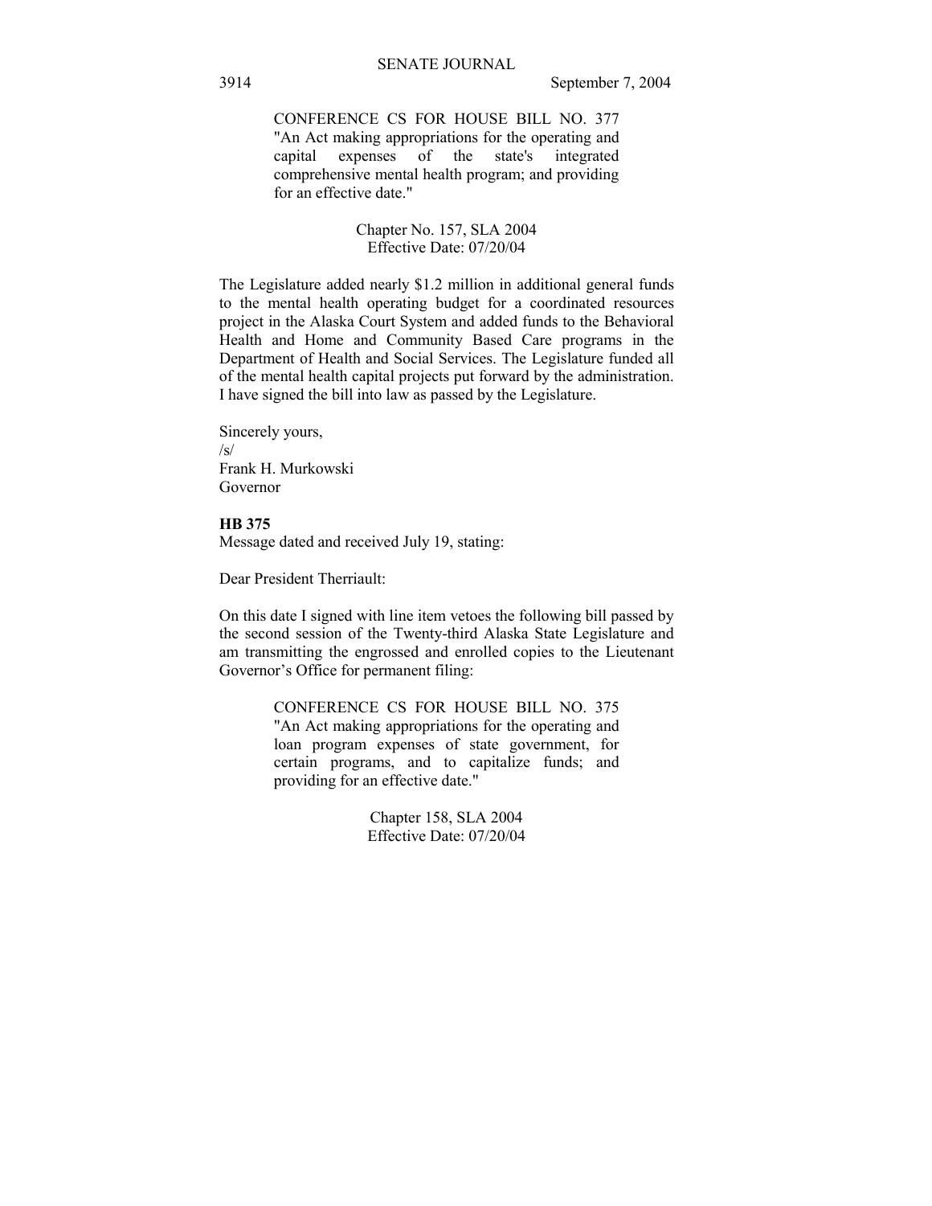CONFERENCE CS FOR HOUSE BILL NO. 377 "An Act making appropriations for the operating and capital expenses of the state's integrated comprehensive mental health program; and providing for an effective date."

Chapter No. 157, SLA 2004
Effective Date: 07/20/04

The Legislature added nearly $1.2 million in additional general funds to the mental health operating budget for a coordinated resources project in the Alaska Court System and added funds to the Behavioral Health and Home and Community Based Care programs in the Department of Health and Social Services. The Legislature funded all of the mental health capital projects put forward by the administration. I have signed the bill into law as passed by the Legislature.

Sincerely yours,
/s/
Frank H. Murkowski
Governor

**HB 375**
Message dated and received July 19, stating:

Dear President Therriault:

On this date I signed with line item vetoes the following bill passed by the second session of the Twenty-third Alaska State Legislature and am transmitting the engrossed and enrolled copies to the Lieutenant Governor's Office for permanent filing:

CONFERENCE CS FOR HOUSE BILL NO. 375 "An Act making appropriations for the operating and loan program expenses of state government, for certain programs, and to capitalize funds; and providing for an effective date."

Chapter 158, SLA 2004
Effective Date: 07/20/04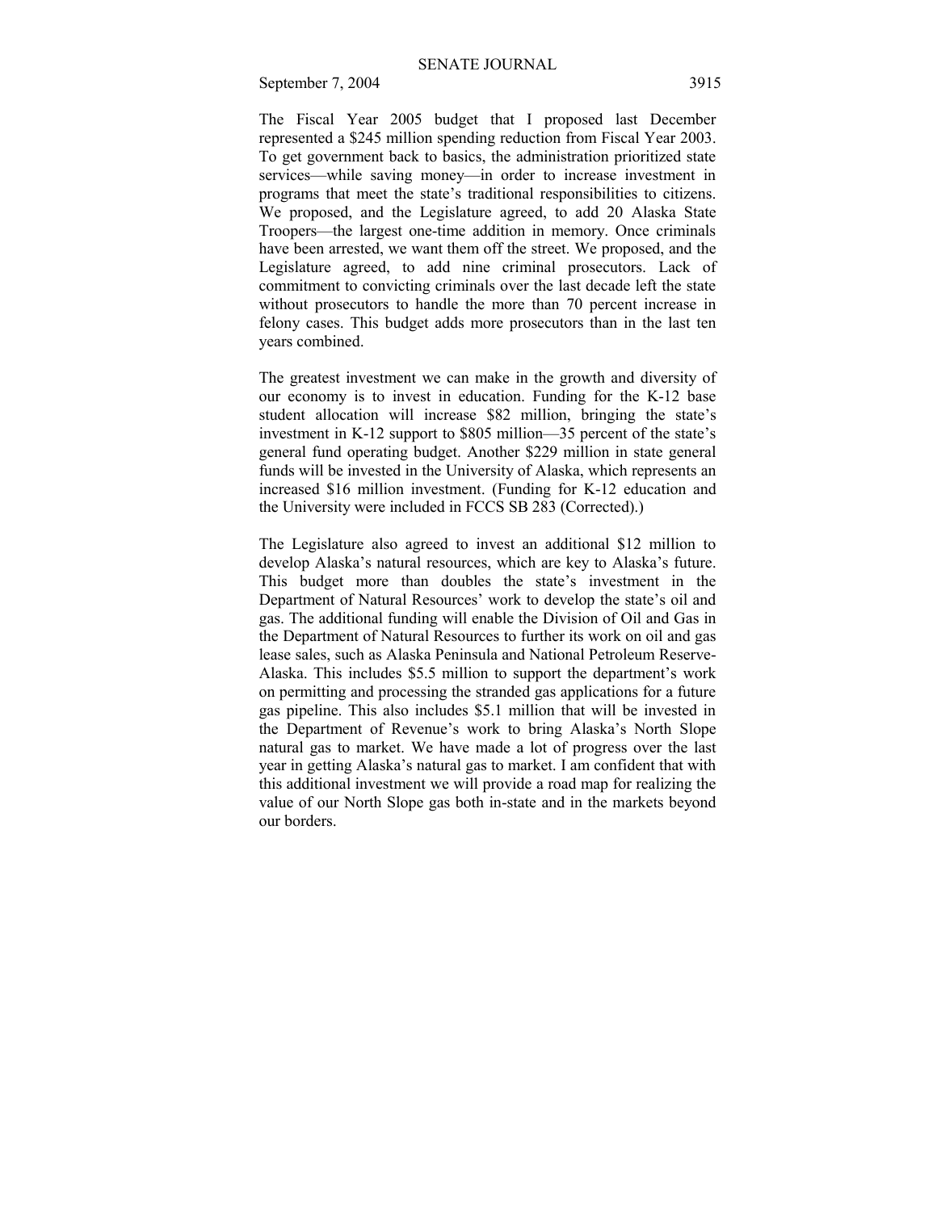The Fiscal Year 2005 budget that I proposed last December represented a $245 million spending reduction from Fiscal Year 2003. To get government back to basics, the administration prioritized state services—while saving money—in order to increase investment in programs that meet the state's traditional responsibilities to citizens. We proposed, and the Legislature agreed, to add 20 Alaska State Troopers—the largest one-time addition in memory. Once criminals have been arrested, we want them off the street. We proposed, and the Legislature agreed, to add nine criminal prosecutors. Lack of commitment to convicting criminals over the last decade left the state without prosecutors to handle the more than 70 percent increase in felony cases. This budget adds more prosecutors than in the last ten years combined.

The greatest investment we can make in the growth and diversity of our economy is to invest in education. Funding for the K-12 base student allocation will increase $82 million, bringing the state's investment in K-12 support to $805 million—35 percent of the state's general fund operating budget. Another $229 million in state general funds will be invested in the University of Alaska, which represents an increased $16 million investment. (Funding for K-12 education and the University were included in FCCS SB 283 (Corrected).)

The Legislature also agreed to invest an additional $12 million to develop Alaska's natural resources, which are key to Alaska's future. This budget more than doubles the state's investment in the Department of Natural Resources' work to develop the state's oil and gas. The additional funding will enable the Division of Oil and Gas in the Department of Natural Resources to further its work on oil and gas lease sales, such as Alaska Peninsula and National Petroleum Reserve-Alaska. This includes $5.5 million to support the department's work on permitting and processing the stranded gas applications for a future gas pipeline. This also includes $5.1 million that will be invested in the Department of Revenue's work to bring Alaska's North Slope natural gas to market. We have made a lot of progress over the last year in getting Alaska's natural gas to market. I am confident that with this additional investment we will provide a road map for realizing the value of our North Slope gas both in-state and in the markets beyond our borders.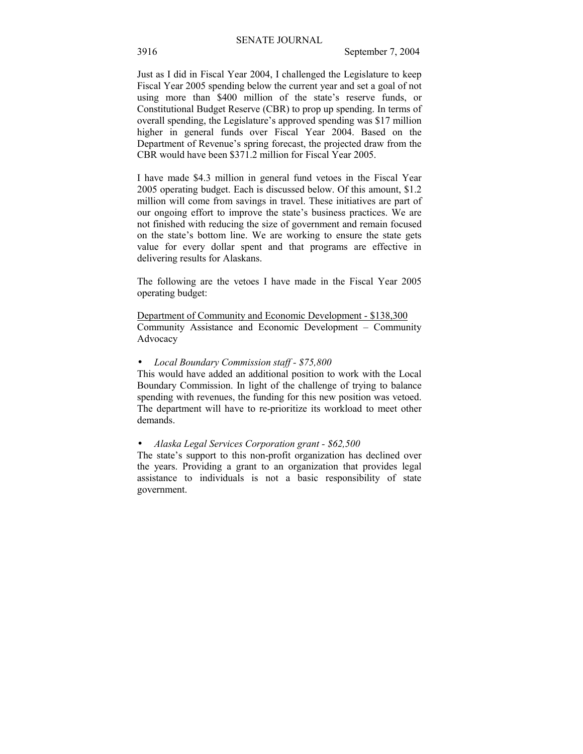Just as I did in Fiscal Year 2004, I challenged the Legislature to keep Fiscal Year 2005 spending below the current year and set a goal of not using more than $400 million of the state's reserve funds, or Constitutional Budget Reserve (CBR) to prop up spending. In terms of overall spending, the Legislature's approved spending was $17 million higher in general funds over Fiscal Year 2004. Based on the Department of Revenue's spring forecast, the projected draw from the CBR would have been $371.2 million for Fiscal Year 2005.

I have made $4.3 million in general fund vetoes in the Fiscal Year 2005 operating budget. Each is discussed below. Of this amount, $1.2 million will come from savings in travel. These initiatives are part of our ongoing effort to improve the state's business practices. We are not finished with reducing the size of government and remain focused on the state's bottom line. We are working to ensure the state gets value for every dollar spent and that programs are effective in delivering results for Alaskans.

The following are the vetoes I have made in the Fiscal Year 2005 operating budget:

<u>Department of Community and Economic Development - $138,300</u>
Community Assistance and Economic Development – Community Advocacy

- *Local Boundary Commission staff - $75,800*

This would have added an additional position to work with the Local Boundary Commission. In light of the challenge of trying to balance spending with revenues, the funding for this new position was vetoed. The department will have to re-prioritize its workload to meet other demands.

- *Alaska Legal Services Corporation grant - $62,500*

The state's support to this non-profit organization has declined over the years. Providing a grant to an organization that provides legal assistance to individuals is not a basic responsibility of state government.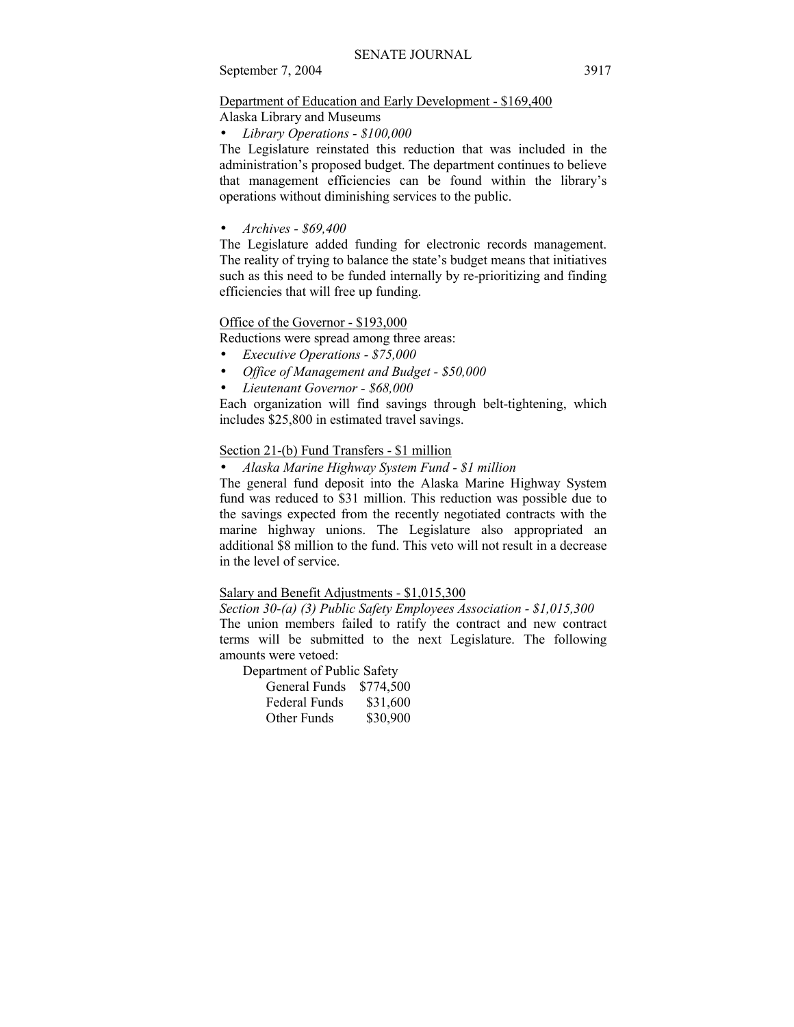Department of Education and Early Development - $169,400

Alaska Library and Museums

- *Library Operations - $100,000*

The Legislature reinstated this reduction that was included in the administration's proposed budget. The department continues to believe that management efficiencies can be found within the library's operations without diminishing services to the public.

- *Archives - $69,400*

The Legislature added funding for electronic records management. The reality of trying to balance the state's budget means that initiatives such as this need to be funded internally by re-prioritizing and finding efficiencies that will free up funding.

Office of the Governor - $193,000

Reductions were spread among three areas:

- *Executive Operations - $75,000*
- *Office of Management and Budget - $50,000*
- *Lieutenant Governor - $68,000*

Each organization will find savings through belt-tightening, which includes $25,800 in estimated travel savings.

Section 21-(b) Fund Transfers - $1 million

- *Alaska Marine Highway System Fund - $1 million*

The general fund deposit into the Alaska Marine Highway System fund was reduced to $31 million. This reduction was possible due to the savings expected from the recently negotiated contracts with the marine highway unions. The Legislature also appropriated an additional $8 million to the fund. This veto will not result in a decrease in the level of service.

Salary and Benefit Adjustments - $1,015,300

*Section 30-(a) (3) Public Safety Employees Association - $1,015,300*

The union members failed to ratify the contract and new contract terms will be submitted to the next Legislature. The following amounts were vetoed:

Department of Public Safety

| | |
|---|---|
| General Funds | $774,500 |
| Federal Funds | $31,600 |
| Other Funds | $30,900 |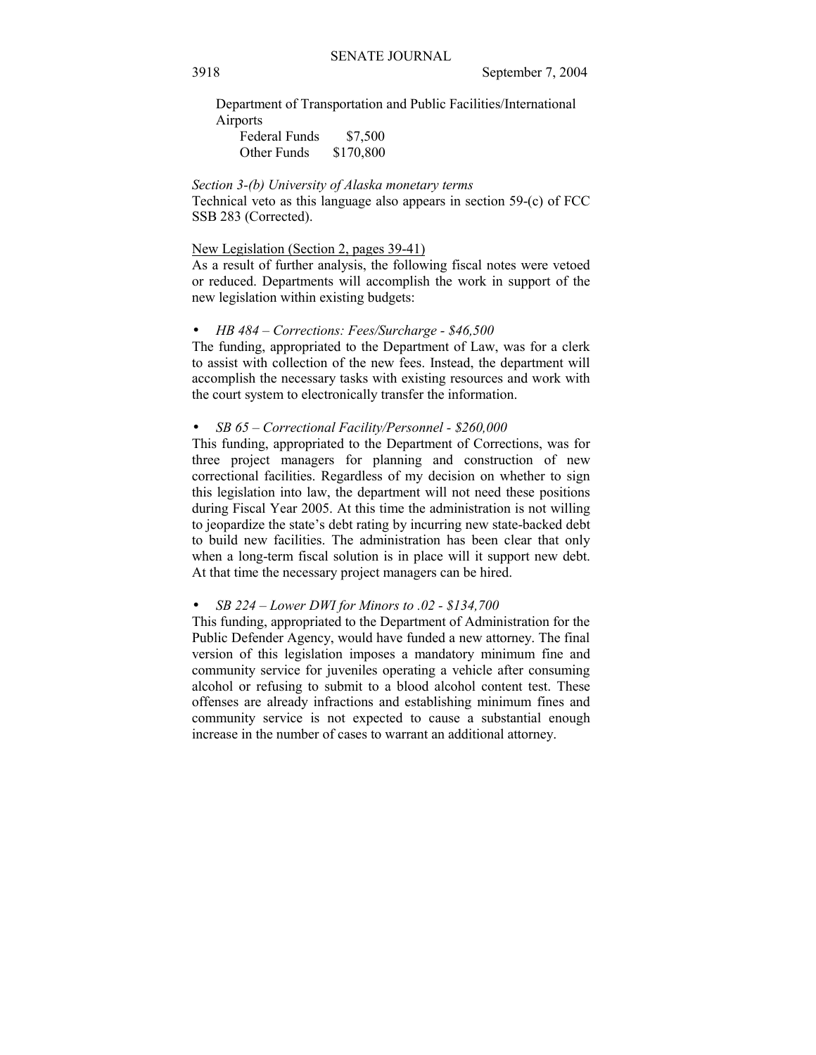Department of Transportation and Public Facilities/International Airports

| | |
|---|---|
| Federal Funds | $7,500 |
| Other Funds | $170,800 |

*Section 3-(b) University of Alaska monetary terms*

Technical veto as this language also appears in section 59-(c) of FCC SSB 283 (Corrected).

New Legislation (Section 2, pages 39-41)

As a result of further analysis, the following fiscal notes were vetoed or reduced. Departments will accomplish the work in support of the new legislation within existing budgets:

- *HB 484 – Corrections: Fees/Surcharge - $46,500*

The funding, appropriated to the Department of Law, was for a clerk to assist with collection of the new fees. Instead, the department will accomplish the necessary tasks with existing resources and work with the court system to electronically transfer the information.

- *SB 65 – Correctional Facility/Personnel - $260,000*

This funding, appropriated to the Department of Corrections, was for three project managers for planning and construction of new correctional facilities. Regardless of my decision on whether to sign this legislation into law, the department will not need these positions during Fiscal Year 2005. At this time the administration is not willing to jeopardize the state's debt rating by incurring new state-backed debt to build new facilities. The administration has been clear that only when a long-term fiscal solution is in place will it support new debt. At that time the necessary project managers can be hired.

- *SB 224 – Lower DWI for Minors to .02 - $134,700*

This funding, appropriated to the Department of Administration for the Public Defender Agency, would have funded a new attorney. The final version of this legislation imposes a mandatory minimum fine and community service for juveniles operating a vehicle after consuming alcohol or refusing to submit to a blood alcohol content test. These offenses are already infractions and establishing minimum fines and community service is not expected to cause a substantial enough increase in the number of cases to warrant an additional attorney.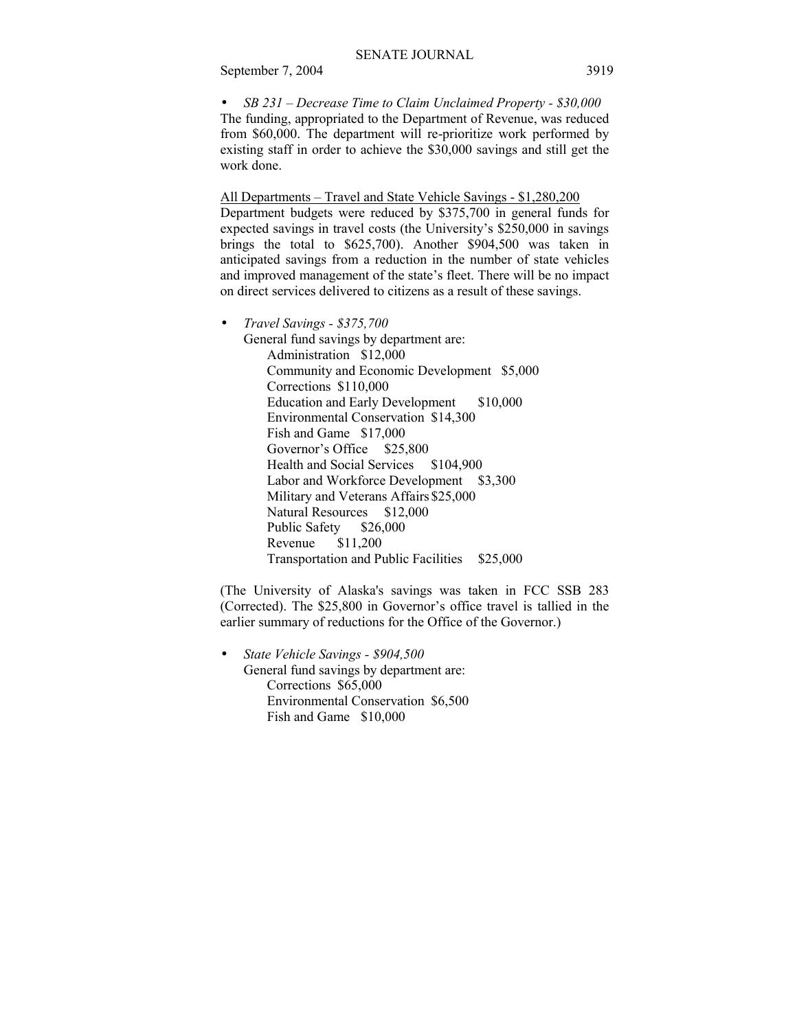- *SB 231 – Decrease Time to Claim Unclaimed Property - $30,000*
The funding, appropriated to the Department of Revenue, was reduced from $60,000. The department will re-prioritize work performed by existing staff in order to achieve the $30,000 savings and still get the work done.

<u>All Departments – Travel and State Vehicle Savings - $1,280,200</u>
Department budgets were reduced by $375,700 in general funds for expected savings in travel costs (the University's $250,000 in savings brings the total to $625,700). Another $904,500 was taken in anticipated savings from a reduction in the number of state vehicles and improved management of the state's fleet. There will be no impact on direct services delivered to citizens as a result of these savings.

- *Travel Savings - $375,700*
  General fund savings by department are:
  - Administration $12,000
  - Community and Economic Development $5,000
  - Corrections $110,000
  - Education and Early Development $10,000
  - Environmental Conservation $14,300
  - Fish and Game $17,000
  - Governor's Office $25,800
  - Health and Social Services $104,900
  - Labor and Workforce Development $3,300
  - Military and Veterans Affairs $25,000
  - Natural Resources $12,000
  - Public Safety $26,000
  - Revenue $11,200
  - Transportation and Public Facilities $25,000

(The University of Alaska's savings was taken in FCC SSB 283 (Corrected). The $25,800 in Governor's office travel is tallied in the earlier summary of reductions for the Office of the Governor.)

- *State Vehicle Savings - $904,500*
  General fund savings by department are:
  - Corrections $65,000
  - Environmental Conservation $6,500
  - Fish and Game $10,000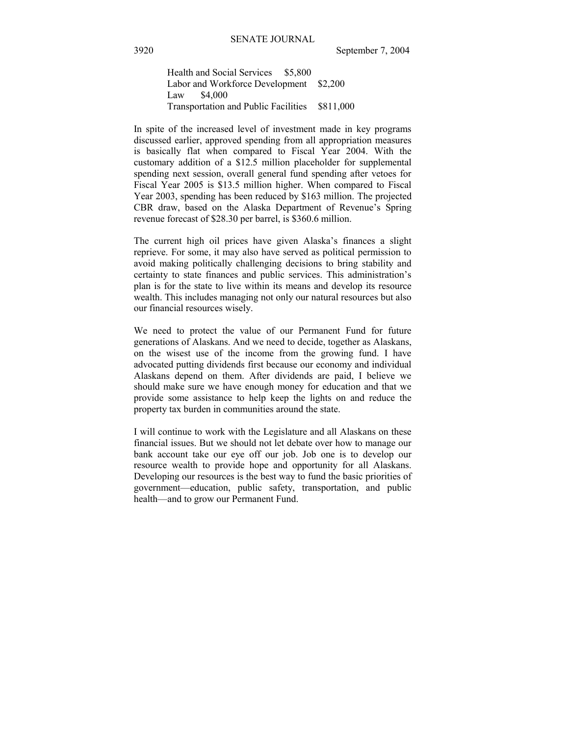Health and Social Services $5,800
Labor and Workforce Development $2,200
Law $4,000
Transportation and Public Facilities $811,000

In spite of the increased level of investment made in key programs discussed earlier, approved spending from all appropriation measures is basically flat when compared to Fiscal Year 2004. With the customary addition of a $12.5 million placeholder for supplemental spending next session, overall general fund spending after vetoes for Fiscal Year 2005 is $13.5 million higher. When compared to Fiscal Year 2003, spending has been reduced by $163 million. The projected CBR draw, based on the Alaska Department of Revenue's Spring revenue forecast of $28.30 per barrel, is $360.6 million.

The current high oil prices have given Alaska's finances a slight reprieve. For some, it may also have served as political permission to avoid making politically challenging decisions to bring stability and certainty to state finances and public services. This administration's plan is for the state to live within its means and develop its resource wealth. This includes managing not only our natural resources but also our financial resources wisely.

We need to protect the value of our Permanent Fund for future generations of Alaskans. And we need to decide, together as Alaskans, on the wisest use of the income from the growing fund. I have advocated putting dividends first because our economy and individual Alaskans depend on them. After dividends are paid, I believe we should make sure we have enough money for education and that we provide some assistance to help keep the lights on and reduce the property tax burden in communities around the state.

I will continue to work with the Legislature and all Alaskans on these financial issues. But we should not let debate over how to manage our bank account take our eye off our job. Job one is to develop our resource wealth to provide hope and opportunity for all Alaskans. Developing our resources is the best way to fund the basic priorities of government—education, public safety, transportation, and public health—and to grow our Permanent Fund.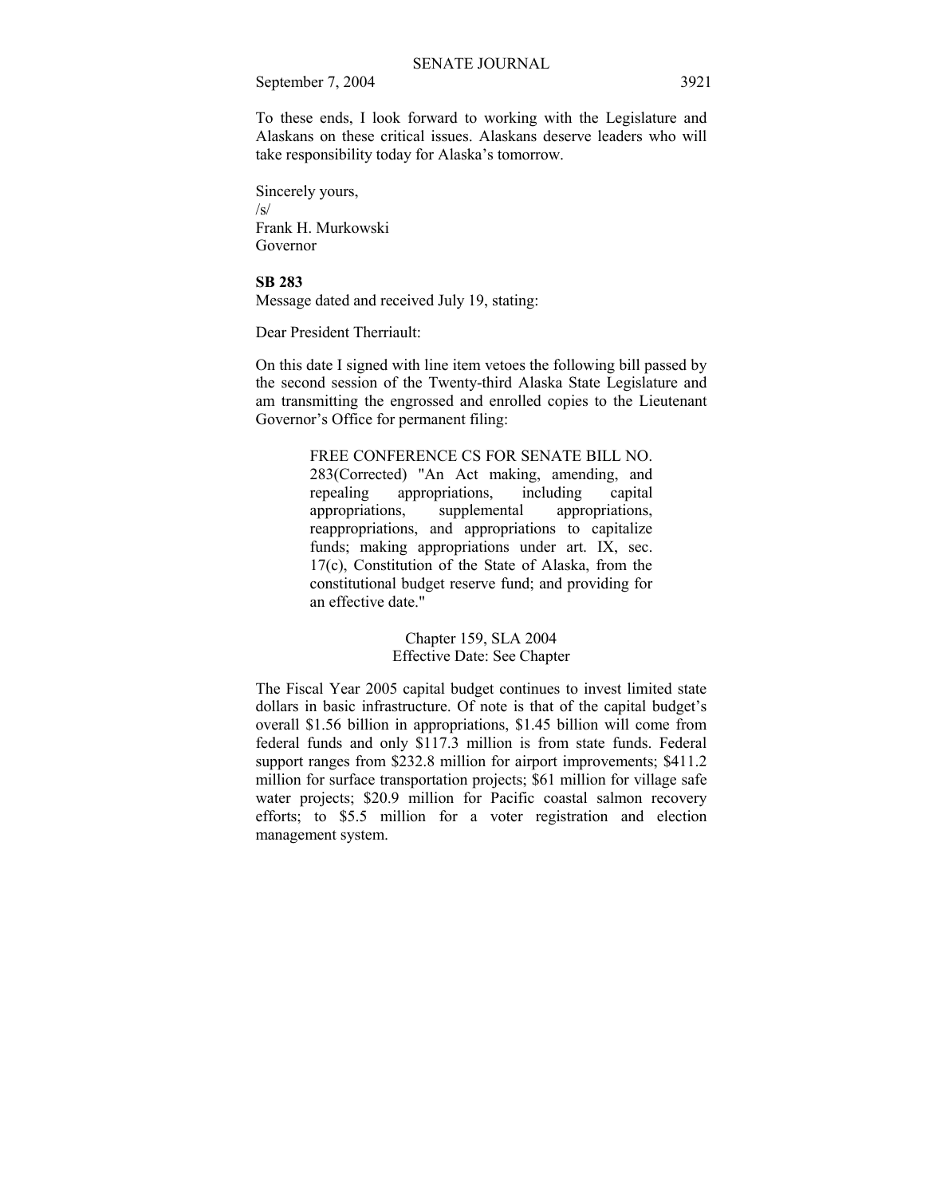To these ends, I look forward to working with the Legislature and Alaskans on these critical issues. Alaskans deserve leaders who will take responsibility today for Alaska's tomorrow.

Sincerely yours,
/s/
Frank H. Murkowski
Governor

**SB 283**
Message dated and received July 19, stating:

Dear President Therriault:

On this date I signed with line item vetoes the following bill passed by the second session of the Twenty-third Alaska State Legislature and am transmitting the engrossed and enrolled copies to the Lieutenant Governor's Office for permanent filing:

> FREE CONFERENCE CS FOR SENATE BILL NO. 283(Corrected) "An Act making, amending, and repealing appropriations, including capital appropriations, supplemental appropriations, reappropriations, and appropriations to capitalize funds; making appropriations under art. IX, sec. 17(c), Constitution of the State of Alaska, from the constitutional budget reserve fund; and providing for an effective date."
>
> Chapter 159, SLA 2004
> Effective Date: See Chapter

The Fiscal Year 2005 capital budget continues to invest limited state dollars in basic infrastructure. Of note is that of the capital budget's overall $1.56 billion in appropriations, $1.45 billion will come from federal funds and only $117.3 million is from state funds. Federal support ranges from $232.8 million for airport improvements; $411.2 million for surface transportation projects; $61 million for village safe water projects; $20.9 million for Pacific coastal salmon recovery efforts; to $5.5 million for a voter registration and election management system.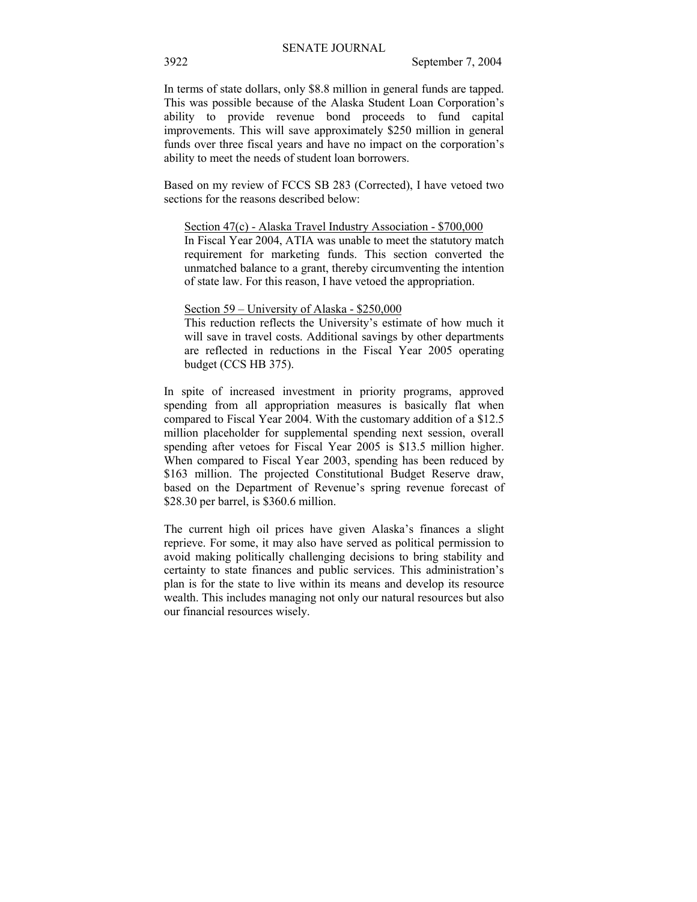In terms of state dollars, only \$8.8 million in general funds are tapped. This was possible because of the Alaska Student Loan Corporation's ability to provide revenue bond proceeds to fund capital improvements. This will save approximately \$250 million in general funds over three fiscal years and have no impact on the corporation's ability to meet the needs of student loan borrowers.

Based on my review of FCCS SB 283 (Corrected), I have vetoed two sections for the reasons described below:

> Section 47(c) - Alaska Travel Industry Association - \$700,000
> In Fiscal Year 2004, ATIA was unable to meet the statutory match requirement for marketing funds. This section converted the unmatched balance to a grant, thereby circumventing the intention of state law. For this reason, I have vetoed the appropriation.
>
> Section 59 – University of Alaska - \$250,000
> This reduction reflects the University's estimate of how much it will save in travel costs. Additional savings by other departments are reflected in reductions in the Fiscal Year 2005 operating budget (CCS HB 375).

In spite of increased investment in priority programs, approved spending from all appropriation measures is basically flat when compared to Fiscal Year 2004. With the customary addition of a \$12.5 million placeholder for supplemental spending next session, overall spending after vetoes for Fiscal Year 2005 is \$13.5 million higher. When compared to Fiscal Year 2003, spending has been reduced by \$163 million. The projected Constitutional Budget Reserve draw, based on the Department of Revenue's spring revenue forecast of \$28.30 per barrel, is \$360.6 million.

The current high oil prices have given Alaska's finances a slight reprieve. For some, it may also have served as political permission to avoid making politically challenging decisions to bring stability and certainty to state finances and public services. This administration's plan is for the state to live within its means and develop its resource wealth. This includes managing not only our natural resources but also our financial resources wisely.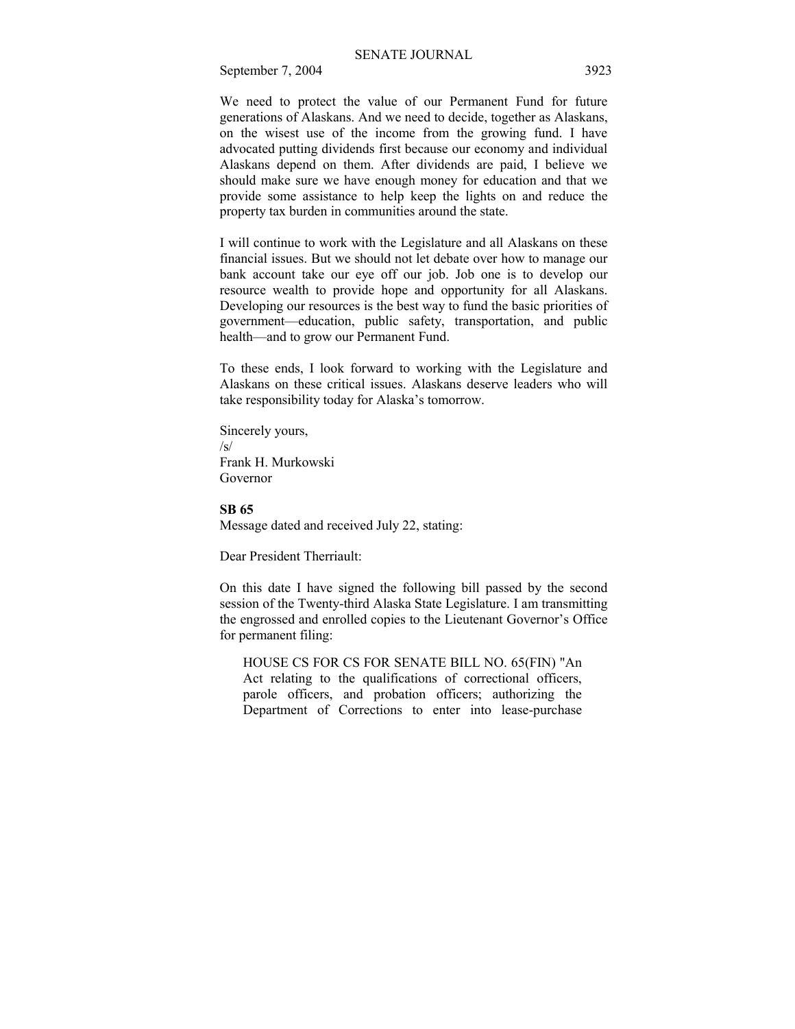We need to protect the value of our Permanent Fund for future generations of Alaskans. And we need to decide, together as Alaskans, on the wisest use of the income from the growing fund. I have advocated putting dividends first because our economy and individual Alaskans depend on them. After dividends are paid, I believe we should make sure we have enough money for education and that we provide some assistance to help keep the lights on and reduce the property tax burden in communities around the state.

I will continue to work with the Legislature and all Alaskans on these financial issues. But we should not let debate over how to manage our bank account take our eye off our job. Job one is to develop our resource wealth to provide hope and opportunity for all Alaskans. Developing our resources is the best way to fund the basic priorities of government—education, public safety, transportation, and public health—and to grow our Permanent Fund.

To these ends, I look forward to working with the Legislature and Alaskans on these critical issues. Alaskans deserve leaders who will take responsibility today for Alaska's tomorrow.

Sincerely yours,
/s/
Frank H. Murkowski
Governor

**SB 65**

Message dated and received July 22, stating:

Dear President Therriault:

On this date I have signed the following bill passed by the second session of the Twenty-third Alaska State Legislature. I am transmitting the engrossed and enrolled copies to the Lieutenant Governor's Office for permanent filing:

> HOUSE CS FOR CS FOR SENATE BILL NO. 65(FIN) "An Act relating to the qualifications of correctional officers, parole officers, and probation officers; authorizing the Department of Corrections to enter into lease-purchase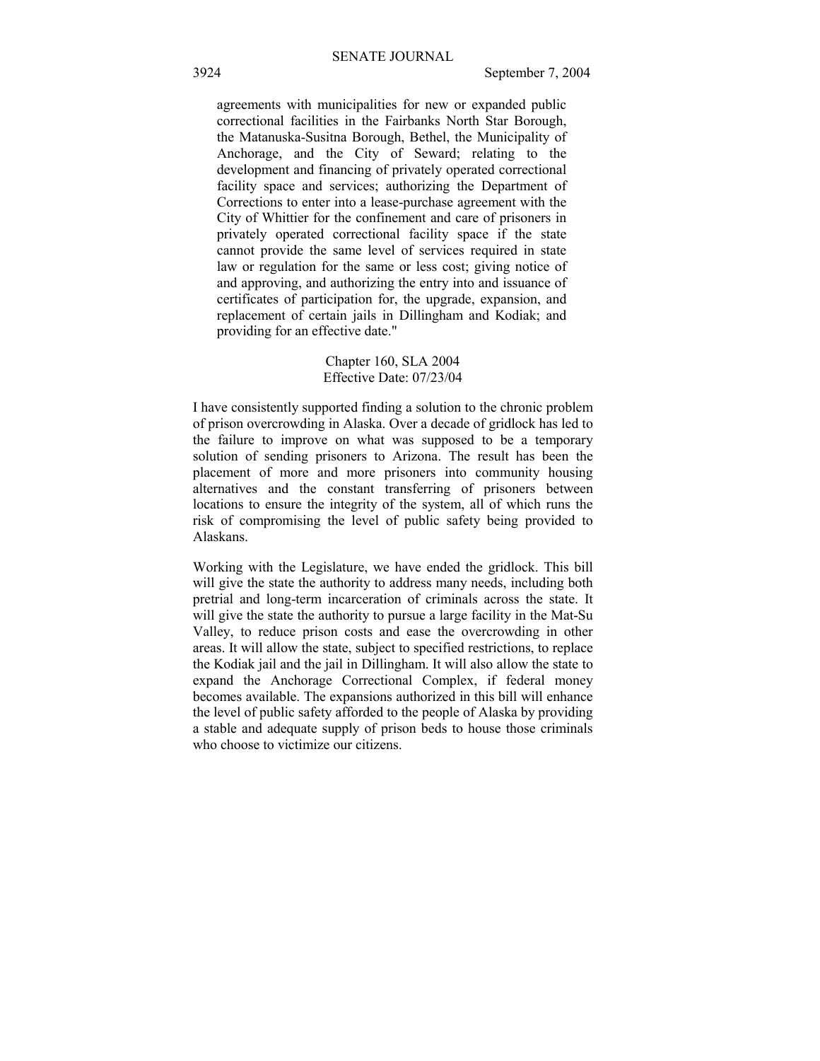agreements with municipalities for new or expanded public correctional facilities in the Fairbanks North Star Borough, the Matanuska-Susitna Borough, Bethel, the Municipality of Anchorage, and the City of Seward; relating to the development and financing of privately operated correctional facility space and services; authorizing the Department of Corrections to enter into a lease-purchase agreement with the City of Whittier for the confinement and care of prisoners in privately operated correctional facility space if the state cannot provide the same level of services required in state law or regulation for the same or less cost; giving notice of and approving, and authorizing the entry into and issuance of certificates of participation for, the upgrade, expansion, and replacement of certain jails in Dillingham and Kodiak; and providing for an effective date."

Chapter 160, SLA 2004
Effective Date: 07/23/04

I have consistently supported finding a solution to the chronic problem of prison overcrowding in Alaska. Over a decade of gridlock has led to the failure to improve on what was supposed to be a temporary solution of sending prisoners to Arizona. The result has been the placement of more and more prisoners into community housing alternatives and the constant transferring of prisoners between locations to ensure the integrity of the system, all of which runs the risk of compromising the level of public safety being provided to Alaskans.

Working with the Legislature, we have ended the gridlock. This bill will give the state the authority to address many needs, including both pretrial and long-term incarceration of criminals across the state. It will give the state the authority to pursue a large facility in the Mat-Su Valley, to reduce prison costs and ease the overcrowding in other areas. It will allow the state, subject to specified restrictions, to replace the Kodiak jail and the jail in Dillingham. It will also allow the state to expand the Anchorage Correctional Complex, if federal money becomes available. The expansions authorized in this bill will enhance the level of public safety afforded to the people of Alaska by providing a stable and adequate supply of prison beds to house those criminals who choose to victimize our citizens.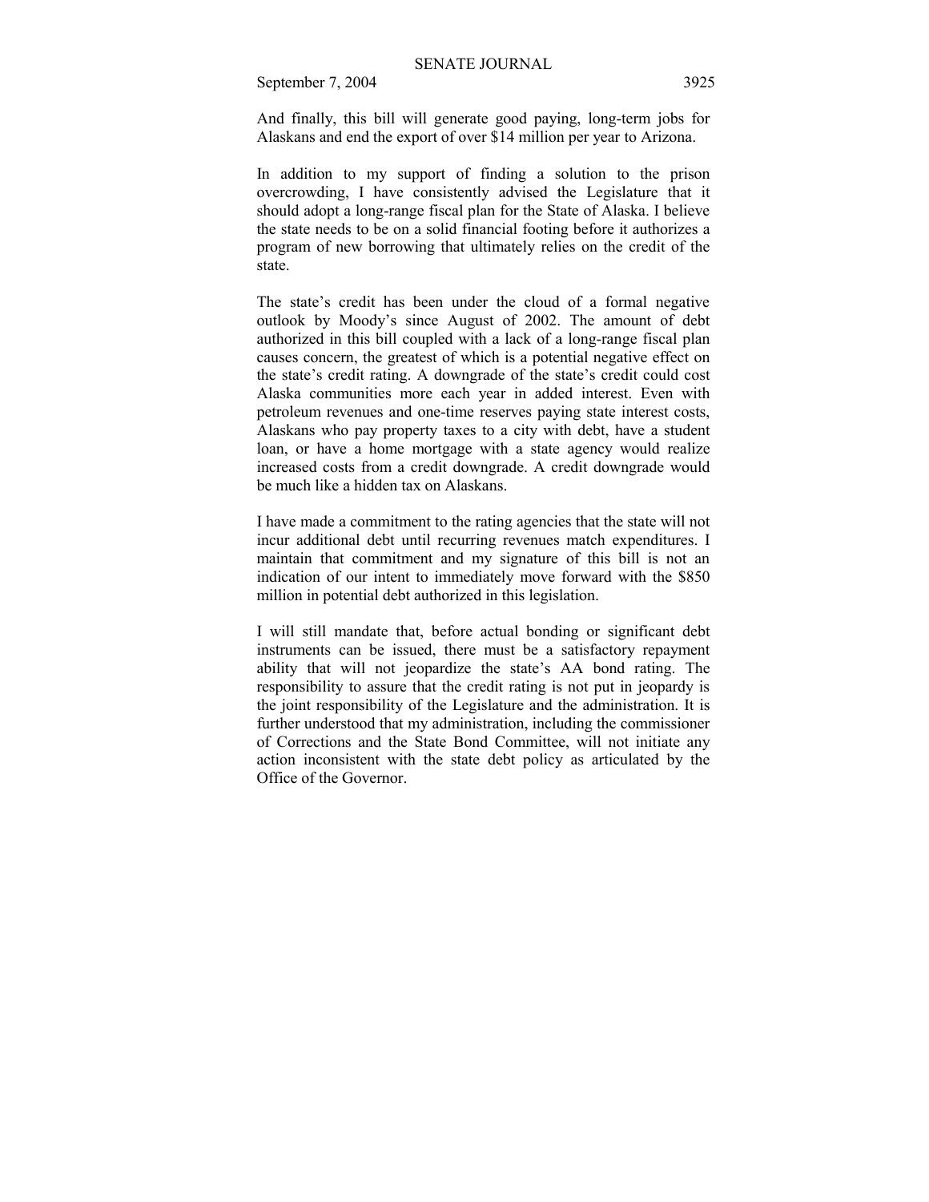And finally, this bill will generate good paying, long-term jobs for Alaskans and end the export of over $14 million per year to Arizona.

In addition to my support of finding a solution to the prison overcrowding, I have consistently advised the Legislature that it should adopt a long-range fiscal plan for the State of Alaska. I believe the state needs to be on a solid financial footing before it authorizes a program of new borrowing that ultimately relies on the credit of the state.

The state's credit has been under the cloud of a formal negative outlook by Moody's since August of 2002. The amount of debt authorized in this bill coupled with a lack of a long-range fiscal plan causes concern, the greatest of which is a potential negative effect on the state's credit rating. A downgrade of the state's credit could cost Alaska communities more each year in added interest. Even with petroleum revenues and one-time reserves paying state interest costs, Alaskans who pay property taxes to a city with debt, have a student loan, or have a home mortgage with a state agency would realize increased costs from a credit downgrade. A credit downgrade would be much like a hidden tax on Alaskans.

I have made a commitment to the rating agencies that the state will not incur additional debt until recurring revenues match expenditures. I maintain that commitment and my signature of this bill is not an indication of our intent to immediately move forward with the $850 million in potential debt authorized in this legislation.

I will still mandate that, before actual bonding or significant debt instruments can be issued, there must be a satisfactory repayment ability that will not jeopardize the state's AA bond rating. The responsibility to assure that the credit rating is not put in jeopardy is the joint responsibility of the Legislature and the administration. It is further understood that my administration, including the commissioner of Corrections and the State Bond Committee, will not initiate any action inconsistent with the state debt policy as articulated by the Office of the Governor.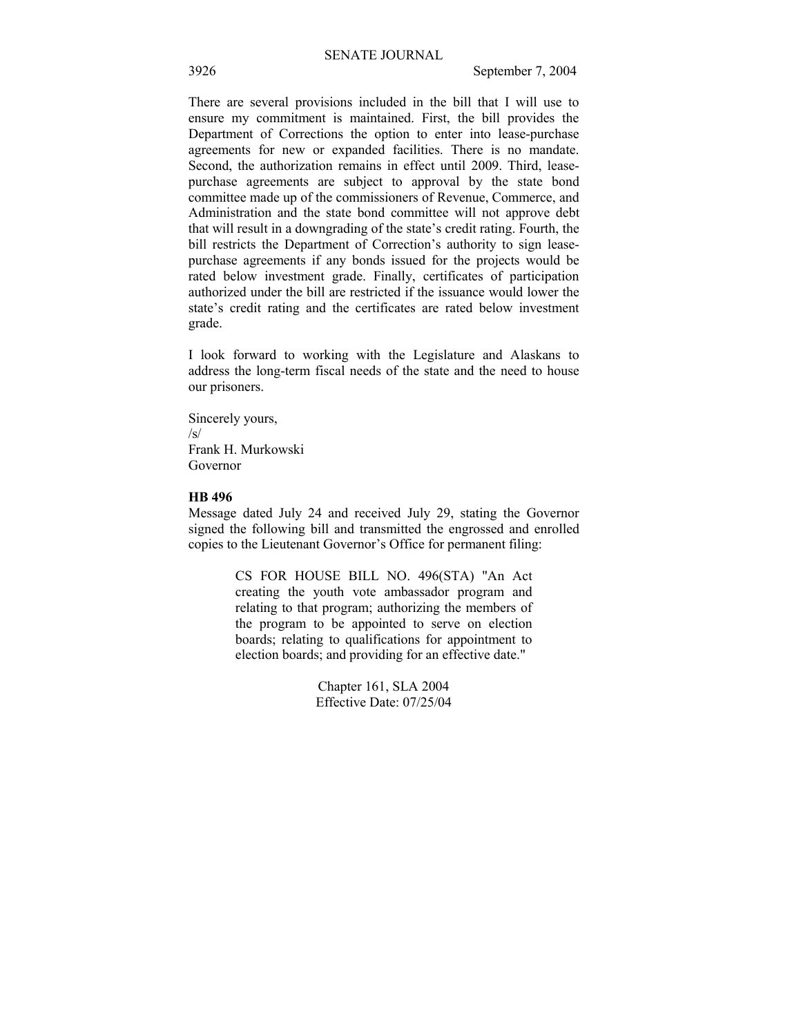There are several provisions included in the bill that I will use to ensure my commitment is maintained. First, the bill provides the Department of Corrections the option to enter into lease-purchase agreements for new or expanded facilities. There is no mandate. Second, the authorization remains in effect until 2009. Third, lease-purchase agreements are subject to approval by the state bond committee made up of the commissioners of Revenue, Commerce, and Administration and the state bond committee will not approve debt that will result in a downgrading of the state's credit rating. Fourth, the bill restricts the Department of Correction's authority to sign lease-purchase agreements if any bonds issued for the projects would be rated below investment grade. Finally, certificates of participation authorized under the bill are restricted if the issuance would lower the state's credit rating and the certificates are rated below investment grade.

I look forward to working with the Legislature and Alaskans to address the long-term fiscal needs of the state and the need to house our prisoners.

Sincerely yours,
/s/
Frank H. Murkowski
Governor

**HB 496**

Message dated July 24 and received July 29, stating the Governor signed the following bill and transmitted the engrossed and enrolled copies to the Lieutenant Governor's Office for permanent filing:

> CS FOR HOUSE BILL NO. 496(STA) "An Act creating the youth vote ambassador program and relating to that program; authorizing the members of the program to be appointed to serve on election boards; relating to qualifications for appointment to election boards; and providing for an effective date."
>
> Chapter 161, SLA 2004
> Effective Date: 07/25/04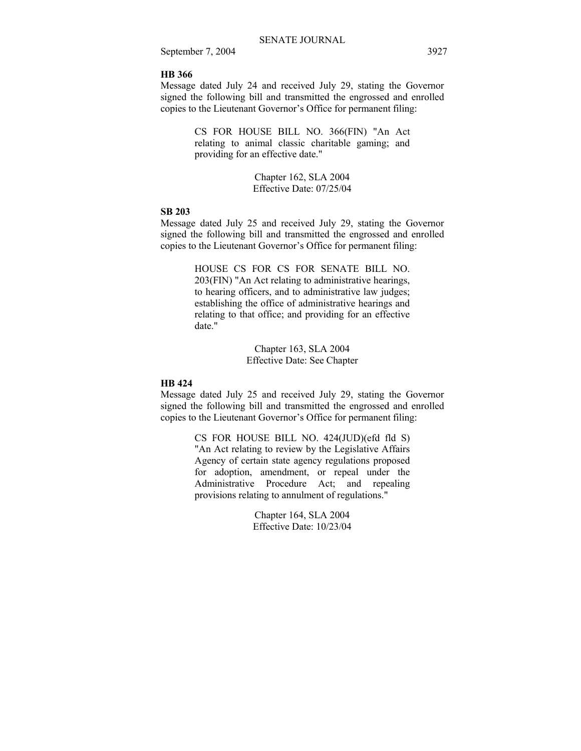**HB 366**

Message dated July 24 and received July 29, stating the Governor signed the following bill and transmitted the engrossed and enrolled copies to the Lieutenant Governor's Office for permanent filing:

> CS FOR HOUSE BILL NO. 366(FIN) "An Act relating to animal classic charitable gaming; and providing for an effective date."
>
> Chapter 162, SLA 2004
> Effective Date: 07/25/04

**SB 203**

Message dated July 25 and received July 29, stating the Governor signed the following bill and transmitted the engrossed and enrolled copies to the Lieutenant Governor's Office for permanent filing:

> HOUSE CS FOR CS FOR SENATE BILL NO. 203(FIN) "An Act relating to administrative hearings, to hearing officers, and to administrative law judges; establishing the office of administrative hearings and relating to that office; and providing for an effective date."
>
> Chapter 163, SLA 2004
> Effective Date: See Chapter

**HB 424**

Message dated July 25 and received July 29, stating the Governor signed the following bill and transmitted the engrossed and enrolled copies to the Lieutenant Governor's Office for permanent filing:

> CS FOR HOUSE BILL NO. 424(JUD)(efd fld S) "An Act relating to review by the Legislative Affairs Agency of certain state agency regulations proposed for adoption, amendment, or repeal under the Administrative Procedure Act; and repealing provisions relating to annulment of regulations."
>
> Chapter 164, SLA 2004
> Effective Date: 10/23/04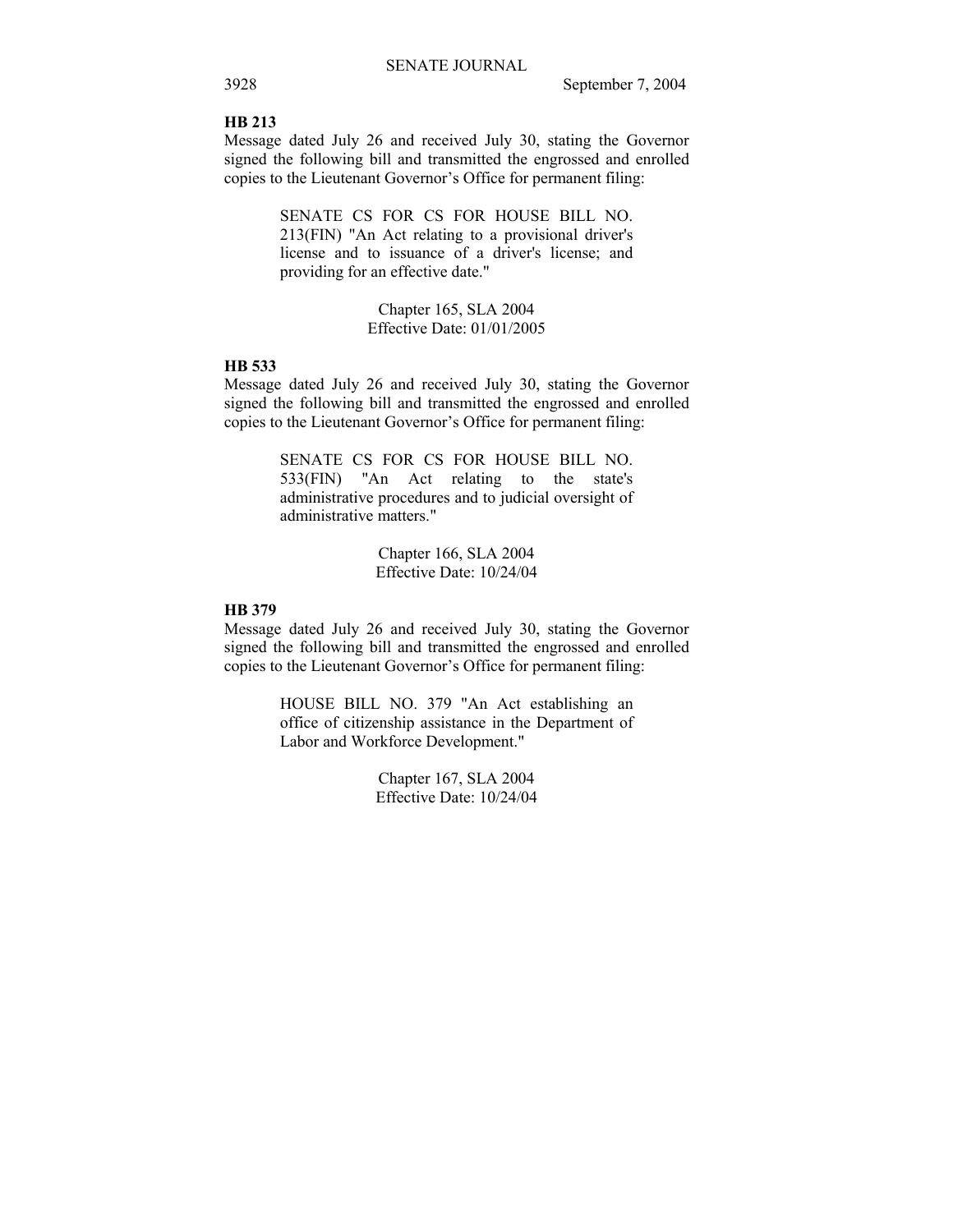**HB 213**

Message dated July 26 and received July 30, stating the Governor signed the following bill and transmitted the engrossed and enrolled copies to the Lieutenant Governor's Office for permanent filing:

> SENATE CS FOR CS FOR HOUSE BILL NO. 213(FIN) "An Act relating to a provisional driver's license and to issuance of a driver's license; and providing for an effective date."
>
> Chapter 165, SLA 2004
> Effective Date: 01/01/2005

**HB 533**

Message dated July 26 and received July 30, stating the Governor signed the following bill and transmitted the engrossed and enrolled copies to the Lieutenant Governor's Office for permanent filing:

> SENATE CS FOR CS FOR HOUSE BILL NO. 533(FIN) "An Act relating to the state's administrative procedures and to judicial oversight of administrative matters."
>
> Chapter 166, SLA 2004
> Effective Date: 10/24/04

**HB 379**

Message dated July 26 and received July 30, stating the Governor signed the following bill and transmitted the engrossed and enrolled copies to the Lieutenant Governor's Office for permanent filing:

> HOUSE BILL NO. 379 "An Act establishing an office of citizenship assistance in the Department of Labor and Workforce Development."
>
> Chapter 167, SLA 2004
> Effective Date: 10/24/04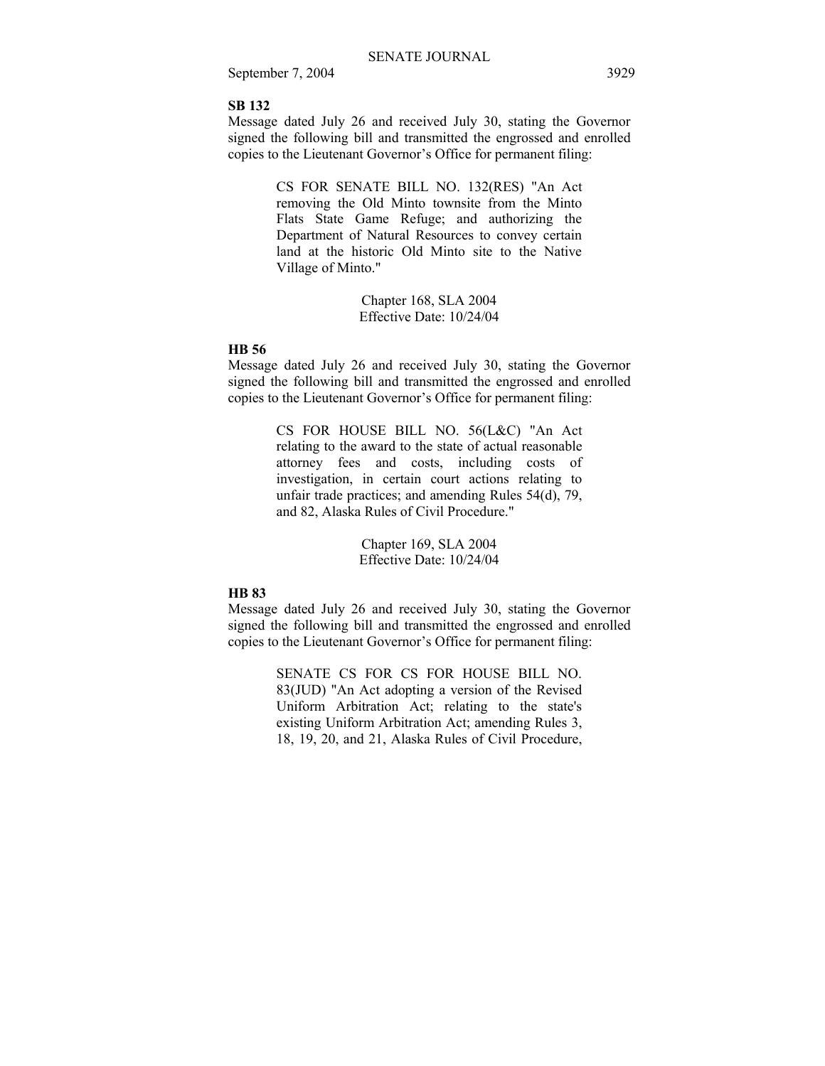**SB 132**

Message dated July 26 and received July 30, stating the Governor signed the following bill and transmitted the engrossed and enrolled copies to the Lieutenant Governor's Office for permanent filing:

> CS FOR SENATE BILL NO. 132(RES) "An Act removing the Old Minto townsite from the Minto Flats State Game Refuge; and authorizing the Department of Natural Resources to convey certain land at the historic Old Minto site to the Native Village of Minto."
>
> Chapter 168, SLA 2004
> Effective Date: 10/24/04

**HB 56**

Message dated July 26 and received July 30, stating the Governor signed the following bill and transmitted the engrossed and enrolled copies to the Lieutenant Governor's Office for permanent filing:

> CS FOR HOUSE BILL NO. 56(L&C) "An Act relating to the award to the state of actual reasonable attorney fees and costs, including costs of investigation, in certain court actions relating to unfair trade practices; and amending Rules 54(d), 79, and 82, Alaska Rules of Civil Procedure."
>
> Chapter 169, SLA 2004
> Effective Date: 10/24/04

**HB 83**

Message dated July 26 and received July 30, stating the Governor signed the following bill and transmitted the engrossed and enrolled copies to the Lieutenant Governor's Office for permanent filing:

> SENATE CS FOR CS FOR HOUSE BILL NO. 83(JUD) "An Act adopting a version of the Revised Uniform Arbitration Act; relating to the state's existing Uniform Arbitration Act; amending Rules 3, 18, 19, 20, and 21, Alaska Rules of Civil Procedure,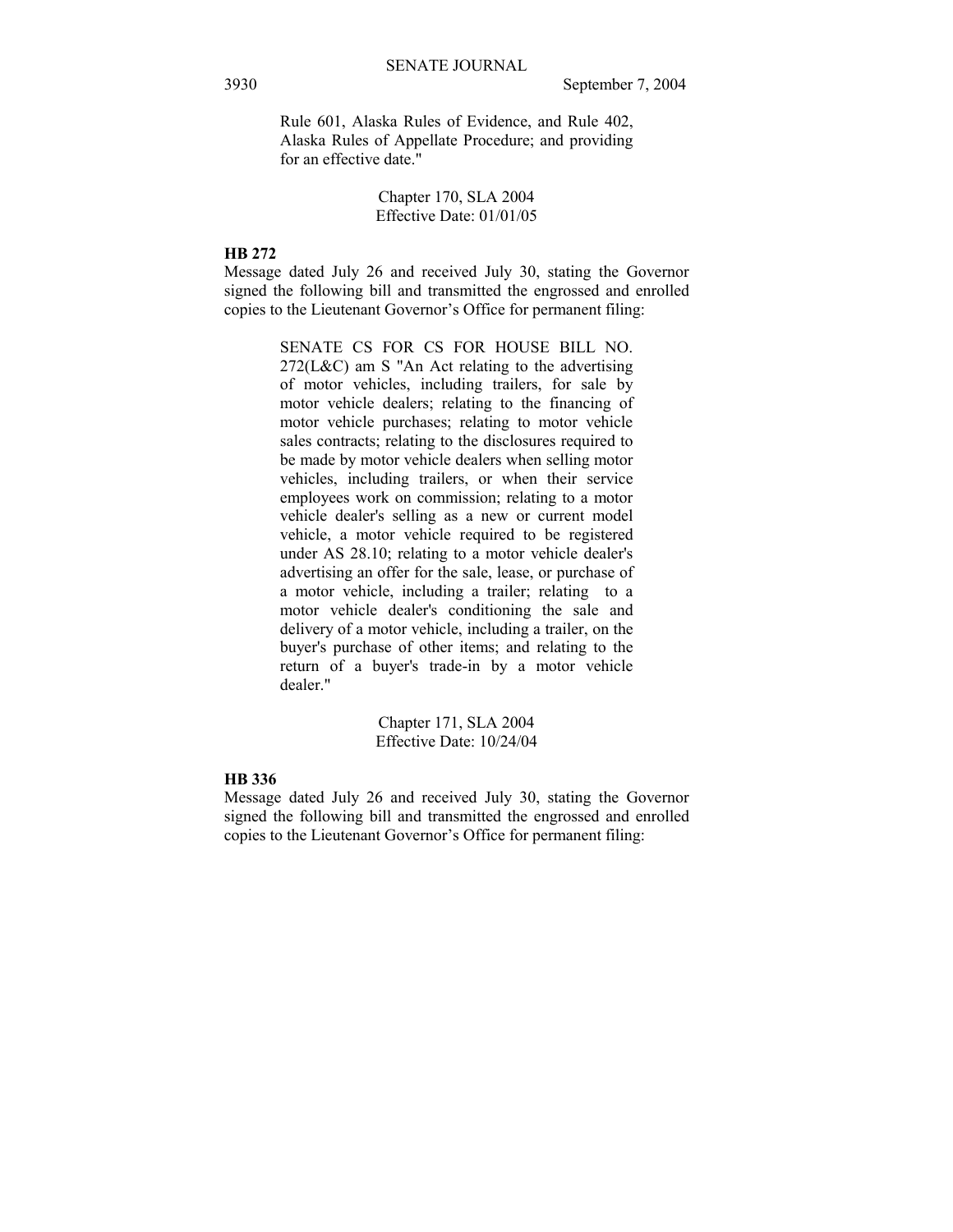Rule 601, Alaska Rules of Evidence, and Rule 402, Alaska Rules of Appellate Procedure; and providing for an effective date."

Chapter 170, SLA 2004
Effective Date: 01/01/05

**HB 272**

Message dated July 26 and received July 30, stating the Governor signed the following bill and transmitted the engrossed and enrolled copies to the Lieutenant Governor's Office for permanent filing:

SENATE CS FOR CS FOR HOUSE BILL NO. 272(L&C) am S "An Act relating to the advertising of motor vehicles, including trailers, for sale by motor vehicle dealers; relating to the financing of motor vehicle purchases; relating to motor vehicle sales contracts; relating to the disclosures required to be made by motor vehicle dealers when selling motor vehicles, including trailers, or when their service employees work on commission; relating to a motor vehicle dealer's selling as a new or current model vehicle, a motor vehicle required to be registered under AS 28.10; relating to a motor vehicle dealer's advertising an offer for the sale, lease, or purchase of a motor vehicle, including a trailer; relating to a motor vehicle dealer's conditioning the sale and delivery of a motor vehicle, including a trailer, on the buyer's purchase of other items; and relating to the return of a buyer's trade-in by a motor vehicle dealer."

Chapter 171, SLA 2004
Effective Date: 10/24/04

**HB 336**

Message dated July 26 and received July 30, stating the Governor signed the following bill and transmitted the engrossed and enrolled copies to the Lieutenant Governor's Office for permanent filing: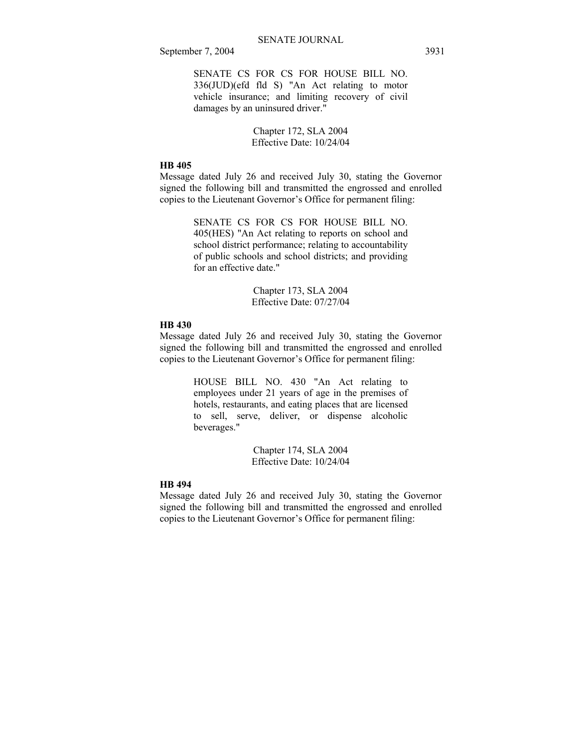SENATE CS FOR CS FOR HOUSE BILL NO. 336(JUD)(efd fld S) "An Act relating to motor vehicle insurance; and limiting recovery of civil damages by an uninsured driver."

Chapter 172, SLA 2004
Effective Date: 10/24/04

**HB 405**

Message dated July 26 and received July 30, stating the Governor signed the following bill and transmitted the engrossed and enrolled copies to the Lieutenant Governor's Office for permanent filing:

SENATE CS FOR CS FOR HOUSE BILL NO. 405(HES) "An Act relating to reports on school and school district performance; relating to accountability of public schools and school districts; and providing for an effective date."

Chapter 173, SLA 2004
Effective Date: 07/27/04

**HB 430**

Message dated July 26 and received July 30, stating the Governor signed the following bill and transmitted the engrossed and enrolled copies to the Lieutenant Governor's Office for permanent filing:

HOUSE BILL NO. 430 "An Act relating to employees under 21 years of age in the premises of hotels, restaurants, and eating places that are licensed to sell, serve, deliver, or dispense alcoholic beverages."

Chapter 174, SLA 2004
Effective Date: 10/24/04

**HB 494**

Message dated July 26 and received July 30, stating the Governor signed the following bill and transmitted the engrossed and enrolled copies to the Lieutenant Governor's Office for permanent filing: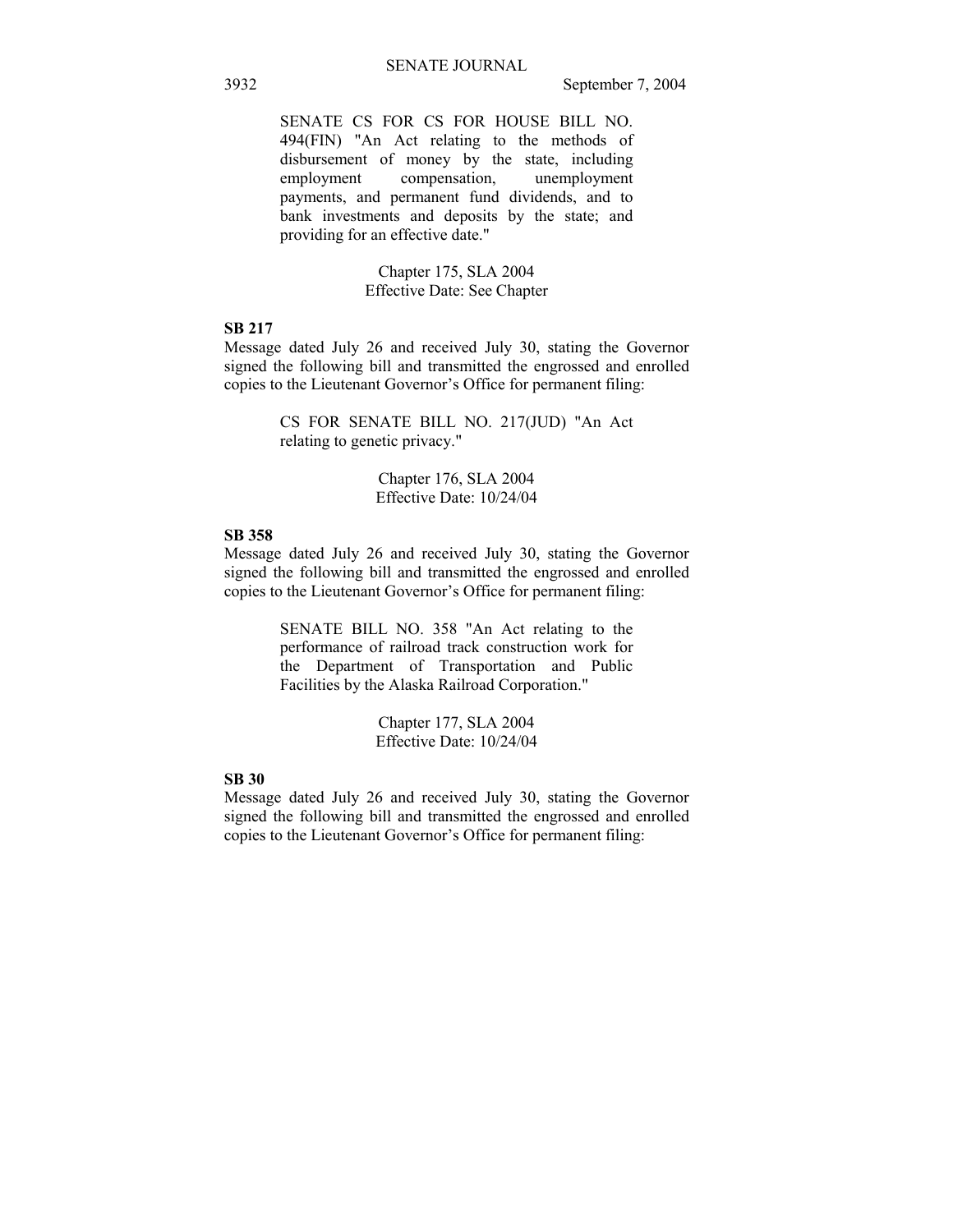SENATE CS FOR CS FOR HOUSE BILL NO. 494(FIN) "An Act relating to the methods of disbursement of money by the state, including employment compensation, unemployment payments, and permanent fund dividends, and to bank investments and deposits by the state; and providing for an effective date."

Chapter 175, SLA 2004
Effective Date: See Chapter

**SB 217**
Message dated July 26 and received July 30, stating the Governor signed the following bill and transmitted the engrossed and enrolled copies to the Lieutenant Governor's Office for permanent filing:

CS FOR SENATE BILL NO. 217(JUD) "An Act relating to genetic privacy."

Chapter 176, SLA 2004
Effective Date: 10/24/04

**SB 358**
Message dated July 26 and received July 30, stating the Governor signed the following bill and transmitted the engrossed and enrolled copies to the Lieutenant Governor's Office for permanent filing:

SENATE BILL NO. 358 "An Act relating to the performance of railroad track construction work for the Department of Transportation and Public Facilities by the Alaska Railroad Corporation."

Chapter 177, SLA 2004
Effective Date: 10/24/04

**SB 30**
Message dated July 26 and received July 30, stating the Governor signed the following bill and transmitted the engrossed and enrolled copies to the Lieutenant Governor's Office for permanent filing: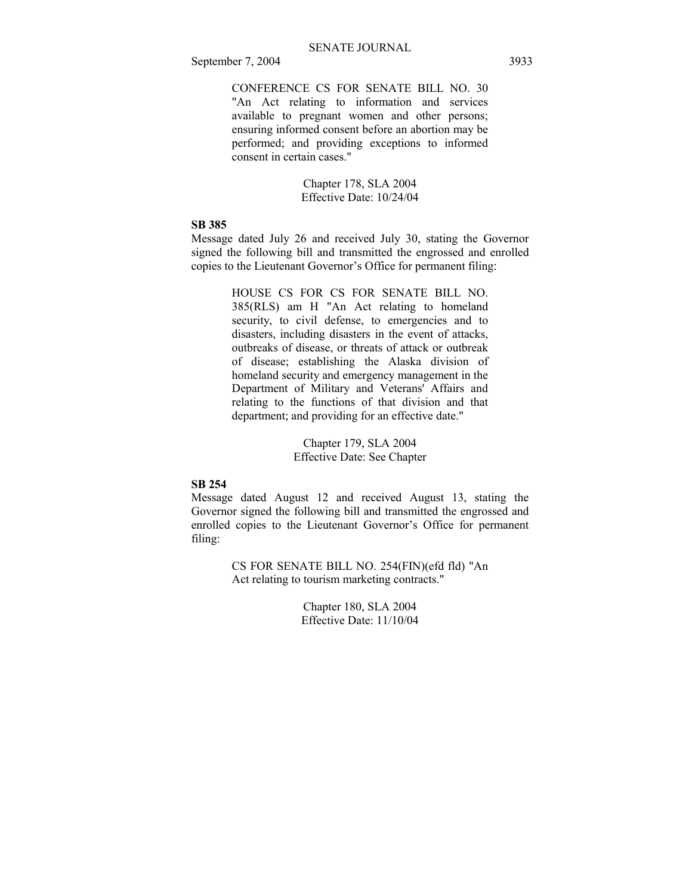CONFERENCE CS FOR SENATE BILL NO. 30 "An Act relating to information and services available to pregnant women and other persons; ensuring informed consent before an abortion may be performed; and providing exceptions to informed consent in certain cases."

Chapter 178, SLA 2004
Effective Date: 10/24/04

**SB 385**

Message dated July 26 and received July 30, stating the Governor signed the following bill and transmitted the engrossed and enrolled copies to the Lieutenant Governor's Office for permanent filing:

HOUSE CS FOR CS FOR SENATE BILL NO. 385(RLS) am H "An Act relating to homeland security, to civil defense, to emergencies and to disasters, including disasters in the event of attacks, outbreaks of disease, or threats of attack or outbreak of disease; establishing the Alaska division of homeland security and emergency management in the Department of Military and Veterans' Affairs and relating to the functions of that division and that department; and providing for an effective date."

Chapter 179, SLA 2004
Effective Date: See Chapter

**SB 254**

Message dated August 12 and received August 13, stating the Governor signed the following bill and transmitted the engrossed and enrolled copies to the Lieutenant Governor's Office for permanent filing:

CS FOR SENATE BILL NO. 254(FIN)(efd fld) "An Act relating to tourism marketing contracts."

Chapter 180, SLA 2004
Effective Date: 11/10/04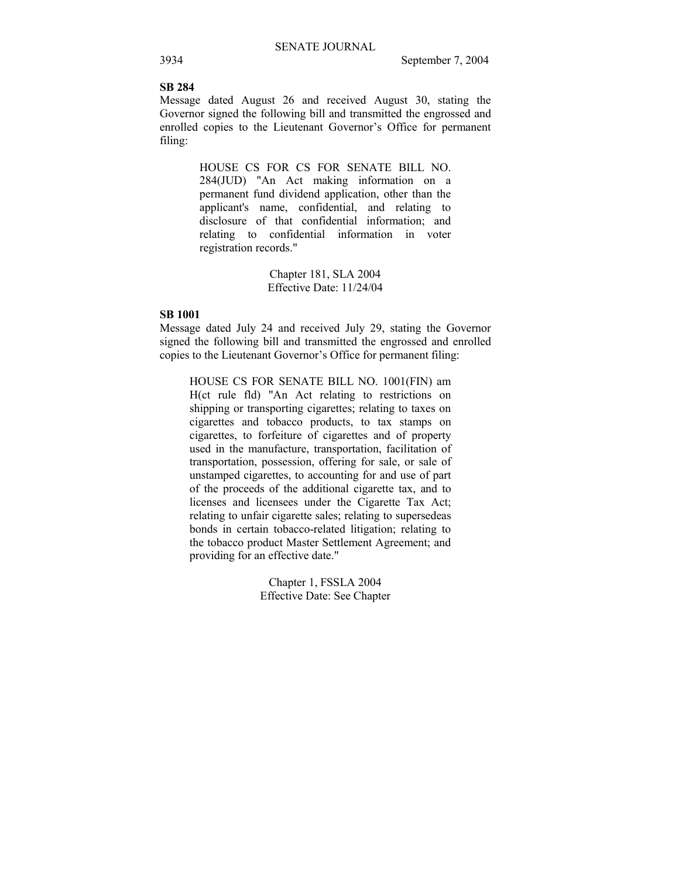**SB 284**

Message dated August 26 and received August 30, stating the Governor signed the following bill and transmitted the engrossed and enrolled copies to the Lieutenant Governor's Office for permanent filing:

> HOUSE CS FOR CS FOR SENATE BILL NO. 284(JUD) "An Act making information on a permanent fund dividend application, other than the applicant's name, confidential, and relating to disclosure of that confidential information; and relating to confidential information in voter registration records."
>
> Chapter 181, SLA 2004
> Effective Date: 11/24/04

**SB 1001**

Message dated July 24 and received July 29, stating the Governor signed the following bill and transmitted the engrossed and enrolled copies to the Lieutenant Governor's Office for permanent filing:

> HOUSE CS FOR SENATE BILL NO. 1001(FIN) am H(ct rule fld) "An Act relating to restrictions on shipping or transporting cigarettes; relating to taxes on cigarettes and tobacco products, to tax stamps on cigarettes, to forfeiture of cigarettes and of property used in the manufacture, transportation, facilitation of transportation, possession, offering for sale, or sale of unstamped cigarettes, to accounting for and use of part of the proceeds of the additional cigarette tax, and to licenses and licensees under the Cigarette Tax Act; relating to unfair cigarette sales; relating to supersedeas bonds in certain tobacco-related litigation; relating to the tobacco product Master Settlement Agreement; and providing for an effective date."
>
> Chapter 1, FSSLA 2004
> Effective Date: See Chapter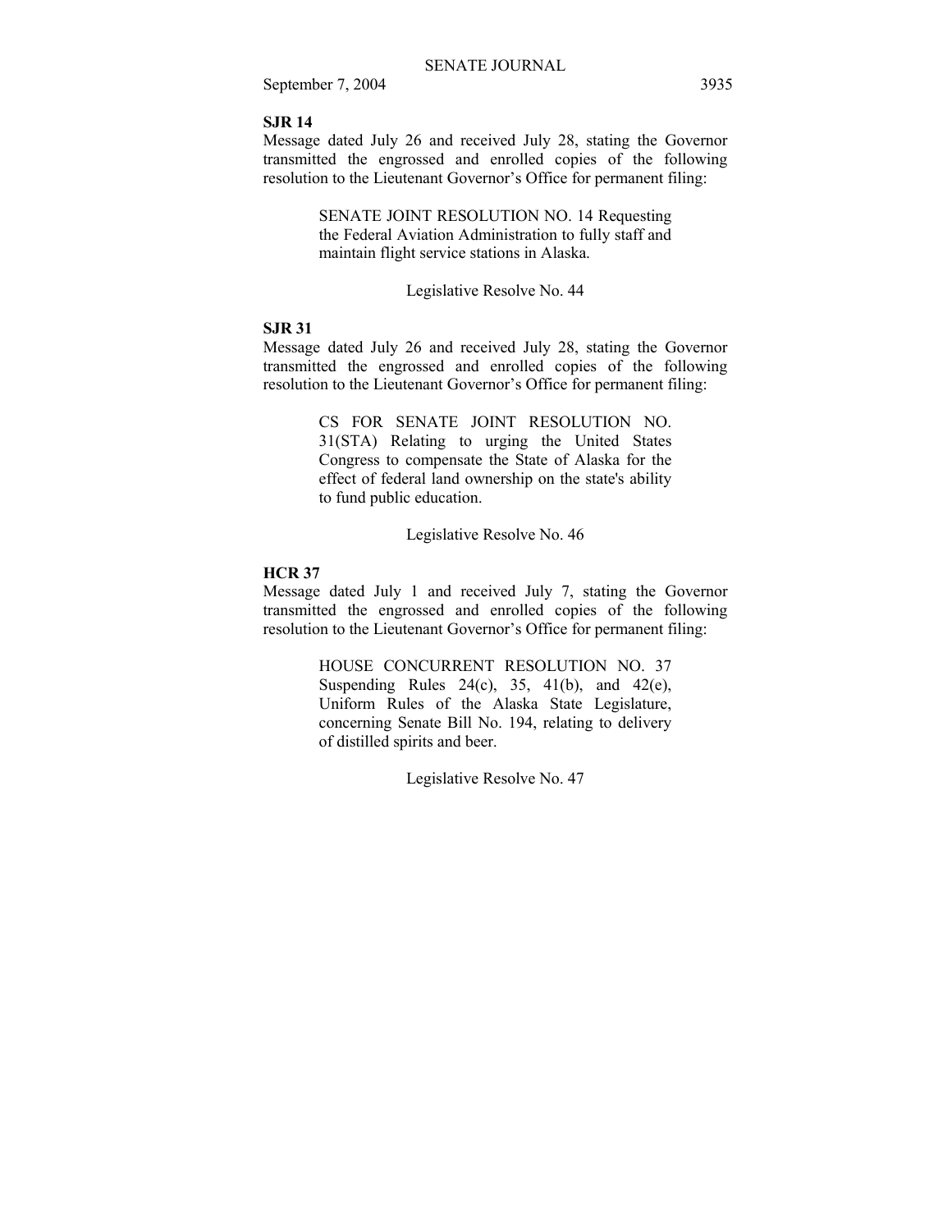**SJR 14**

Message dated July 26 and received July 28, stating the Governor transmitted the engrossed and enrolled copies of the following resolution to the Lieutenant Governor's Office for permanent filing:

> SENATE JOINT RESOLUTION NO. 14 Requesting the Federal Aviation Administration to fully staff and maintain flight service stations in Alaska.
>
> Legislative Resolve No. 44

**SJR 31**

Message dated July 26 and received July 28, stating the Governor transmitted the engrossed and enrolled copies of the following resolution to the Lieutenant Governor's Office for permanent filing:

> CS FOR SENATE JOINT RESOLUTION NO. 31(STA) Relating to urging the United States Congress to compensate the State of Alaska for the effect of federal land ownership on the state's ability to fund public education.
>
> Legislative Resolve No. 46

**HCR 37**

Message dated July 1 and received July 7, stating the Governor transmitted the engrossed and enrolled copies of the following resolution to the Lieutenant Governor's Office for permanent filing:

> HOUSE CONCURRENT RESOLUTION NO. 37 Suspending Rules 24(c), 35, 41(b), and 42(e), Uniform Rules of the Alaska State Legislature, concerning Senate Bill No. 194, relating to delivery of distilled spirits and beer.
>
> Legislative Resolve No. 47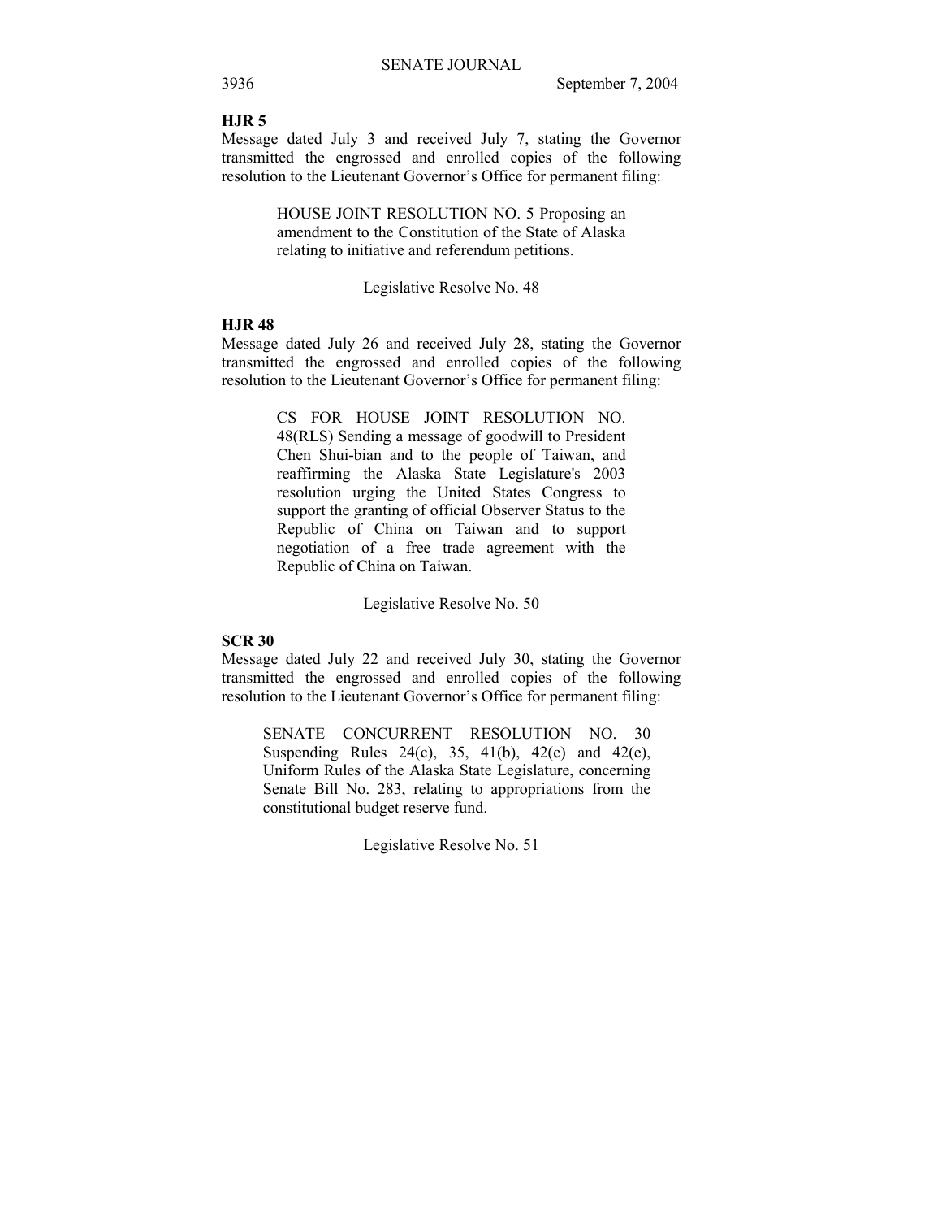**HJR 5**

Message dated July 3 and received July 7, stating the Governor transmitted the engrossed and enrolled copies of the following resolution to the Lieutenant Governor's Office for permanent filing:

> HOUSE JOINT RESOLUTION NO. 5 Proposing an amendment to the Constitution of the State of Alaska relating to initiative and referendum petitions.
>
> Legislative Resolve No. 48

**HJR 48**

Message dated July 26 and received July 28, stating the Governor transmitted the engrossed and enrolled copies of the following resolution to the Lieutenant Governor's Office for permanent filing:

> CS FOR HOUSE JOINT RESOLUTION NO. 48(RLS) Sending a message of goodwill to President Chen Shui-bian and to the people of Taiwan, and reaffirming the Alaska State Legislature's 2003 resolution urging the United States Congress to support the granting of official Observer Status to the Republic of China on Taiwan and to support negotiation of a free trade agreement with the Republic of China on Taiwan.
>
> Legislative Resolve No. 50

**SCR 30**

Message dated July 22 and received July 30, stating the Governor transmitted the engrossed and enrolled copies of the following resolution to the Lieutenant Governor's Office for permanent filing:

> SENATE CONCURRENT RESOLUTION NO. 30 Suspending Rules 24(c), 35, 41(b), 42(c) and 42(e), Uniform Rules of the Alaska State Legislature, concerning Senate Bill No. 283, relating to appropriations from the constitutional budget reserve fund.
>
> Legislative Resolve No. 51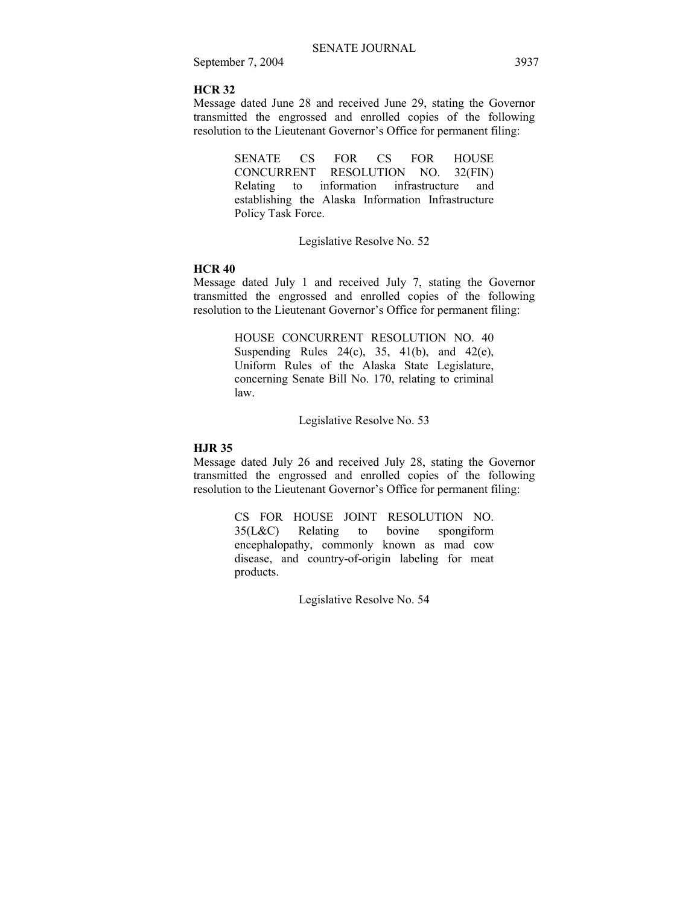**HCR 32**

Message dated June 28 and received June 29, stating the Governor transmitted the engrossed and enrolled copies of the following resolution to the Lieutenant Governor's Office for permanent filing:

> SENATE CS FOR CS FOR HOUSE CONCURRENT RESOLUTION NO. 32(FIN) Relating to information infrastructure and establishing the Alaska Information Infrastructure Policy Task Force.
>
> Legislative Resolve No. 52

**HCR 40**

Message dated July 1 and received July 7, stating the Governor transmitted the engrossed and enrolled copies of the following resolution to the Lieutenant Governor's Office for permanent filing:

> HOUSE CONCURRENT RESOLUTION NO. 40 Suspending Rules 24(c), 35, 41(b), and 42(e), Uniform Rules of the Alaska State Legislature, concerning Senate Bill No. 170, relating to criminal law.
>
> Legislative Resolve No. 53

**HJR 35**

Message dated July 26 and received July 28, stating the Governor transmitted the engrossed and enrolled copies of the following resolution to the Lieutenant Governor's Office for permanent filing:

> CS FOR HOUSE JOINT RESOLUTION NO. 35(L&C) Relating to bovine spongiform encephalopathy, commonly known as mad cow disease, and country-of-origin labeling for meat products.
>
> Legislative Resolve No. 54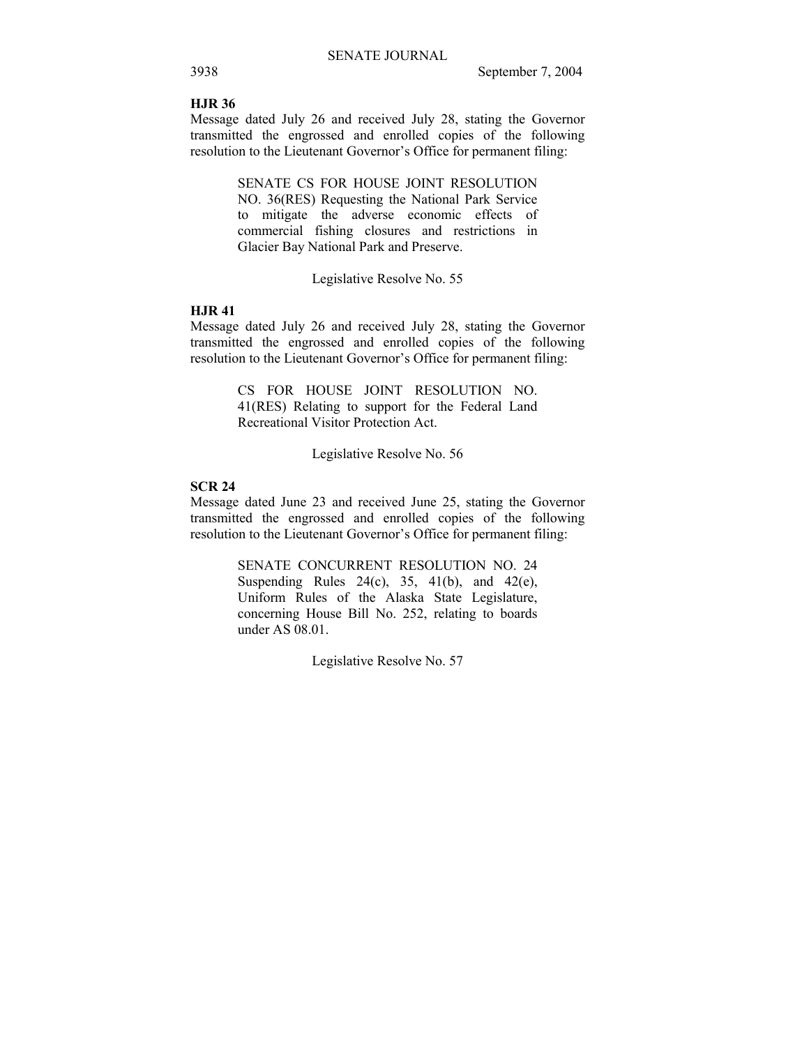**HJR 36**

Message dated July 26 and received July 28, stating the Governor transmitted the engrossed and enrolled copies of the following resolution to the Lieutenant Governor's Office for permanent filing:

> SENATE CS FOR HOUSE JOINT RESOLUTION NO. 36(RES) Requesting the National Park Service to mitigate the adverse economic effects of commercial fishing closures and restrictions in Glacier Bay National Park and Preserve.
>
> Legislative Resolve No. 55

**HJR 41**

Message dated July 26 and received July 28, stating the Governor transmitted the engrossed and enrolled copies of the following resolution to the Lieutenant Governor's Office for permanent filing:

> CS FOR HOUSE JOINT RESOLUTION NO. 41(RES) Relating to support for the Federal Land Recreational Visitor Protection Act.
>
> Legislative Resolve No. 56

**SCR 24**

Message dated June 23 and received June 25, stating the Governor transmitted the engrossed and enrolled copies of the following resolution to the Lieutenant Governor's Office for permanent filing:

> SENATE CONCURRENT RESOLUTION NO. 24 Suspending Rules 24(c), 35, 41(b), and 42(e), Uniform Rules of the Alaska State Legislature, concerning House Bill No. 252, relating to boards under AS 08.01.
>
> Legislative Resolve No. 57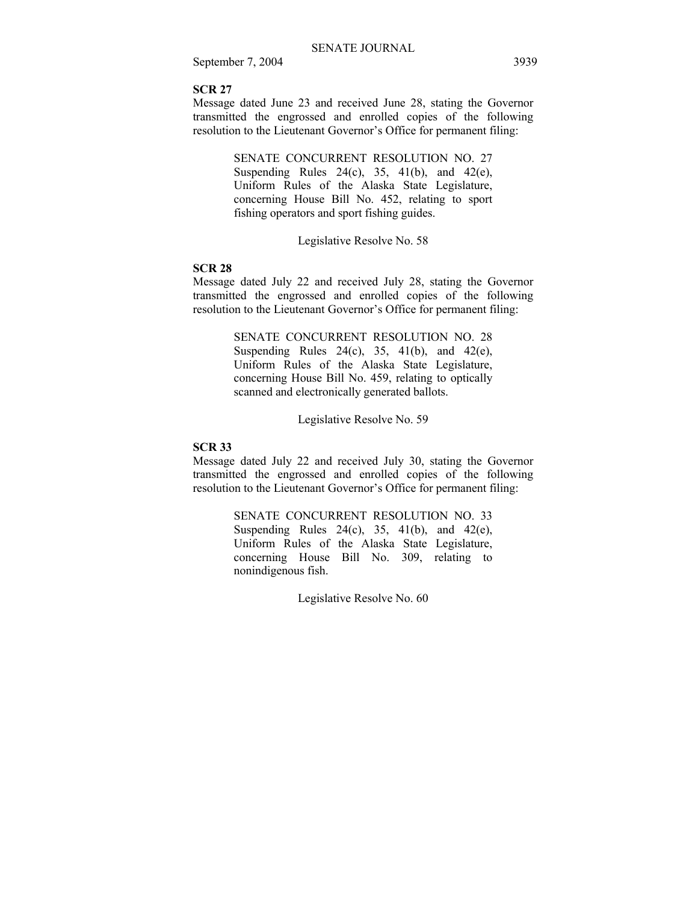**SCR 27**

Message dated June 23 and received June 28, stating the Governor transmitted the engrossed and enrolled copies of the following resolution to the Lieutenant Governor's Office for permanent filing:

> SENATE CONCURRENT RESOLUTION NO. 27 Suspending Rules 24(c), 35, 41(b), and 42(e), Uniform Rules of the Alaska State Legislature, concerning House Bill No. 452, relating to sport fishing operators and sport fishing guides.
>
> Legislative Resolve No. 58

**SCR 28**

Message dated July 22 and received July 28, stating the Governor transmitted the engrossed and enrolled copies of the following resolution to the Lieutenant Governor's Office for permanent filing:

> SENATE CONCURRENT RESOLUTION NO. 28 Suspending Rules 24(c), 35, 41(b), and 42(e), Uniform Rules of the Alaska State Legislature, concerning House Bill No. 459, relating to optically scanned and electronically generated ballots.
>
> Legislative Resolve No. 59

**SCR 33**

Message dated July 22 and received July 30, stating the Governor transmitted the engrossed and enrolled copies of the following resolution to the Lieutenant Governor's Office for permanent filing:

> SENATE CONCURRENT RESOLUTION NO. 33 Suspending Rules 24(c), 35, 41(b), and 42(e), Uniform Rules of the Alaska State Legislature, concerning House Bill No. 309, relating to nonindigenous fish.
>
> Legislative Resolve No. 60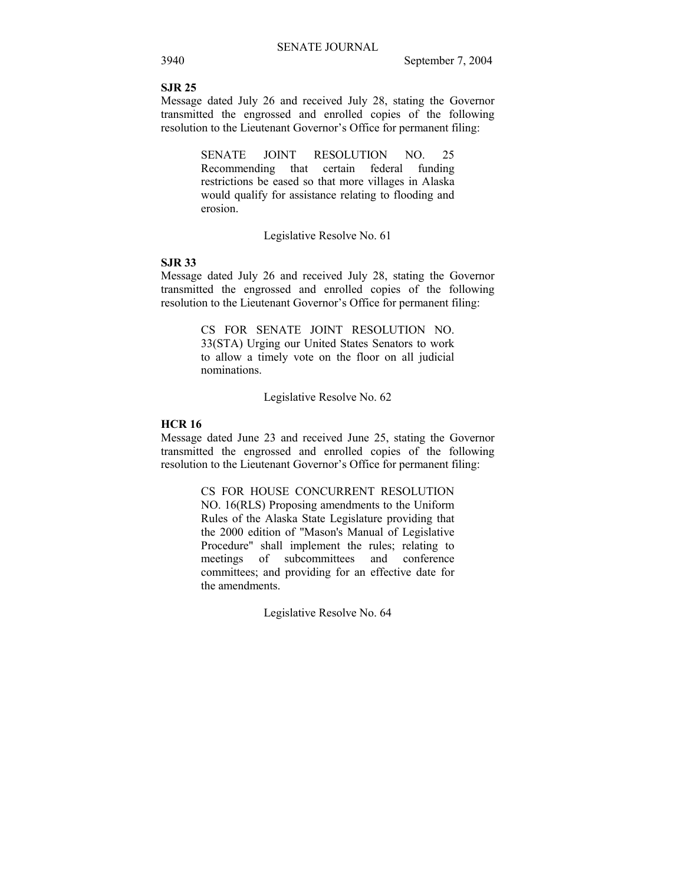**SJR 25**

Message dated July 26 and received July 28, stating the Governor transmitted the engrossed and enrolled copies of the following resolution to the Lieutenant Governor's Office for permanent filing:

> SENATE JOINT RESOLUTION NO. 25 Recommending that certain federal funding restrictions be eased so that more villages in Alaska would qualify for assistance relating to flooding and erosion.
>
> Legislative Resolve No. 61

**SJR 33**

Message dated July 26 and received July 28, stating the Governor transmitted the engrossed and enrolled copies of the following resolution to the Lieutenant Governor's Office for permanent filing:

> CS FOR SENATE JOINT RESOLUTION NO. 33(STA) Urging our United States Senators to work to allow a timely vote on the floor on all judicial nominations.
>
> Legislative Resolve No. 62

**HCR 16**

Message dated June 23 and received June 25, stating the Governor transmitted the engrossed and enrolled copies of the following resolution to the Lieutenant Governor's Office for permanent filing:

> CS FOR HOUSE CONCURRENT RESOLUTION NO. 16(RLS) Proposing amendments to the Uniform Rules of the Alaska State Legislature providing that the 2000 edition of "Mason's Manual of Legislative Procedure" shall implement the rules; relating to meetings of subcommittees and conference committees; and providing for an effective date for the amendments.
>
> Legislative Resolve No. 64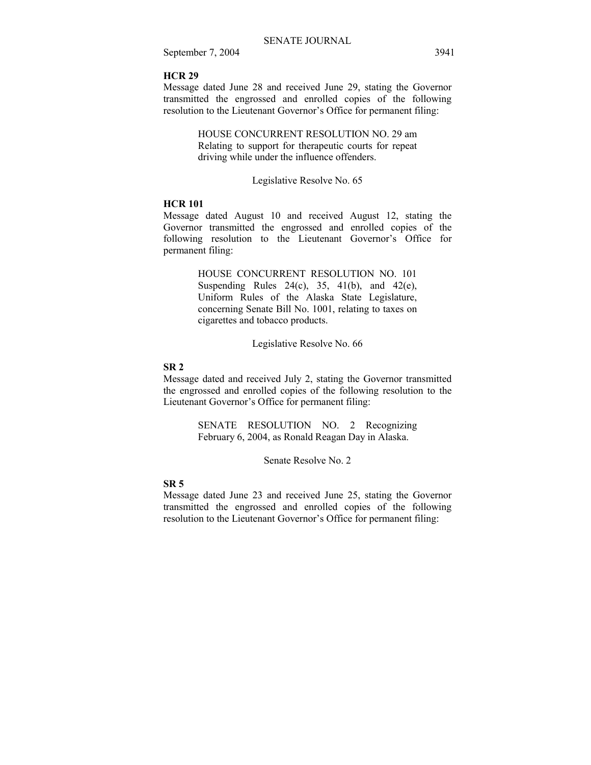**HCR 29**

Message dated June 28 and received June 29, stating the Governor transmitted the engrossed and enrolled copies of the following resolution to the Lieutenant Governor's Office for permanent filing:

> HOUSE CONCURRENT RESOLUTION NO. 29 am Relating to support for therapeutic courts for repeat driving while under the influence offenders.

Legislative Resolve No. 65

**HCR 101**

Message dated August 10 and received August 12, stating the Governor transmitted the engrossed and enrolled copies of the following resolution to the Lieutenant Governor's Office for permanent filing:

> HOUSE CONCURRENT RESOLUTION NO. 101 Suspending Rules 24(c), 35, 41(b), and 42(e), Uniform Rules of the Alaska State Legislature, concerning Senate Bill No. 1001, relating to taxes on cigarettes and tobacco products.

Legislative Resolve No. 66

**SR 2**

Message dated and received July 2, stating the Governor transmitted the engrossed and enrolled copies of the following resolution to the Lieutenant Governor's Office for permanent filing:

> SENATE RESOLUTION NO. 2 Recognizing February 6, 2004, as Ronald Reagan Day in Alaska.

Senate Resolve No. 2

**SR 5**

Message dated June 23 and received June 25, stating the Governor transmitted the engrossed and enrolled copies of the following resolution to the Lieutenant Governor's Office for permanent filing: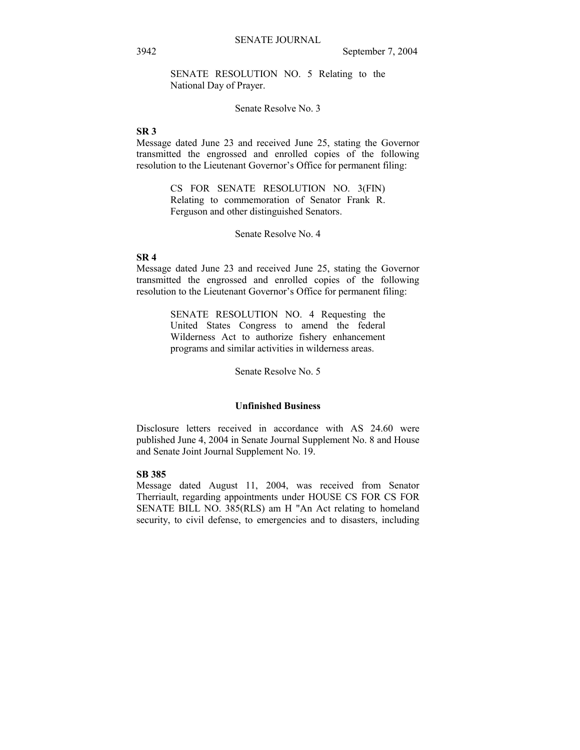SENATE RESOLUTION NO. 5 Relating to the National Day of Prayer.

Senate Resolve No. 3

**SR 3**

Message dated June 23 and received June 25, stating the Governor transmitted the engrossed and enrolled copies of the following resolution to the Lieutenant Governor's Office for permanent filing:

CS FOR SENATE RESOLUTION NO. 3(FIN) Relating to commemoration of Senator Frank R. Ferguson and other distinguished Senators.

Senate Resolve No. 4

**SR 4**

Message dated June 23 and received June 25, stating the Governor transmitted the engrossed and enrolled copies of the following resolution to the Lieutenant Governor's Office for permanent filing:

SENATE RESOLUTION NO. 4 Requesting the United States Congress to amend the federal Wilderness Act to authorize fishery enhancement programs and similar activities in wilderness areas.

Senate Resolve No. 5

**Unfinished Business**

Disclosure letters received in accordance with AS 24.60 were published June 4, 2004 in Senate Journal Supplement No. 8 and House and Senate Joint Journal Supplement No. 19.

**SB 385**

Message dated August 11, 2004, was received from Senator Therriault, regarding appointments under HOUSE CS FOR CS FOR SENATE BILL NO. 385(RLS) am H "An Act relating to homeland security, to civil defense, to emergencies and to disasters, including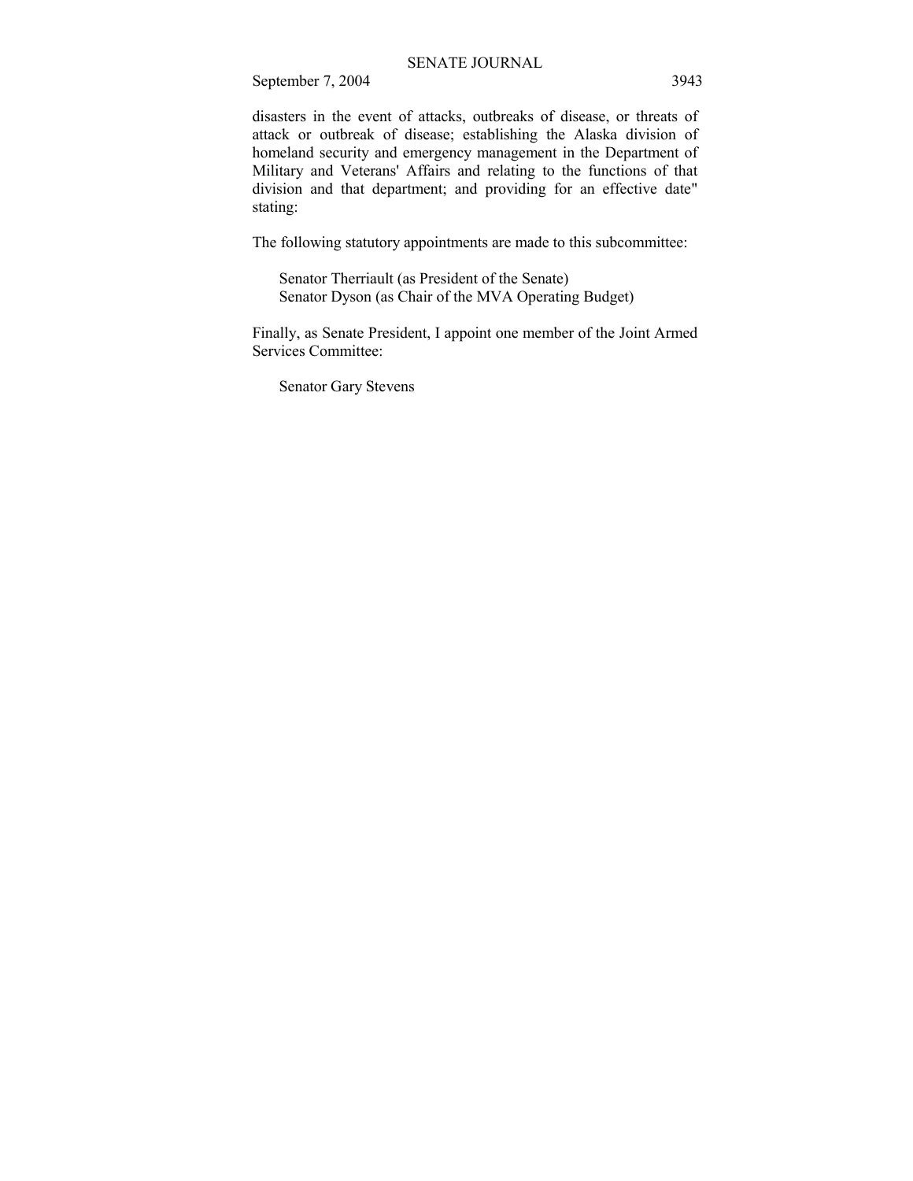disasters in the event of attacks, outbreaks of disease, or threats of attack or outbreak of disease; establishing the Alaska division of homeland security and emergency management in the Department of Military and Veterans' Affairs and relating to the functions of that division and that department; and providing for an effective date" stating:

The following statutory appointments are made to this subcommittee:

Senator Therriault (as President of the Senate)
Senator Dyson (as Chair of the MVA Operating Budget)

Finally, as Senate President, I appoint one member of the Joint Armed Services Committee:

Senator Gary Stevens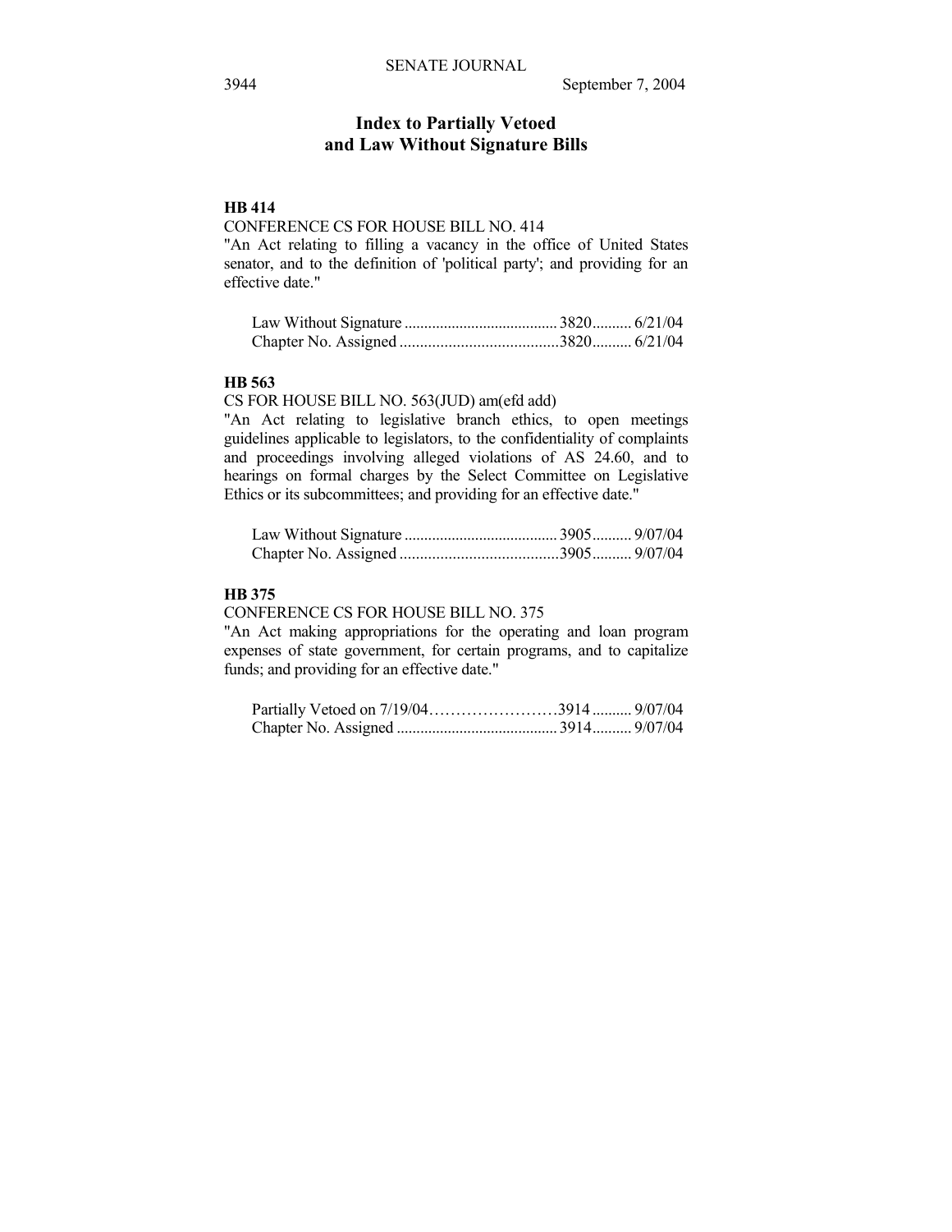# Index to Partially Vetoed and Law Without Signature Bills

**HB 414**

CONFERENCE CS FOR HOUSE BILL NO. 414

"An Act relating to filling a vacancy in the office of United States senator, and to the definition of 'political party'; and providing for an effective date."

Law Without Signature ....................................... 3820.......... 6/21/04
Chapter No. Assigned ........................................3820.......... 6/21/04

**HB 563**

CS FOR HOUSE BILL NO. 563(JUD) am(efd add)

"An Act relating to legislative branch ethics, to open meetings guidelines applicable to legislators, to the confidentiality of complaints and proceedings involving alleged violations of AS 24.60, and to hearings on formal charges by the Select Committee on Legislative Ethics or its subcommittees; and providing for an effective date."

Law Without Signature ....................................... 3905.......... 9/07/04
Chapter No. Assigned ........................................3905.......... 9/07/04

**HB 375**

CONFERENCE CS FOR HOUSE BILL NO. 375

"An Act making appropriations for the operating and loan program expenses of state government, for certain programs, and to capitalize funds; and providing for an effective date."

Partially Vetoed on 7/19/04…………………….3914 .......... 9/07/04
Chapter No. Assigned ......................................... 3914.......... 9/07/04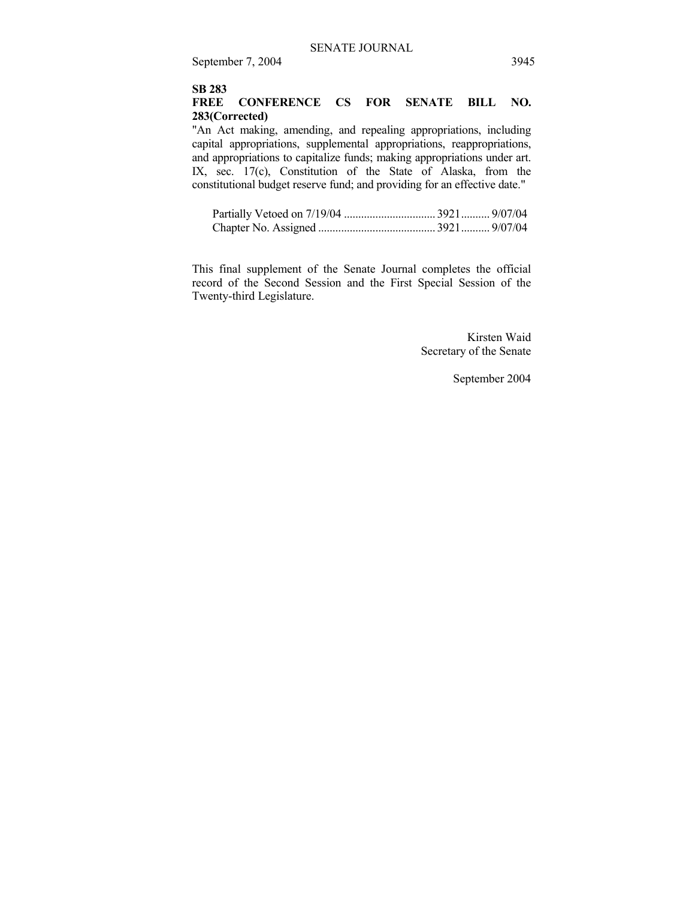**SB 283**

**FREE CONFERENCE CS FOR SENATE BILL NO. 283(Corrected)**

"An Act making, amending, and repealing appropriations, including capital appropriations, supplemental appropriations, reappropriations, and appropriations to capitalize funds; making appropriations under art. IX, sec. 17(c), Constitution of the State of Alaska, from the constitutional budget reserve fund; and providing for an effective date."

Partially Vetoed on 7/19/04 ................................ 3921.......... 9/07/04
Chapter No. Assigned ......................................... 3921.......... 9/07/04

This final supplement of the Senate Journal completes the official record of the Second Session and the First Special Session of the Twenty-third Legislature.

Kirsten Waid
Secretary of the Senate

September 2004